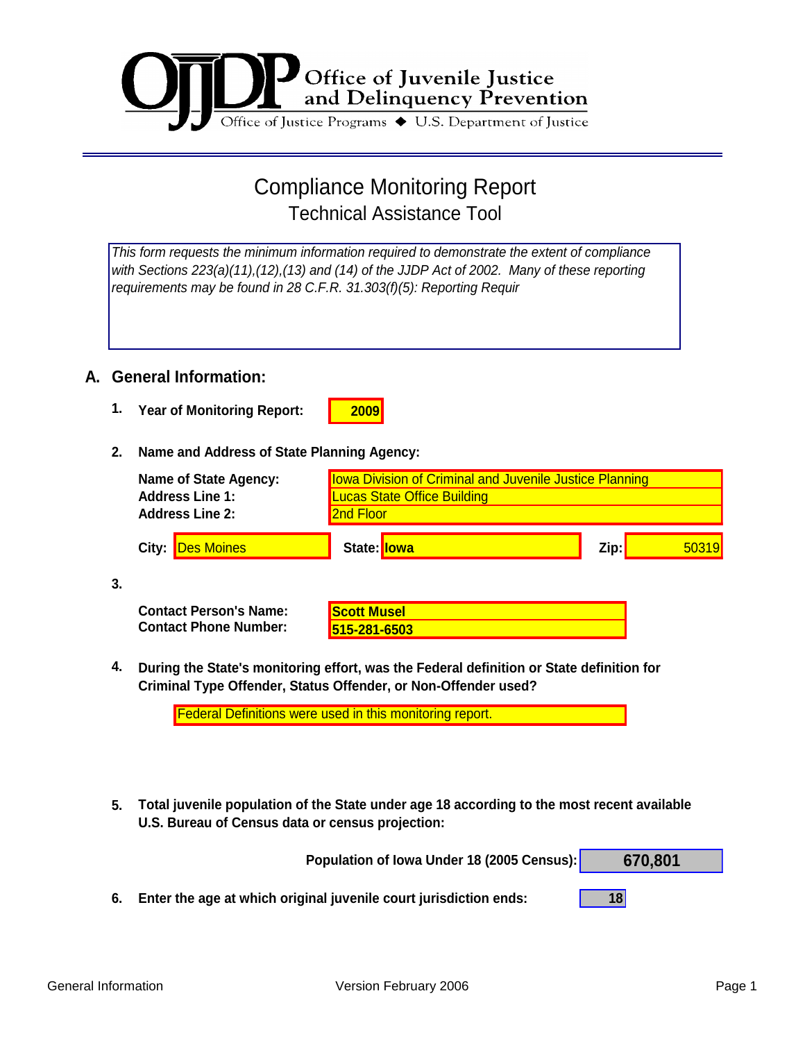Office of Juvenile Justice and Delinquency Prevention

Office of Justice Programs ◆ U.S. Department of Justice

# Compliance Monitoring Report

## Technical Assistance Tool

*This form requests the minimum information required to demonstrate the extent of compliance with Sections 223(a)(11),(12),(13) and (14) of the JJDP Act of 2002. Many of these reporting requirements may be found in 28 C.F.R. 31.303(f)(5): Reporting Requir*

## A. General Information:

**1. Year of Monitoring Report:** **2009**

**2. Name and Address of State Planning Agency:**

**Name of State Agency:** Iowa Division of Criminal and Juvenile Justice Planning
**Address Line 1:** Lucas State Office Building
**Address Line 2:** 2nd Floor

**City:** Des Moines **State:** **Iowa** **Zip:** 50319

**3.**

**Contact Person's Name:** **Scott Musel**
**Contact Phone Number:** **515-281-6503**

**4. During the State's monitoring effort, was the Federal definition or State definition for Criminal Type Offender, Status Offender, or Non-Offender used?**

Federal Definitions were used in this monitoring report.

**5. Total juvenile population of the State under age 18 according to the most recent available U.S. Bureau of Census data or census projection:**

**Population of Iowa Under 18 (2005 Census):** **670,801**

**6. Enter the age at which original juvenile court jurisdiction ends:** **18**

General Information Version February 2006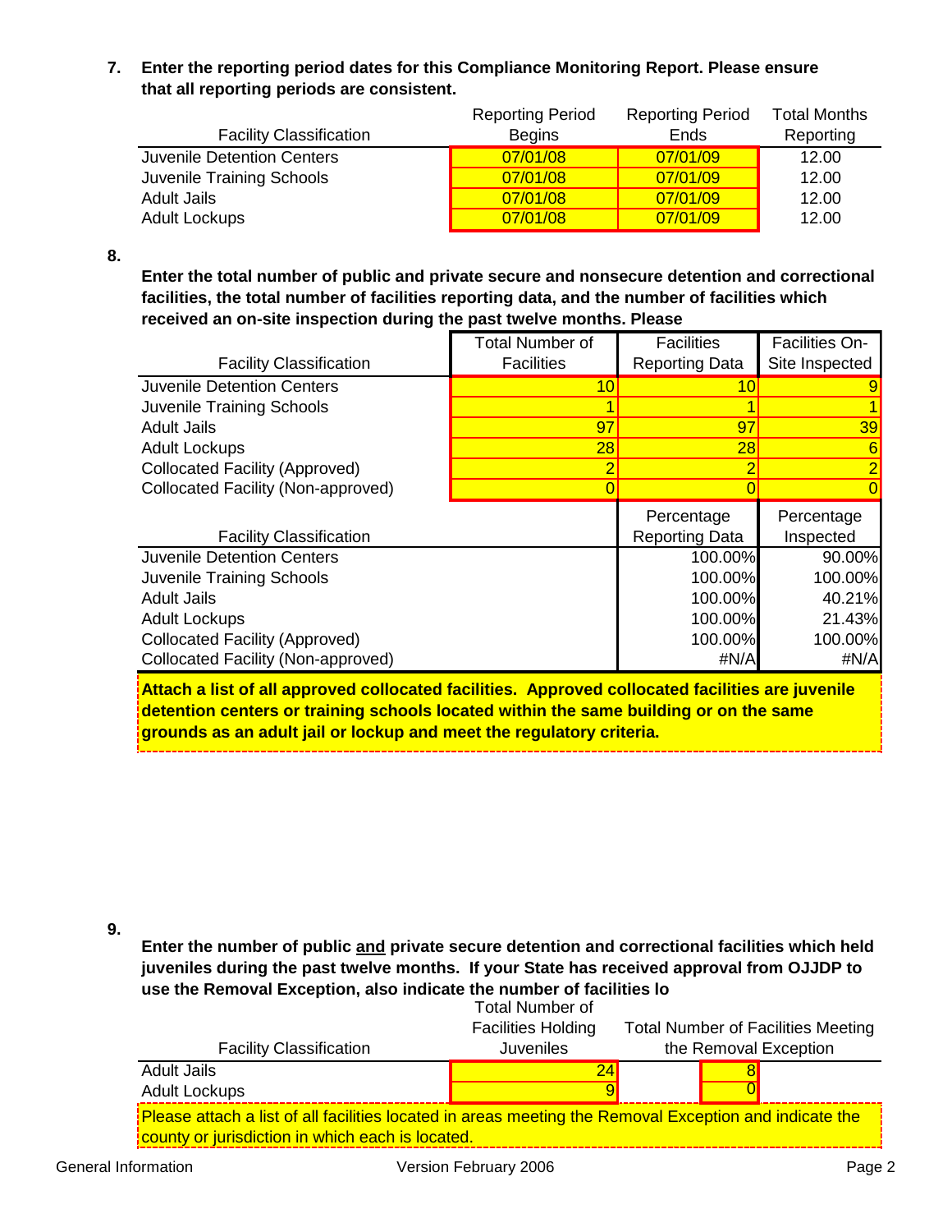**7. Enter the reporting period dates for this Compliance Monitoring Report. Please ensure that all reporting periods are consistent.**

| Facility Classification | Reporting Period Begins | Reporting Period Ends | Total Months Reporting |
|---|---|---|---|
| Juvenile Detention Centers | 07/01/08 | 07/01/09 | 12.00 |
| Juvenile Training Schools | 07/01/08 | 07/01/09 | 12.00 |
| Adult Jails | 07/01/08 | 07/01/09 | 12.00 |
| Adult Lockups | 07/01/08 | 07/01/09 | 12.00 |

**8.**

**Enter the total number of public and private secure and nonsecure detention and correctional facilities, the total number of facilities reporting data, and the number of facilities which received an on-site inspection during the past twelve months. Please**

| Facility Classification | Total Number of Facilities | Facilities Reporting Data | Facilities On-Site Inspected |
|---|---|---|---|
| Juvenile Detention Centers | 10 | 10 | 9 |
| Juvenile Training Schools | 1 | 1 | 1 |
| Adult Jails | 97 | 97 | 39 |
| Adult Lockups | 28 | 28 | 6 |
| Collocated Facility (Approved) | 2 | 2 | 2 |
| Collocated Facility (Non-approved) | 0 | 0 | 0 |

| Facility Classification | Percentage Reporting Data | Percentage Inspected |
|---|---|---|
| Juvenile Detention Centers | 100.00% | 90.00% |
| Juvenile Training Schools | 100.00% | 100.00% |
| Adult Jails | 100.00% | 40.21% |
| Adult Lockups | 100.00% | 21.43% |
| Collocated Facility (Approved) | 100.00% | 100.00% |
| Collocated Facility (Non-approved) | #N/A | #N/A |

**Attach a list of all approved collocated facilities. Approved collocated facilities are juvenile detention centers or training schools located within the same building or on the same grounds as an adult jail or lockup and meet the regulatory criteria.**

**9.**

**Enter the number of public and private secure detention and correctional facilities which held juveniles during the past twelve months. If your State has received approval from OJJDP to use the Removal Exception, also indicate the number of facilities lo**

| Facility Classification | Total Number of Facilities Holding Juveniles | Total Number of Facilities Meeting the Removal Exception |
|---|---|---|
| Adult Jails | 24 | 8 |
| Adult Lockups | 9 | 0 |

Please attach a list of all facilities located in areas meeting the Removal Exception and indicate the county or jurisdiction in which each is located.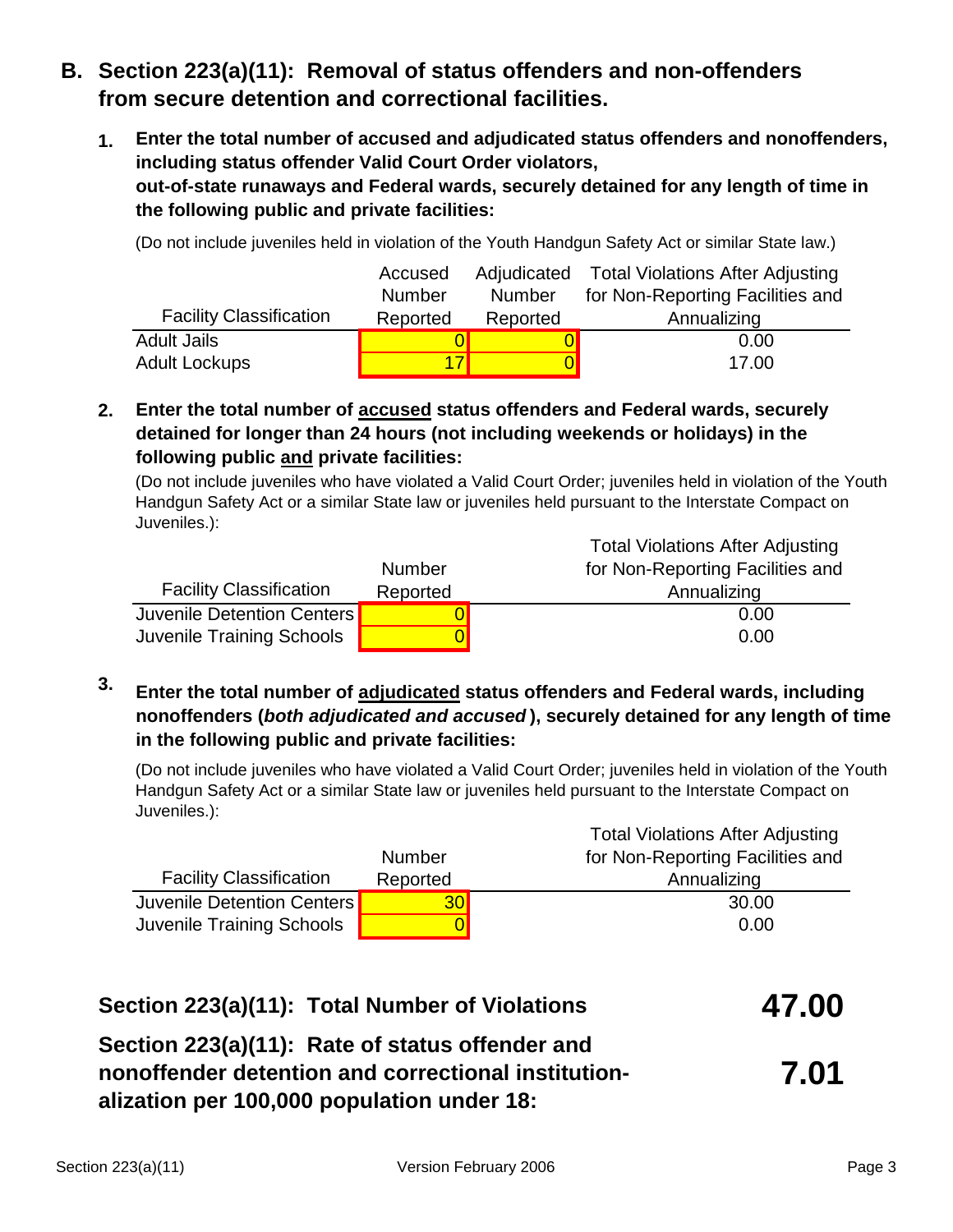## B. Section 223(a)(11): Removal of status offenders and non-offenders from secure detention and correctional facilities.

**1. Enter the total number of accused and adjudicated status offenders and nonoffenders, including status offender Valid Court Order violators, out-of-state runaways and Federal wards, securely detained for any length of time in the following public and private facilities:**

(Do not include juveniles held in violation of the Youth Handgun Safety Act or similar State law.)

| Facility Classification | Accused Number Reported | Adjudicated Number Reported | Total Violations After Adjusting for Non-Reporting Facilities and Annualizing |
|---|---|---|---|
| Adult Jails | 0 | 0 | 0.00 |
| Adult Lockups | 17 | 0 | 17.00 |

**2. Enter the total number of <u>accused</u> status offenders and Federal wards, securely detained for longer than 24 hours (not including weekends or holidays) in the following public <u>and</u> private facilities:**

(Do not include juveniles who have violated a Valid Court Order; juveniles held in violation of the Youth Handgun Safety Act or a similar State law or juveniles held pursuant to the Interstate Compact on Juveniles.):

| Facility Classification | Number Reported | Total Violations After Adjusting for Non-Reporting Facilities and Annualizing |
|---|---|---|
| Juvenile Detention Centers | 0 | 0.00 |
| Juvenile Training Schools | 0 | 0.00 |

**3. Enter the total number of <u>adjudicated</u> status offenders and Federal wards, including nonoffenders (*both adjudicated and accused*), securely detained for any length of time in the following public and private facilities:**

(Do not include juveniles who have violated a Valid Court Order; juveniles held in violation of the Youth Handgun Safety Act or a similar State law or juveniles held pursuant to the Interstate Compact on Juveniles.):

| Facility Classification | Number Reported | Total Violations After Adjusting for Non-Reporting Facilities and Annualizing |
|---|---|---|
| Juvenile Detention Centers | 30 | 30.00 |
| Juvenile Training Schools | 0 | 0.00 |

**Section 223(a)(11): Total Number of Violations** **47.00**

**Section 223(a)(11): Rate of status offender and nonoffender detention and correctional institutionalization per 100,000 population under 18:** **7.01**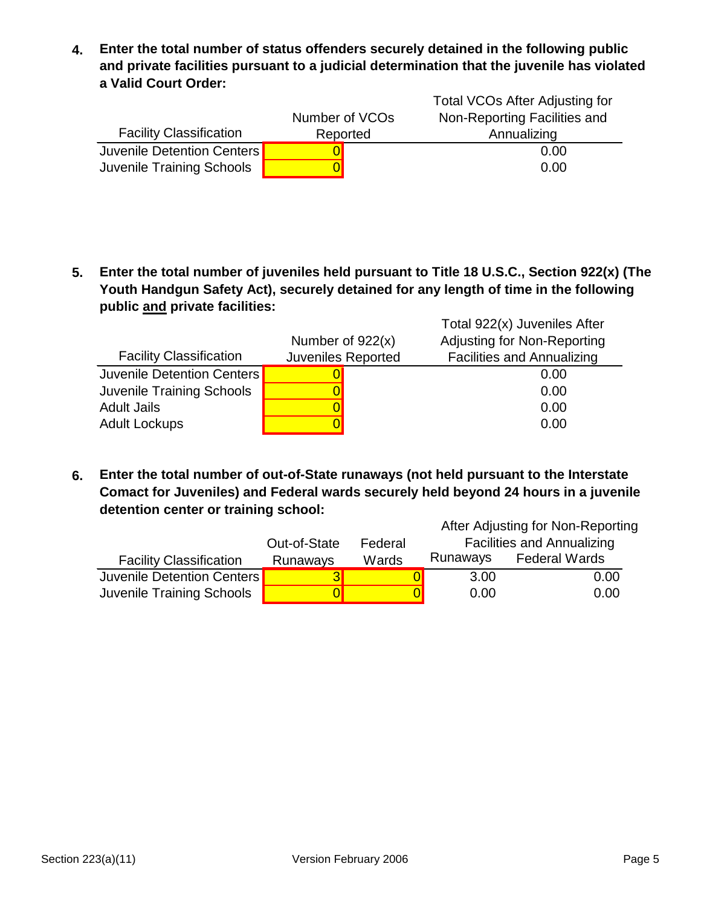**4. Enter the total number of status offenders securely detained in the following public and private facilities pursuant to a judicial determination that the juvenile has violated a Valid Court Order:**

| Facility Classification | Number of VCOs Reported | Total VCOs After Adjusting for Non-Reporting Facilities and Annualizing |
|---|---|---|
| Juvenile Detention Centers | 0 | 0.00 |
| Juvenile Training Schools | 0 | 0.00 |

**5. Enter the total number of juveniles held pursuant to Title 18 U.S.C., Section 922(x) (The Youth Handgun Safety Act), securely detained for any length of time in the following public and private facilities:**

| Facility Classification | Number of 922(x) Juveniles Reported | Total 922(x) Juveniles After Adjusting for Non-Reporting Facilities and Annualizing |
|---|---|---|
| Juvenile Detention Centers | 0 | 0.00 |
| Juvenile Training Schools | 0 | 0.00 |
| Adult Jails | 0 | 0.00 |
| Adult Lockups | 0 | 0.00 |

**6. Enter the total number of out-of-State runaways (not held pursuant to the Interstate Comact for Juveniles) and Federal wards securely held beyond 24 hours in a juvenile detention center or training school:**

| | | | After Adjusting for Non-Reporting Facilities and Annualizing | |
|---|---|---|---|---|
| Facility Classification | Out-of-State Runaways | Federal Wards | Runaways | Federal Wards |
| Juvenile Detention Centers | 3 | 0 | 3.00 | 0.00 |
| Juvenile Training Schools | 0 | 0 | 0.00 | 0.00 |

Section 223(a)(11) Version February 2006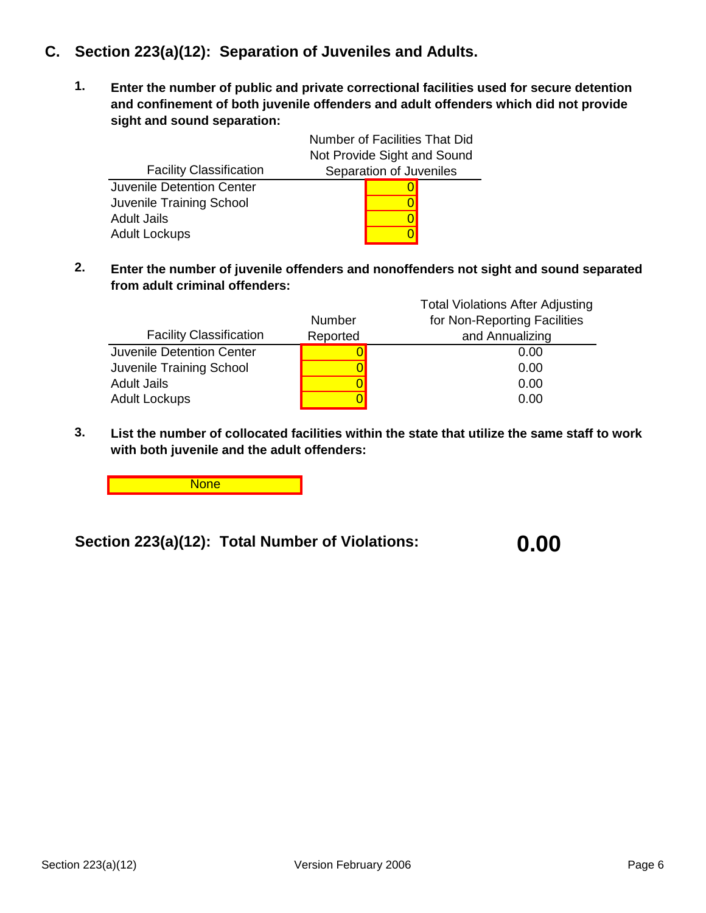## C. Section 223(a)(12): Separation of Juveniles and Adults.

**1.** **Enter the number of public and private correctional facilities used for secure detention and confinement of both juvenile offenders and adult offenders which did not provide sight and sound separation:**

| Facility Classification | Number of Facilities That Did Not Provide Sight and Sound Separation of Juveniles |
|---|---|
| Juvenile Detention Center | 0 |
| Juvenile Training School | 0 |
| Adult Jails | 0 |
| Adult Lockups | 0 |

**2.** **Enter the number of juvenile offenders and nonoffenders not sight and sound separated from adult criminal offenders:**

| Facility Classification | Number Reported | Total Violations After Adjusting for Non-Reporting Facilities and Annualizing |
|---|---|---|
| Juvenile Detention Center | 0 | 0.00 |
| Juvenile Training School | 0 | 0.00 |
| Adult Jails | 0 | 0.00 |
| Adult Lockups | 0 | 0.00 |

**3.** **List the number of collocated facilities within the state that utilize the same staff to work with both juvenile and the adult offenders:**

None

**Section 223(a)(12): Total Number of Violations:** **0.00**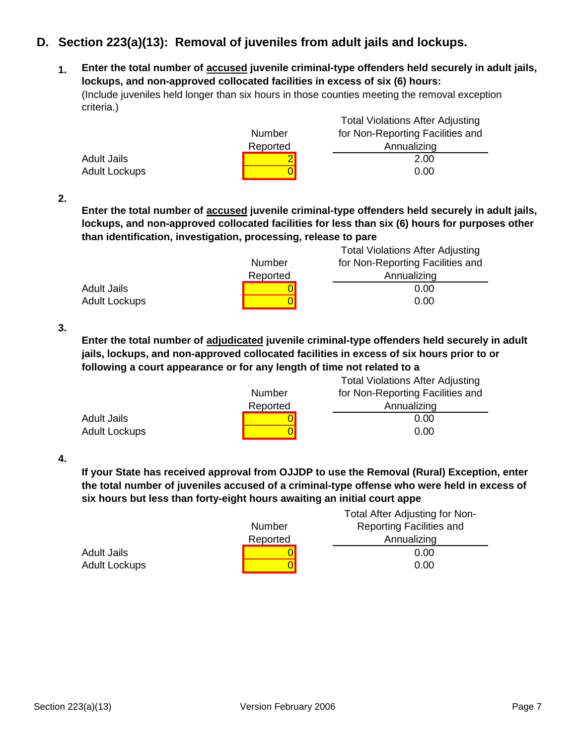## D. Section 223(a)(13): Removal of juveniles from adult jails and lockups.

**1. Enter the total number of accused juvenile criminal-type offenders held securely in adult jails, lockups, and non-approved collocated facilities in excess of six (6) hours:**
(Include juveniles held longer than six hours in those counties meeting the removal exception criteria.)

| | Number Reported | Total Violations After Adjusting for Non-Reporting Facilities and Annualizing |
|---|---|---|
| Adult Jails | 2 | 2.00 |
| Adult Lockups | 0 | 0.00 |

**2. Enter the total number of accused juvenile criminal-type offenders held securely in adult jails, lockups, and non-approved collocated facilities for less than six (6) hours for purposes other than identification, investigation, processing, release to pare**

| | Number Reported | Total Violations After Adjusting for Non-Reporting Facilities and Annualizing |
|---|---|---|
| Adult Jails | 0 | 0.00 |
| Adult Lockups | 0 | 0.00 |

**3. Enter the total number of adjudicated juvenile criminal-type offenders held securely in adult jails, lockups, and non-approved collocated facilities in excess of six hours prior to or following a court appearance or for any length of time not related to a**

| | Number Reported | Total Violations After Adjusting for Non-Reporting Facilities and Annualizing |
|---|---|---|
| Adult Jails | 0 | 0.00 |
| Adult Lockups | 0 | 0.00 |

**4. If your State has received approval from OJJDP to use the Removal (Rural) Exception, enter the total number of juveniles accused of a criminal-type offense who were held in excess of six hours but less than forty-eight hours awaiting an initial court appe**

| | Number Reported | Total After Adjusting for Non-Reporting Facilities and Annualizing |
|---|---|---|
| Adult Jails | 0 | 0.00 |
| Adult Lockups | 0 | 0.00 |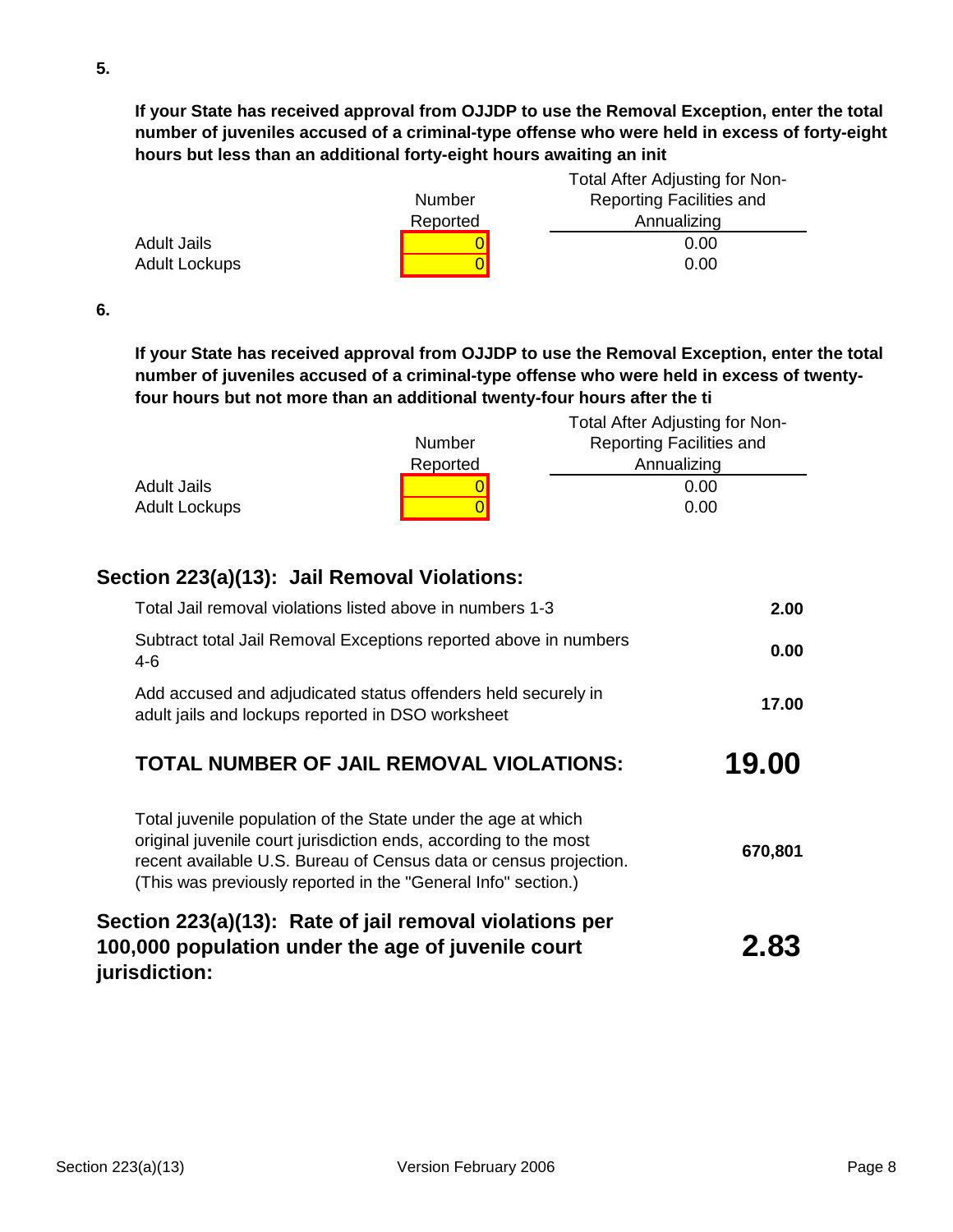**5.**

**If your State has received approval from OJJDP to use the Removal Exception, enter the total number of juveniles accused of a criminal-type offense who were held in excess of forty-eight hours but less than an additional forty-eight hours awaiting an init**

| | Number Reported | Total After Adjusting for Non-Reporting Facilities and Annualizing |
|---|---|---|
| Adult Jails | 0 | 0.00 |
| Adult Lockups | 0 | 0.00 |

**6.**

**If your State has received approval from OJJDP to use the Removal Exception, enter the total number of juveniles accused of a criminal-type offense who were held in excess of twenty-four hours but not more than an additional twenty-four hours after the ti**

| | Number Reported | Total After Adjusting for Non-Reporting Facilities and Annualizing |
|---|---|---|
| Adult Jails | 0 | 0.00 |
| Adult Lockups | 0 | 0.00 |

## Section 223(a)(13): Jail Removal Violations:

| | |
|---|---|
| Total Jail removal violations listed above in numbers 1-3 | **2.00** |
| Subtract total Jail Removal Exceptions reported above in numbers 4-6 | **0.00** |
| Add accused and adjudicated status offenders held securely in adult jails and lockups reported in DSO worksheet | **17.00** |
| **TOTAL NUMBER OF JAIL REMOVAL VIOLATIONS:** | **19.00** |
| Total juvenile population of the State under the age at which original juvenile court jurisdiction ends, according to the most recent available U.S. Bureau of Census data or census projection. (This was previously reported in the "General Info" section.) | **670,801** |

## Section 223(a)(13): Rate of jail removal violations per 100,000 population under the age of juvenile court jurisdiction: **2.83**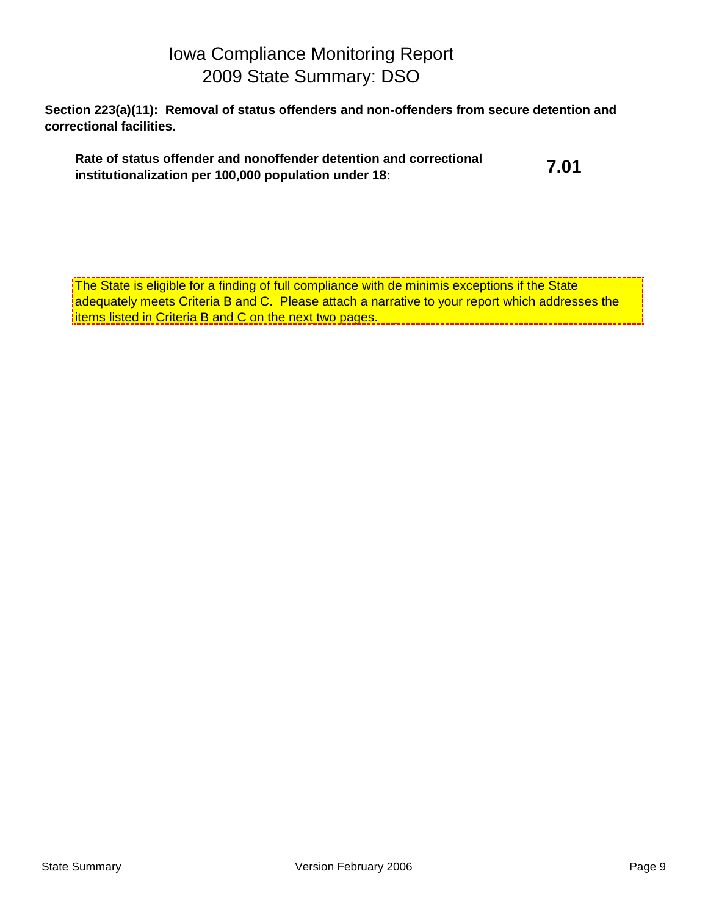# Iowa Compliance Monitoring Report
## 2009 State Summary: DSO

**Section 223(a)(11): Removal of status offenders and non-offenders from secure detention and correctional facilities.**

| | |
|---|---|
| **Rate of status offender and nonoffender detention and correctional institutionalization per 100,000 population under 18:** | **7.01** |

The State is eligible for a finding of full compliance with de minimis exceptions if the State adequately meets Criteria B and C. Please attach a narrative to your report which addresses the items listed in Criteria B and C on the next two pages.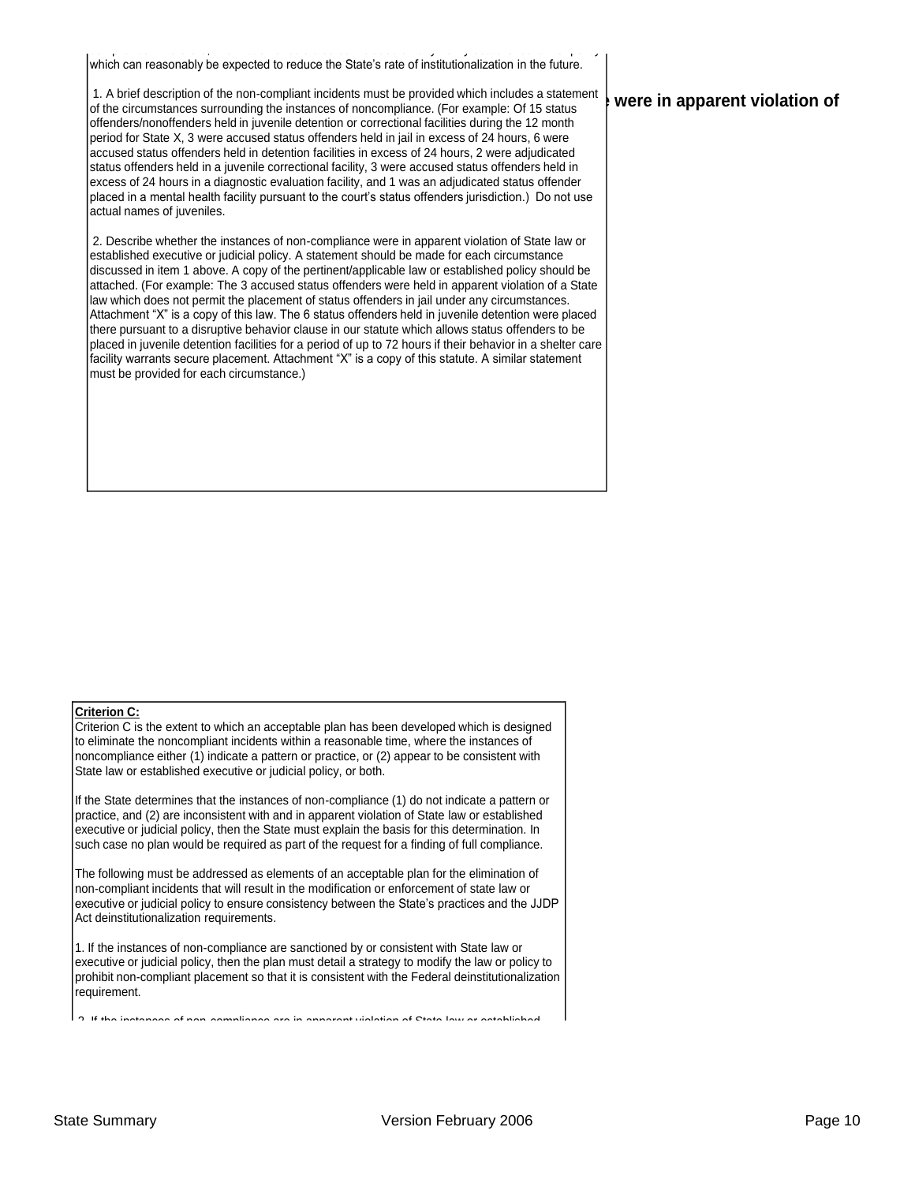which can reasonably be expected to reduce the State's rate of institutionalization in the future.

1. A brief description of the non-compliant incidents must be provided which includes a statement of the circumstances surrounding the instances of noncompliance. (For example: Of 15 status offenders/nonoffenders held in juvenile detention or correctional facilities during the 12 month period for State X, 3 were accused status offenders held in jail in excess of 24 hours, 6 were accused status offenders held in detention facilities in excess of 24 hours, 2 were adjudicated status offenders held in a juvenile correctional facility, 3 were accused status offenders held in excess of 24 hours in a diagnostic evaluation facility, and 1 was an adjudicated status offender placed in a mental health facility pursuant to the court's status offenders jurisdiction.) Do not use actual names of juveniles.

2. Describe whether the instances of non-compliance were in apparent violation of State law or established executive or judicial policy. A statement should be made for each circumstance discussed in item 1 above. A copy of the pertinent/applicable law or established policy should be attached. (For example: The 3 accused status offenders were held in apparent violation of a State law which does not permit the placement of status offenders in jail under any circumstances. Attachment "X" is a copy of this law. The 6 status offenders held in juvenile detention were placed there pursuant to a disruptive behavior clause in our statute which allows status offenders to be placed in juvenile detention facilities for a period of up to 72 hours if their behavior in a shelter care facility warrants secure placement. Attachment "X" is a copy of this statute. A similar statement must be provided for each circumstance.)

**were in apparent violation of**

**Criterion C:**

Criterion C is the extent to which an acceptable plan has been developed which is designed to eliminate the noncompliant incidents within a reasonable time, where the instances of noncompliance either (1) indicate a pattern or practice, or (2) appear to be consistent with State law or established executive or judicial policy, or both.

If the State determines that the instances of non-compliance (1) do not indicate a pattern or practice, and (2) are inconsistent with and in apparent violation of State law or established executive or judicial policy, then the State must explain the basis for this determination. In such case no plan would be required as part of the request for a finding of full compliance.

The following must be addressed as elements of an acceptable plan for the elimination of non-compliant incidents that will result in the modification or enforcement of state law or executive or judicial policy to ensure consistency between the State's practices and the JJDP Act deinstitutionalization requirements.

1. If the instances of non-compliance are sanctioned by or consistent with State law or executive or judicial policy, then the plan must detail a strategy to modify the law or policy to prohibit non-compliant placement so that it is consistent with the Federal deinstitutionalization requirement.

2. If the instances of non-compliance are in apparent violation of State law or established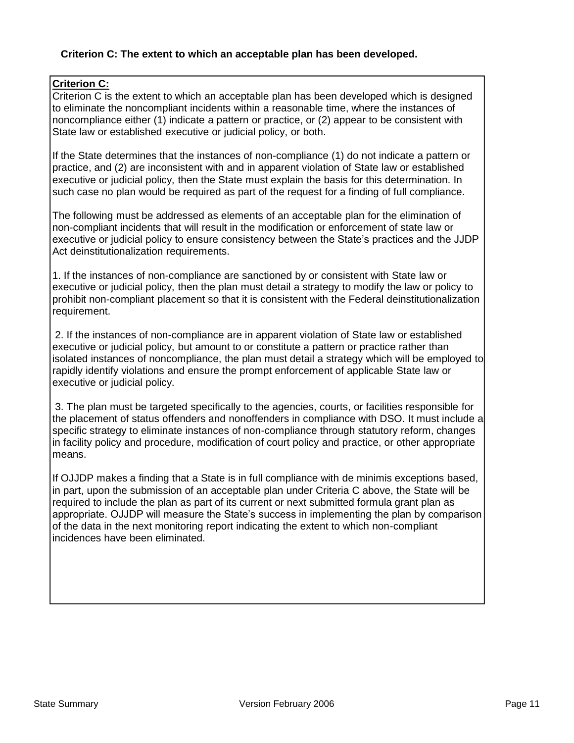**Criterion C: The extent to which an acceptable plan has been developed.**

**Criterion C:**

Criterion C is the extent to which an acceptable plan has been developed which is designed to eliminate the noncompliant incidents within a reasonable time, where the instances of noncompliance either (1) indicate a pattern or practice, or (2) appear to be consistent with State law or established executive or judicial policy, or both.

If the State determines that the instances of non-compliance (1) do not indicate a pattern or practice, and (2) are inconsistent with and in apparent violation of State law or established executive or judicial policy, then the State must explain the basis for this determination. In such case no plan would be required as part of the request for a finding of full compliance.

The following must be addressed as elements of an acceptable plan for the elimination of non-compliant incidents that will result in the modification or enforcement of state law or executive or judicial policy to ensure consistency between the State's practices and the JJDP Act deinstitutionalization requirements.

1. If the instances of non-compliance are sanctioned by or consistent with State law or executive or judicial policy, then the plan must detail a strategy to modify the law or policy to prohibit non-compliant placement so that it is consistent with the Federal deinstitutionalization requirement.

2. If the instances of non-compliance are in apparent violation of State law or established executive or judicial policy, but amount to or constitute a pattern or practice rather than isolated instances of noncompliance, the plan must detail a strategy which will be employed to rapidly identify violations and ensure the prompt enforcement of applicable State law or executive or judicial policy.

3. The plan must be targeted specifically to the agencies, courts, or facilities responsible for the placement of status offenders and nonoffenders in compliance with DSO. It must include a specific strategy to eliminate instances of non-compliance through statutory reform, changes in facility policy and procedure, modification of court policy and practice, or other appropriate means.

If OJJDP makes a finding that a State is in full compliance with de minimis exceptions based, in part, upon the submission of an acceptable plan under Criteria C above, the State will be required to include the plan as part of its current or next submitted formula grant plan as appropriate. OJJDP will measure the State's success in implementing the plan by comparison of the data in the next monitoring report indicating the extent to which non-compliant incidences have been eliminated.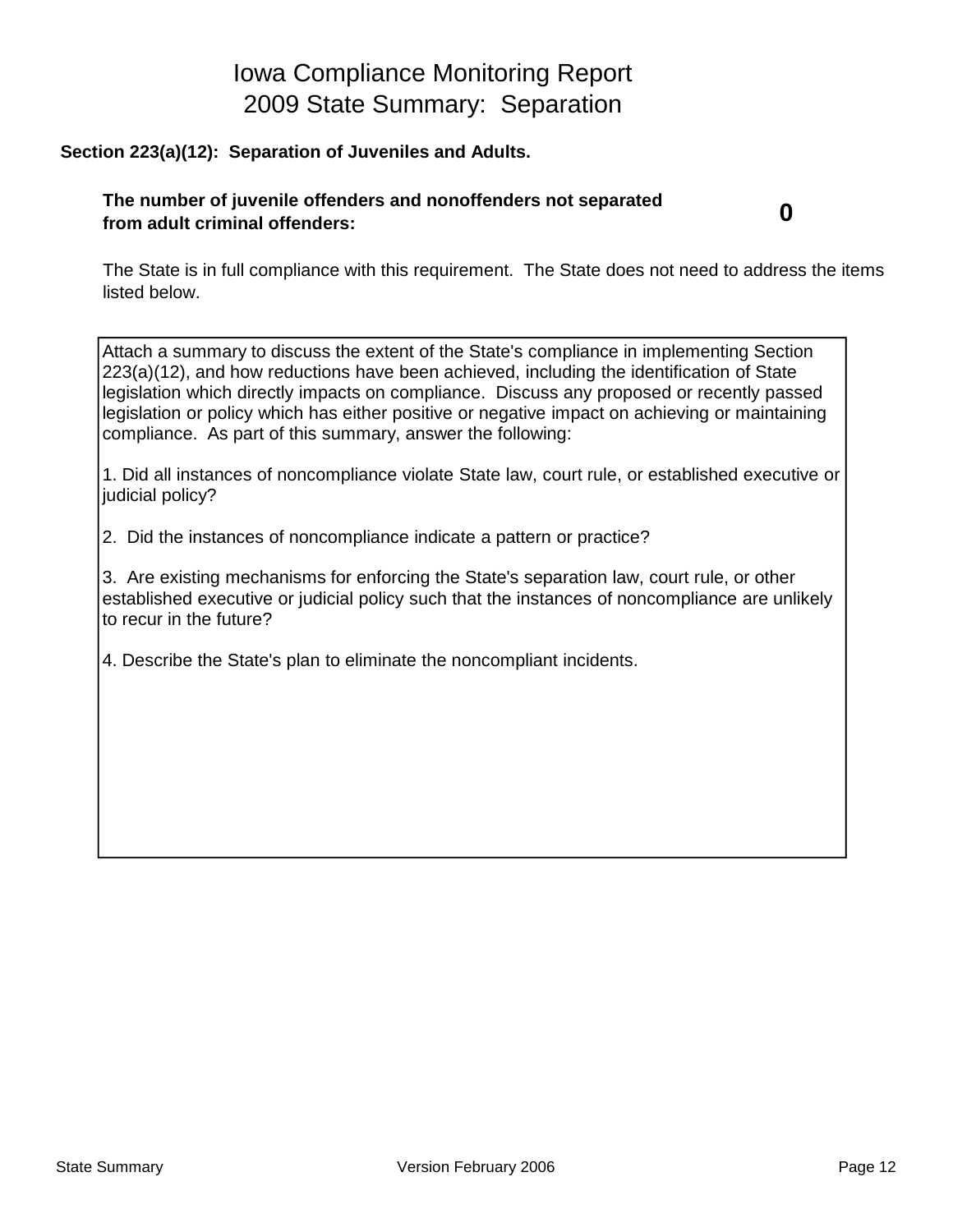# Iowa Compliance Monitoring Report
## 2009 State Summary: Separation

**Section 223(a)(12): Separation of Juveniles and Adults.**

**The number of juvenile offenders and nonoffenders not separated from adult criminal offenders:** **0**

The State is in full compliance with this requirement. The State does not need to address the items listed below.

Attach a summary to discuss the extent of the State's compliance in implementing Section 223(a)(12), and how reductions have been achieved, including the identification of State legislation which directly impacts on compliance. Discuss any proposed or recently passed legislation or policy which has either positive or negative impact on achieving or maintaining compliance. As part of this summary, answer the following:

1. Did all instances of noncompliance violate State law, court rule, or established executive or judicial policy?

2. Did the instances of noncompliance indicate a pattern or practice?

3. Are existing mechanisms for enforcing the State's separation law, court rule, or other established executive or judicial policy such that the instances of noncompliance are unlikely to recur in the future?

4. Describe the State's plan to eliminate the noncompliant incidents.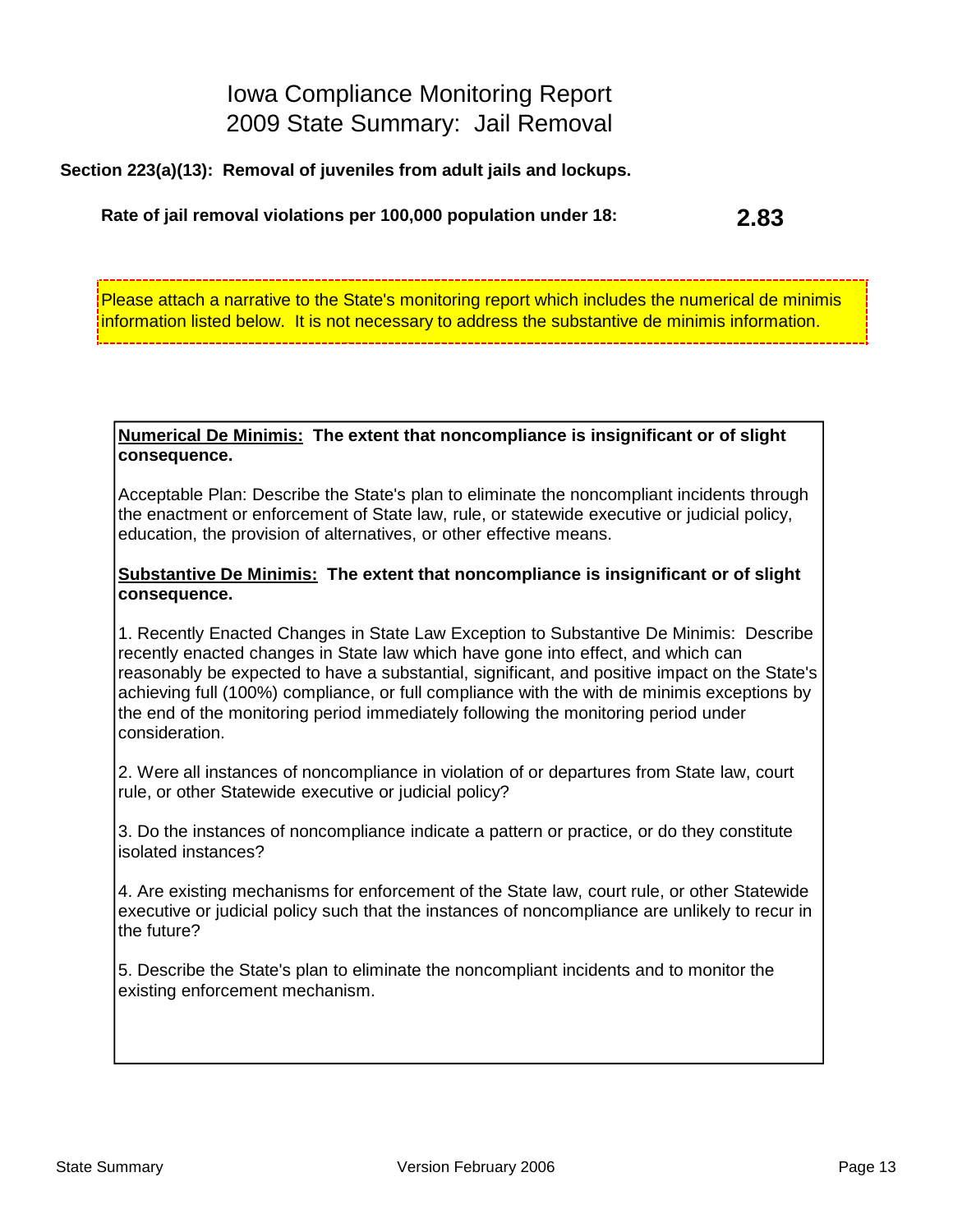# Iowa Compliance Monitoring Report
# 2009 State Summary: Jail Removal

**Section 223(a)(13): Removal of juveniles from adult jails and lockups.**

**Rate of jail removal violations per 100,000 population under 18:** **2.83**

Please attach a narrative to the State's monitoring report which includes the numerical de minimis information listed below. It is not necessary to address the substantive de minimis information.

**Numerical De Minimis: The extent that noncompliance is insignificant or of slight consequence.**

Acceptable Plan: Describe the State's plan to eliminate the noncompliant incidents through the enactment or enforcement of State law, rule, or statewide executive or judicial policy, education, the provision of alternatives, or other effective means.

**Substantive De Minimis: The extent that noncompliance is insignificant or of slight consequence.**

1. Recently Enacted Changes in State Law Exception to Substantive De Minimis: Describe recently enacted changes in State law which have gone into effect, and which can reasonably be expected to have a substantial, significant, and positive impact on the State's achieving full (100%) compliance, or full compliance with the with de minimis exceptions by the end of the monitoring period immediately following the monitoring period under consideration.

2. Were all instances of noncompliance in violation of or departures from State law, court rule, or other Statewide executive or judicial policy?

3. Do the instances of noncompliance indicate a pattern or practice, or do they constitute isolated instances?

4. Are existing mechanisms for enforcement of the State law, court rule, or other Statewide executive or judicial policy such that the instances of noncompliance are unlikely to recur in the future?

5. Describe the State's plan to eliminate the noncompliant incidents and to monitor the existing enforcement mechanism.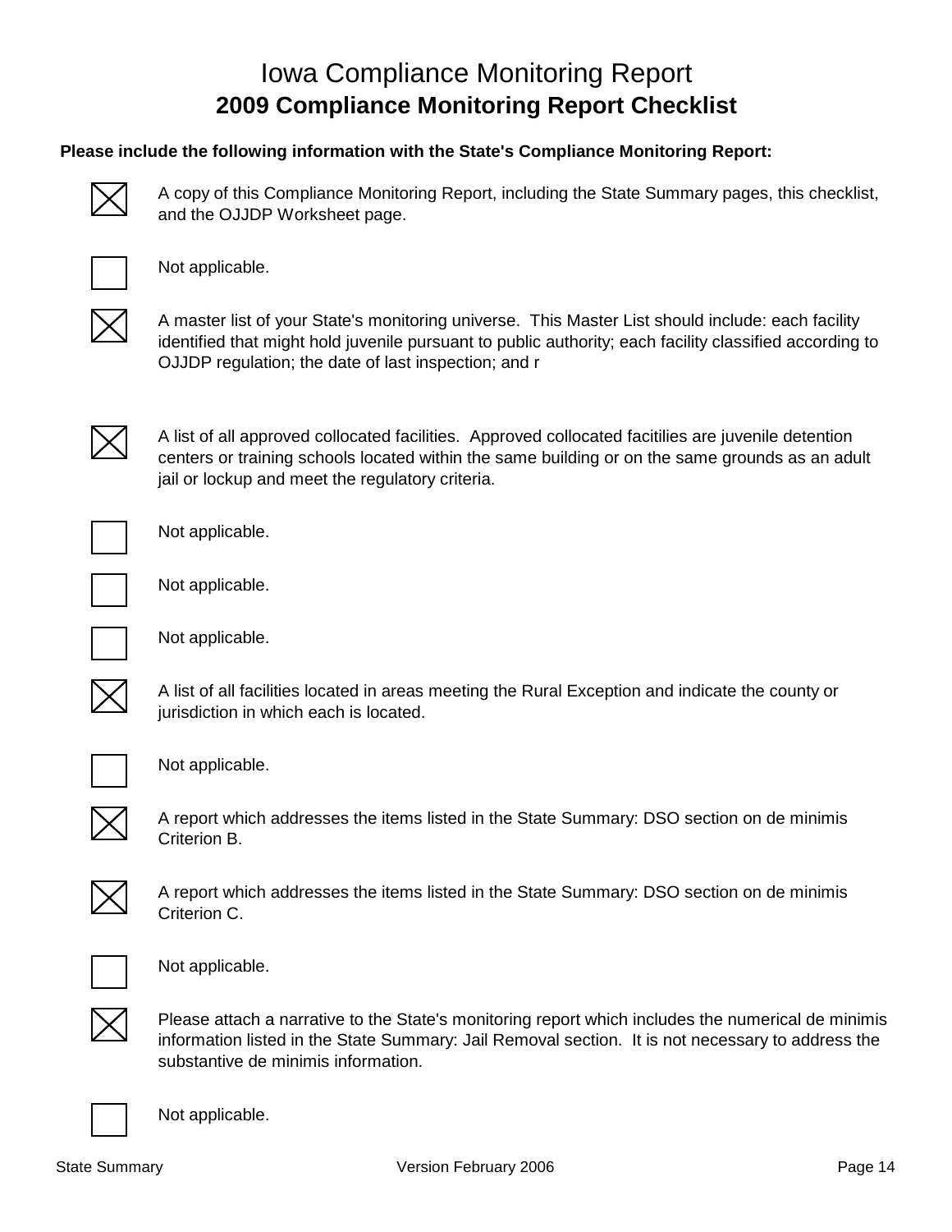# Iowa Compliance Monitoring Report

## 2009 Compliance Monitoring Report Checklist

**Please include the following information with the State's Compliance Monitoring Report:**

- [x] A copy of this Compliance Monitoring Report, including the State Summary pages, this checklist, and the OJJDP Worksheet page.
- [ ] Not applicable.
- [x] A master list of your State's monitoring universe. This Master List should include: each facility identified that might hold juvenile pursuant to public authority; each facility classified according to OJJDP regulation; the date of last inspection; and r
- [x] A list of all approved collocated facilities. Approved collocated facitilies are juvenile detention centers or training schools located within the same building or on the same grounds as an adult jail or lockup and meet the regulatory criteria.
- [ ] Not applicable.
- [ ] Not applicable.
- [ ] Not applicable.
- [x] A list of all facilities located in areas meeting the Rural Exception and indicate the county or jurisdiction in which each is located.
- [ ] Not applicable.
- [x] A report which addresses the items listed in the State Summary: DSO section on de minimis Criterion B.
- [x] A report which addresses the items listed in the State Summary: DSO section on de minimis Criterion C.
- [ ] Not applicable.
- [x] Please attach a narrative to the State's monitoring report which includes the numerical de minimis information listed in the State Summary: Jail Removal section. It is not necessary to address the substantive de minimis information.
- [ ] Not applicable.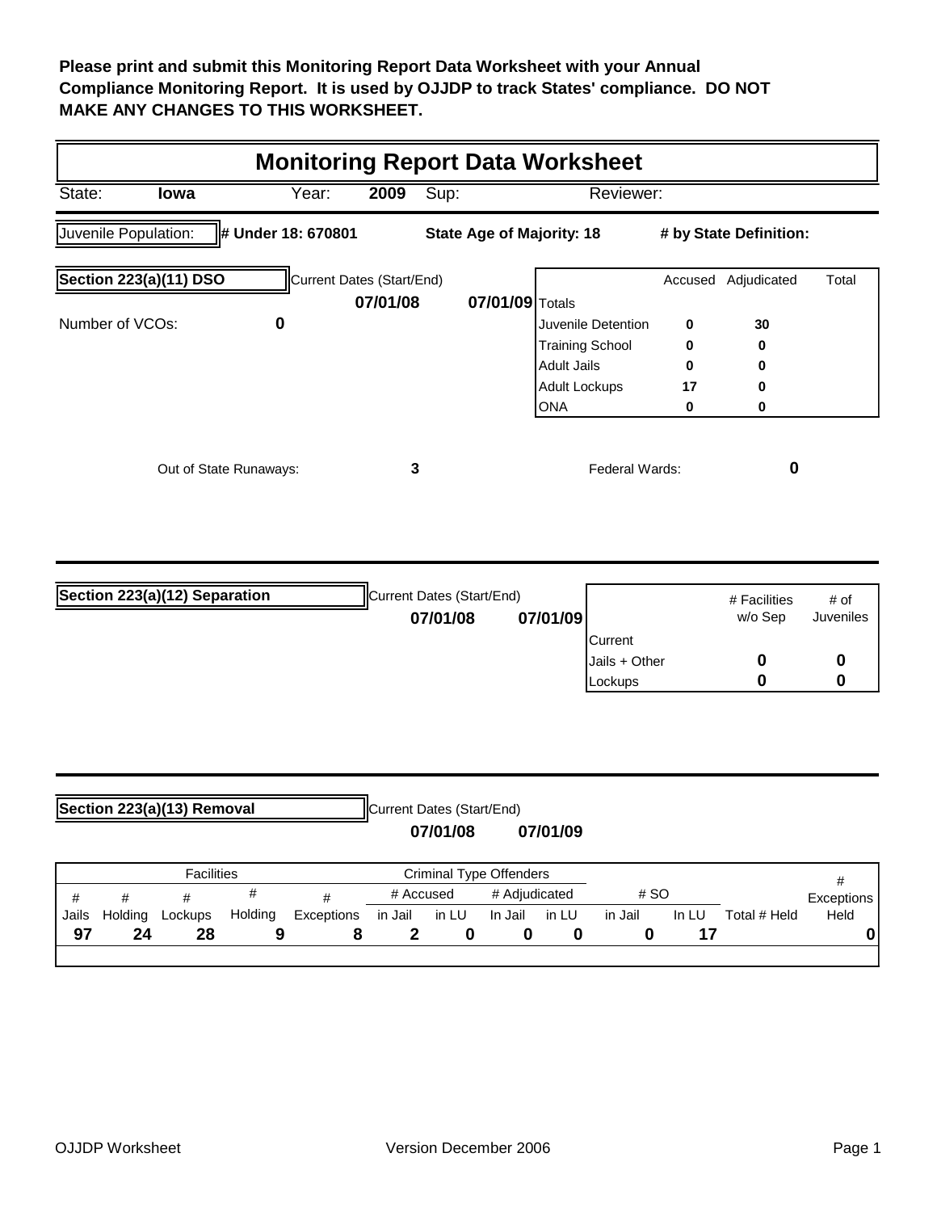**Please print and submit this Monitoring Report Data Worksheet with your Annual Compliance Monitoring Report. It is used by OJJDP to track States' compliance. DO NOT MAKE ANY CHANGES TO THIS WORKSHEET.**

# Monitoring Report Data Worksheet

State: **Iowa** Year: **2009** Sup: Reviewer:

Juvenile Population: **# Under 18: 670801** **State Age of Majority: 18** **# by State Definition:**

## Section 223(a)(11) DSO

Current Dates (Start/End) **07/01/08** **07/01/09**

Number of VCOs: **0**

| Totals | Accused | Adjudicated | Total |
|---|---|---|---|
| Juvenile Detention | 0 | 30 | |
| Training School | 0 | 0 | |
| Adult Jails | 0 | 0 | |
| Adult Lockups | 17 | 0 | |
| ONA | 0 | 0 | |

Out of State Runaways: **3**

Federal Wards: **0**

## Section 223(a)(12) Separation

Current Dates (Start/End) **07/01/08** **07/01/09**

| Current | # Facilities w/o Sep | # of Juveniles |
|---|---|---|
| Jails + Other | 0 | 0 |
| Lockups | 0 | 0 |

## Section 223(a)(13) Removal

Current Dates (Start/End) **07/01/08** **07/01/09**

| Facilities | | | | | Criminal Type Offenders | | | | | | | |
|---|---|---|---|---|---|---|---|---|---|---|---|---|
| # Jails | # Holding | # Lockups | # Holding | # Exceptions | # Accused in Jail | # Accused in LU | # Adjudicated In Jail | # Adjudicated in LU | # SO in Jail | # SO In LU | Total # Held | # Exceptions Held |
| 97 | 24 | 28 | 9 | 8 | 2 | 0 | 0 | 0 | 0 | 17 | | 0 |

OJJDP Worksheet Version December 2006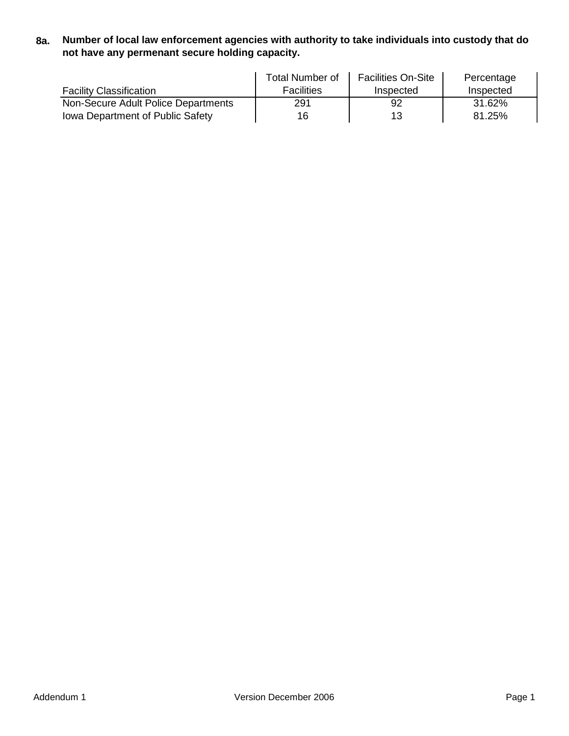**8a. Number of local law enforcement agencies with authority to take individuals into custody that do not have any permenant secure holding capacity.**

| Facility Classification | Total Number of Facilities | Facilities On-Site Inspected | Percentage Inspected |
|---|---|---|---|
| Non-Secure Adult Police Departments | 291 | 92 | 31.62% |
| Iowa Department of Public Safety | 16 | 13 | 81.25% |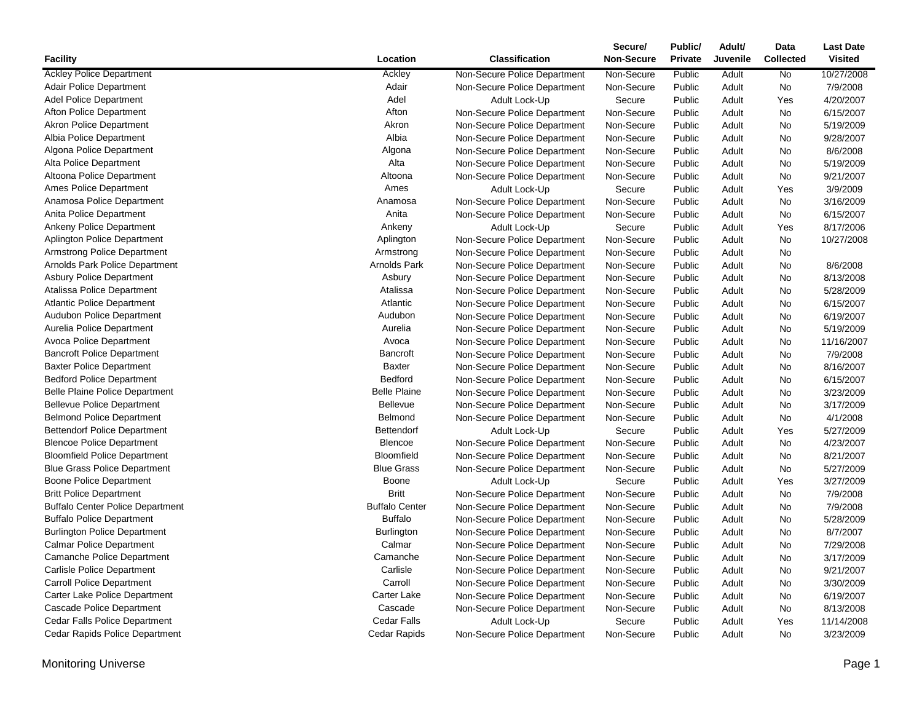| Facility | Location | Classification | Secure/ Non-Secure | Public/ Private | Adult/ Juvenile | Data Collected | Last Date Visited |
|---|---|---|---|---|---|---|---|
| Ackley Police Department | Ackley | Non-Secure Police Department | Non-Secure | Public | Adult | No | 10/27/2008 |
| Adair Police Department | Adair | Non-Secure Police Department | Non-Secure | Public | Adult | No | 7/9/2008 |
| Adel Police Department | Adel | Adult Lock-Up | Secure | Public | Adult | Yes | 4/20/2007 |
| Afton Police Department | Afton | Non-Secure Police Department | Non-Secure | Public | Adult | No | 6/15/2007 |
| Akron Police Department | Akron | Non-Secure Police Department | Non-Secure | Public | Adult | No | 5/19/2009 |
| Albia Police Department | Albia | Non-Secure Police Department | Non-Secure | Public | Adult | No | 9/28/2007 |
| Algona Police Department | Algona | Non-Secure Police Department | Non-Secure | Public | Adult | No | 8/6/2008 |
| Alta Police Department | Alta | Non-Secure Police Department | Non-Secure | Public | Adult | No | 5/19/2009 |
| Altoona Police Department | Altoona | Non-Secure Police Department | Non-Secure | Public | Adult | No | 9/21/2007 |
| Ames Police Department | Ames | Adult Lock-Up | Secure | Public | Adult | Yes | 3/9/2009 |
| Anamosa Police Department | Anamosa | Non-Secure Police Department | Non-Secure | Public | Adult | No | 3/16/2009 |
| Anita Police Department | Anita | Non-Secure Police Department | Non-Secure | Public | Adult | No | 6/15/2007 |
| Ankeny Police Department | Ankeny | Adult Lock-Up | Secure | Public | Adult | Yes | 8/17/2006 |
| Aplington Police Department | Aplington | Non-Secure Police Department | Non-Secure | Public | Adult | No | 10/27/2008 |
| Armstrong Police Department | Armstrong | Non-Secure Police Department | Non-Secure | Public | Adult | No | |
| Arnolds Park Police Department | Arnolds Park | Non-Secure Police Department | Non-Secure | Public | Adult | No | 8/6/2008 |
| Asbury Police Department | Asbury | Non-Secure Police Department | Non-Secure | Public | Adult | No | 8/13/2008 |
| Atalissa Police Department | Atalissa | Non-Secure Police Department | Non-Secure | Public | Adult | No | 5/28/2009 |
| Atlantic Police Department | Atlantic | Non-Secure Police Department | Non-Secure | Public | Adult | No | 6/15/2007 |
| Audubon Police Department | Audubon | Non-Secure Police Department | Non-Secure | Public | Adult | No | 6/19/2007 |
| Aurelia Police Department | Aurelia | Non-Secure Police Department | Non-Secure | Public | Adult | No | 5/19/2009 |
| Avoca Police Department | Avoca | Non-Secure Police Department | Non-Secure | Public | Adult | No | 11/16/2007 |
| Bancroft Police Department | Bancroft | Non-Secure Police Department | Non-Secure | Public | Adult | No | 7/9/2008 |
| Baxter Police Department | Baxter | Non-Secure Police Department | Non-Secure | Public | Adult | No | 8/16/2007 |
| Bedford Police Department | Bedford | Non-Secure Police Department | Non-Secure | Public | Adult | No | 6/15/2007 |
| Belle Plaine Police Department | Belle Plaine | Non-Secure Police Department | Non-Secure | Public | Adult | No | 3/23/2009 |
| Bellevue Police Department | Bellevue | Non-Secure Police Department | Non-Secure | Public | Adult | No | 3/17/2009 |
| Belmond Police Department | Belmond | Non-Secure Police Department | Non-Secure | Public | Adult | No | 4/1/2008 |
| Bettendorf Police Department | Bettendorf | Adult Lock-Up | Secure | Public | Adult | Yes | 5/27/2009 |
| Blencoe Police Department | Blencoe | Non-Secure Police Department | Non-Secure | Public | Adult | No | 4/23/2007 |
| Bloomfield Police Department | Bloomfield | Non-Secure Police Department | Non-Secure | Public | Adult | No | 8/21/2007 |
| Blue Grass Police Department | Blue Grass | Non-Secure Police Department | Non-Secure | Public | Adult | No | 5/27/2009 |
| Boone Police Department | Boone | Adult Lock-Up | Secure | Public | Adult | Yes | 3/27/2009 |
| Britt Police Department | Britt | Non-Secure Police Department | Non-Secure | Public | Adult | No | 7/9/2008 |
| Buffalo Center Police Department | Buffalo Center | Non-Secure Police Department | Non-Secure | Public | Adult | No | 7/9/2008 |
| Buffalo Police Department | Buffalo | Non-Secure Police Department | Non-Secure | Public | Adult | No | 5/28/2009 |
| Burlington Police Department | Burlington | Non-Secure Police Department | Non-Secure | Public | Adult | No | 8/7/2007 |
| Calmar Police Department | Calmar | Non-Secure Police Department | Non-Secure | Public | Adult | No | 7/29/2008 |
| Camanche Police Department | Camanche | Non-Secure Police Department | Non-Secure | Public | Adult | No | 3/17/2009 |
| Carlisle Police Department | Carlisle | Non-Secure Police Department | Non-Secure | Public | Adult | No | 9/21/2007 |
| Carroll Police Department | Carroll | Non-Secure Police Department | Non-Secure | Public | Adult | No | 3/30/2009 |
| Carter Lake Police Department | Carter Lake | Non-Secure Police Department | Non-Secure | Public | Adult | No | 6/19/2007 |
| Cascade Police Department | Cascade | Non-Secure Police Department | Non-Secure | Public | Adult | No | 8/13/2008 |
| Cedar Falls Police Department | Cedar Falls | Adult Lock-Up | Secure | Public | Adult | Yes | 11/14/2008 |
| Cedar Rapids Police Department | Cedar Rapids | Non-Secure Police Department | Non-Secure | Public | Adult | No | 3/23/2009 |

Monitoring Universe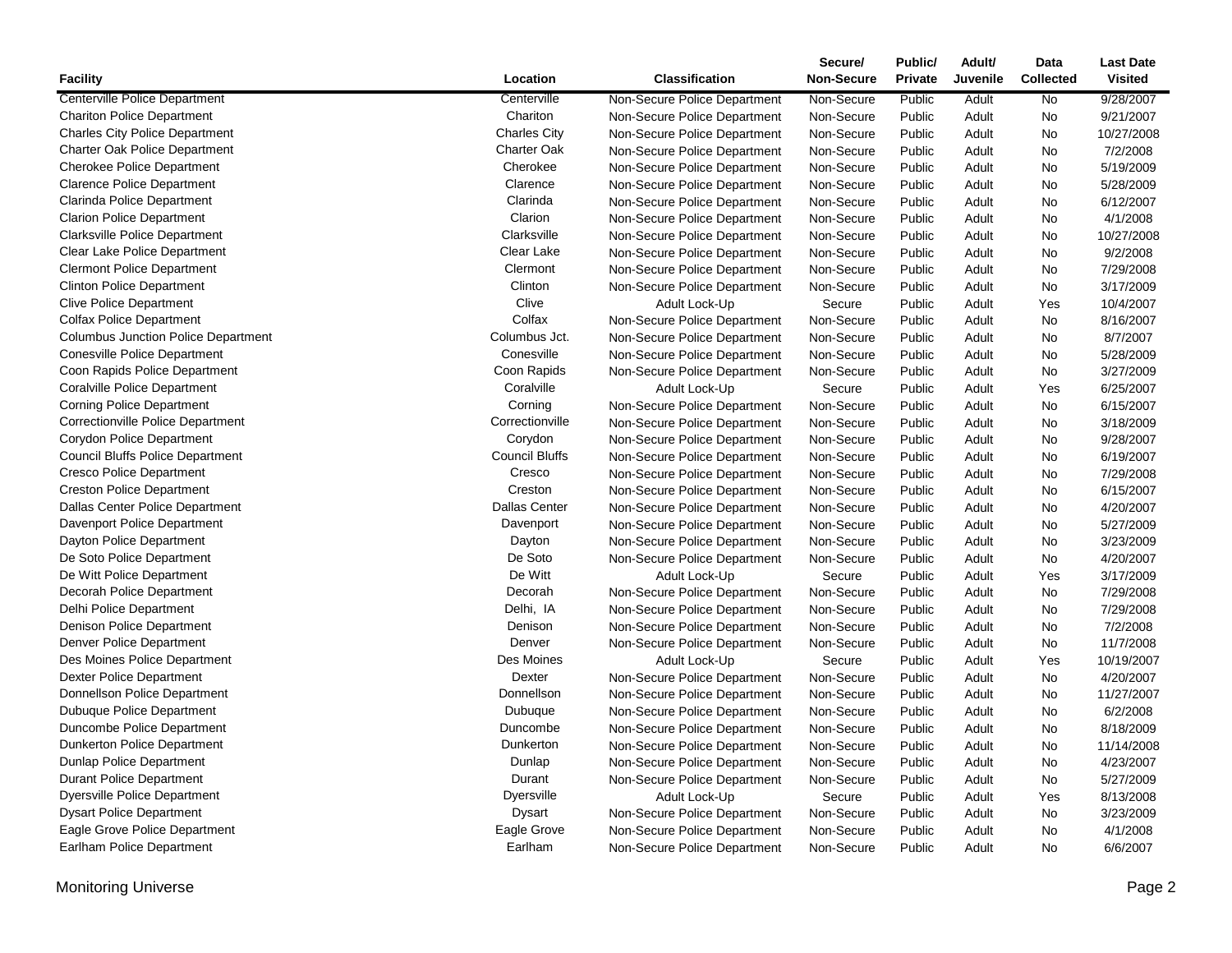| Facility | Location | Classification | Secure/ Non-Secure | Public/ Private | Adult/ Juvenile | Data Collected | Last Date Visited |
|---|---|---|---|---|---|---|---|
| Centerville Police Department | Centerville | Non-Secure Police Department | Non-Secure | Public | Adult | No | 9/28/2007 |
| Chariton Police Department | Chariton | Non-Secure Police Department | Non-Secure | Public | Adult | No | 9/21/2007 |
| Charles City Police Department | Charles City | Non-Secure Police Department | Non-Secure | Public | Adult | No | 10/27/2008 |
| Charter Oak Police Department | Charter Oak | Non-Secure Police Department | Non-Secure | Public | Adult | No | 7/2/2008 |
| Cherokee Police Department | Cherokee | Non-Secure Police Department | Non-Secure | Public | Adult | No | 5/19/2009 |
| Clarence Police Department | Clarence | Non-Secure Police Department | Non-Secure | Public | Adult | No | 5/28/2009 |
| Clarinda Police Department | Clarinda | Non-Secure Police Department | Non-Secure | Public | Adult | No | 6/12/2007 |
| Clarion Police Department | Clarion | Non-Secure Police Department | Non-Secure | Public | Adult | No | 4/1/2008 |
| Clarksville Police Department | Clarksville | Non-Secure Police Department | Non-Secure | Public | Adult | No | 10/27/2008 |
| Clear Lake Police Department | Clear Lake | Non-Secure Police Department | Non-Secure | Public | Adult | No | 9/2/2008 |
| Clermont Police Department | Clermont | Non-Secure Police Department | Non-Secure | Public | Adult | No | 7/29/2008 |
| Clinton Police Department | Clinton | Non-Secure Police Department | Non-Secure | Public | Adult | No | 3/17/2009 |
| Clive Police Department | Clive | Adult Lock-Up | Secure | Public | Adult | Yes | 10/4/2007 |
| Colfax Police Department | Colfax | Non-Secure Police Department | Non-Secure | Public | Adult | No | 8/16/2007 |
| Columbus Junction Police Department | Columbus Jct. | Non-Secure Police Department | Non-Secure | Public | Adult | No | 8/7/2007 |
| Conesville Police Department | Conesville | Non-Secure Police Department | Non-Secure | Public | Adult | No | 5/28/2009 |
| Coon Rapids Police Department | Coon Rapids | Non-Secure Police Department | Non-Secure | Public | Adult | No | 3/27/2009 |
| Coralville Police Department | Coralville | Adult Lock-Up | Secure | Public | Adult | Yes | 6/25/2007 |
| Corning Police Department | Corning | Non-Secure Police Department | Non-Secure | Public | Adult | No | 6/15/2007 |
| Correctionville Police Department | Correctionville | Non-Secure Police Department | Non-Secure | Public | Adult | No | 3/18/2009 |
| Corydon Police Department | Corydon | Non-Secure Police Department | Non-Secure | Public | Adult | No | 9/28/2007 |
| Council Bluffs Police Department | Council Bluffs | Non-Secure Police Department | Non-Secure | Public | Adult | No | 6/19/2007 |
| Cresco Police Department | Cresco | Non-Secure Police Department | Non-Secure | Public | Adult | No | 7/29/2008 |
| Creston Police Department | Creston | Non-Secure Police Department | Non-Secure | Public | Adult | No | 6/15/2007 |
| Dallas Center Police Department | Dallas Center | Non-Secure Police Department | Non-Secure | Public | Adult | No | 4/20/2007 |
| Davenport Police Department | Davenport | Non-Secure Police Department | Non-Secure | Public | Adult | No | 5/27/2009 |
| Dayton Police Department | Dayton | Non-Secure Police Department | Non-Secure | Public | Adult | No | 3/23/2009 |
| De Soto Police Department | De Soto | Non-Secure Police Department | Non-Secure | Public | Adult | No | 4/20/2007 |
| De Witt Police Department | De Witt | Adult Lock-Up | Secure | Public | Adult | Yes | 3/17/2009 |
| Decorah Police Department | Decorah | Non-Secure Police Department | Non-Secure | Public | Adult | No | 7/29/2008 |
| Delhi Police Department | Delhi, IA | Non-Secure Police Department | Non-Secure | Public | Adult | No | 7/29/2008 |
| Denison Police Department | Denison | Non-Secure Police Department | Non-Secure | Public | Adult | No | 7/2/2008 |
| Denver Police Department | Denver | Non-Secure Police Department | Non-Secure | Public | Adult | No | 11/7/2008 |
| Des Moines Police Department | Des Moines | Adult Lock-Up | Secure | Public | Adult | Yes | 10/19/2007 |
| Dexter Police Department | Dexter | Non-Secure Police Department | Non-Secure | Public | Adult | No | 4/20/2007 |
| Donnellson Police Department | Donnellson | Non-Secure Police Department | Non-Secure | Public | Adult | No | 11/27/2007 |
| Dubuque Police Department | Dubuque | Non-Secure Police Department | Non-Secure | Public | Adult | No | 6/2/2008 |
| Duncombe Police Department | Duncombe | Non-Secure Police Department | Non-Secure | Public | Adult | No | 8/18/2009 |
| Dunkerton Police Department | Dunkerton | Non-Secure Police Department | Non-Secure | Public | Adult | No | 11/14/2008 |
| Dunlap Police Department | Dunlap | Non-Secure Police Department | Non-Secure | Public | Adult | No | 4/23/2007 |
| Durant Police Department | Durant | Non-Secure Police Department | Non-Secure | Public | Adult | No | 5/27/2009 |
| Dyersville Police Department | Dyersville | Adult Lock-Up | Secure | Public | Adult | Yes | 8/13/2008 |
| Dysart Police Department | Dysart | Non-Secure Police Department | Non-Secure | Public | Adult | No | 3/23/2009 |
| Eagle Grove Police Department | Eagle Grove | Non-Secure Police Department | Non-Secure | Public | Adult | No | 4/1/2008 |
| Earlham Police Department | Earlham | Non-Secure Police Department | Non-Secure | Public | Adult | No | 6/6/2007 |

Monitoring Universe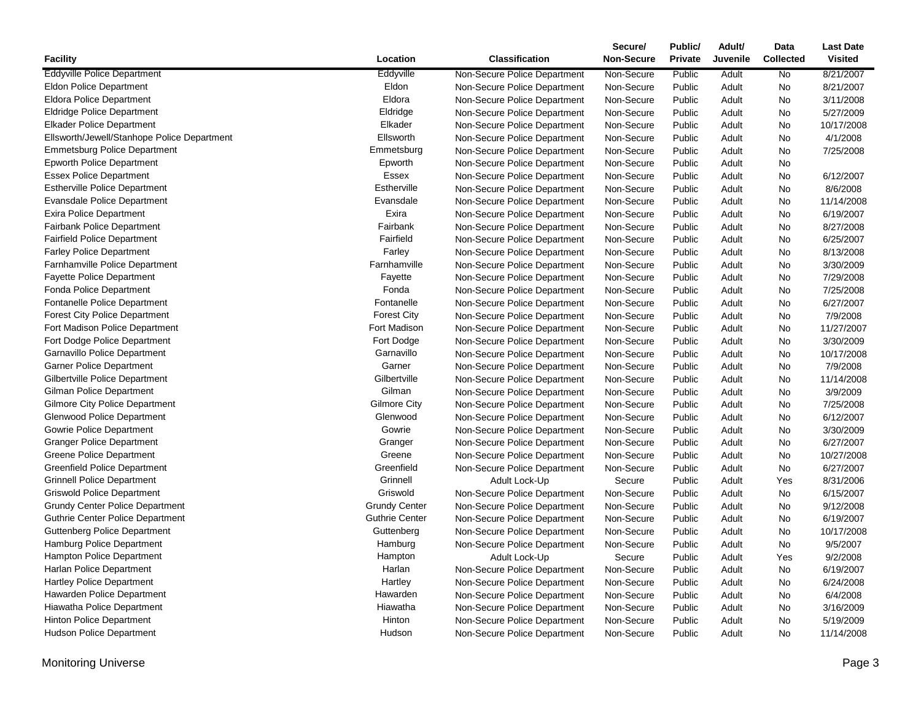| Facility | Location | Classification | Secure/ Non-Secure | Public/ Private | Adult/ Juvenile | Data Collected | Last Date Visited |
|---|---|---|---|---|---|---|---|
| Eddyville Police Department | Eddyville | Non-Secure Police Department | Non-Secure | Public | Adult | No | 8/21/2007 |
| Eldon Police Department | Eldon | Non-Secure Police Department | Non-Secure | Public | Adult | No | 8/21/2007 |
| Eldora Police Department | Eldora | Non-Secure Police Department | Non-Secure | Public | Adult | No | 3/11/2008 |
| Eldridge Police Department | Eldridge | Non-Secure Police Department | Non-Secure | Public | Adult | No | 5/27/2009 |
| Elkader Police Department | Elkader | Non-Secure Police Department | Non-Secure | Public | Adult | No | 10/17/2008 |
| Ellsworth/Jewell/Stanhope Police Department | Ellsworth | Non-Secure Police Department | Non-Secure | Public | Adult | No | 4/1/2008 |
| Emmetsburg Police Department | Emmetsburg | Non-Secure Police Department | Non-Secure | Public | Adult | No | 7/25/2008 |
| Epworth Police Department | Epworth | Non-Secure Police Department | Non-Secure | Public | Adult | No | |
| Essex Police Department | Essex | Non-Secure Police Department | Non-Secure | Public | Adult | No | 6/12/2007 |
| Estherville Police Department | Estherville | Non-Secure Police Department | Non-Secure | Public | Adult | No | 8/6/2008 |
| Evansdale Police Department | Evansdale | Non-Secure Police Department | Non-Secure | Public | Adult | No | 11/14/2008 |
| Exira Police Department | Exira | Non-Secure Police Department | Non-Secure | Public | Adult | No | 6/19/2007 |
| Fairbank Police Department | Fairbank | Non-Secure Police Department | Non-Secure | Public | Adult | No | 8/27/2008 |
| Fairfield Police Department | Fairfield | Non-Secure Police Department | Non-Secure | Public | Adult | No | 6/25/2007 |
| Farley Police Department | Farley | Non-Secure Police Department | Non-Secure | Public | Adult | No | 8/13/2008 |
| Farnhamville Police Department | Farnhamville | Non-Secure Police Department | Non-Secure | Public | Adult | No | 3/30/2009 |
| Fayette Police Department | Fayette | Non-Secure Police Department | Non-Secure | Public | Adult | No | 7/29/2008 |
| Fonda Police Department | Fonda | Non-Secure Police Department | Non-Secure | Public | Adult | No | 7/25/2008 |
| Fontanelle Police Department | Fontanelle | Non-Secure Police Department | Non-Secure | Public | Adult | No | 6/27/2007 |
| Forest City Police Department | Forest City | Non-Secure Police Department | Non-Secure | Public | Adult | No | 7/9/2008 |
| Fort Madison Police Department | Fort Madison | Non-Secure Police Department | Non-Secure | Public | Adult | No | 11/27/2007 |
| Fort Dodge Police Department | Fort Dodge | Non-Secure Police Department | Non-Secure | Public | Adult | No | 3/30/2009 |
| Garnavillo Police Department | Garnavillo | Non-Secure Police Department | Non-Secure | Public | Adult | No | 10/17/2008 |
| Garner Police Department | Garner | Non-Secure Police Department | Non-Secure | Public | Adult | No | 7/9/2008 |
| Gilbertville Police Department | Gilbertville | Non-Secure Police Department | Non-Secure | Public | Adult | No | 11/14/2008 |
| Gilman Police Department | Gilman | Non-Secure Police Department | Non-Secure | Public | Adult | No | 3/9/2009 |
| Gilmore City Police Department | Gilmore City | Non-Secure Police Department | Non-Secure | Public | Adult | No | 7/25/2008 |
| Glenwood Police Department | Glenwood | Non-Secure Police Department | Non-Secure | Public | Adult | No | 6/12/2007 |
| Gowrie Police Department | Gowrie | Non-Secure Police Department | Non-Secure | Public | Adult | No | 3/30/2009 |
| Granger Police Department | Granger | Non-Secure Police Department | Non-Secure | Public | Adult | No | 6/27/2007 |
| Greene Police Department | Greene | Non-Secure Police Department | Non-Secure | Public | Adult | No | 10/27/2008 |
| Greenfield Police Department | Greenfield | Non-Secure Police Department | Non-Secure | Public | Adult | No | 6/27/2007 |
| Grinnell Police Department | Grinnell | Adult Lock-Up | Secure | Public | Adult | Yes | 8/31/2006 |
| Griswold Police Department | Griswold | Non-Secure Police Department | Non-Secure | Public | Adult | No | 6/15/2007 |
| Grundy Center Police Department | Grundy Center | Non-Secure Police Department | Non-Secure | Public | Adult | No | 9/12/2008 |
| Guthrie Center Police Department | Guthrie Center | Non-Secure Police Department | Non-Secure | Public | Adult | No | 6/19/2007 |
| Guttenberg Police Department | Guttenberg | Non-Secure Police Department | Non-Secure | Public | Adult | No | 10/17/2008 |
| Hamburg Police Department | Hamburg | Non-Secure Police Department | Non-Secure | Public | Adult | No | 9/5/2007 |
| Hampton Police Department | Hampton | Adult Lock-Up | Secure | Public | Adult | Yes | 9/2/2008 |
| Harlan Police Department | Harlan | Non-Secure Police Department | Non-Secure | Public | Adult | No | 6/19/2007 |
| Hartley Police Department | Hartley | Non-Secure Police Department | Non-Secure | Public | Adult | No | 6/24/2008 |
| Hawarden Police Department | Hawarden | Non-Secure Police Department | Non-Secure | Public | Adult | No | 6/4/2008 |
| Hiawatha Police Department | Hiawatha | Non-Secure Police Department | Non-Secure | Public | Adult | No | 3/16/2009 |
| Hinton Police Department | Hinton | Non-Secure Police Department | Non-Secure | Public | Adult | No | 5/19/2009 |
| Hudson Police Department | Hudson | Non-Secure Police Department | Non-Secure | Public | Adult | No | 11/14/2008 |

Monitoring Universe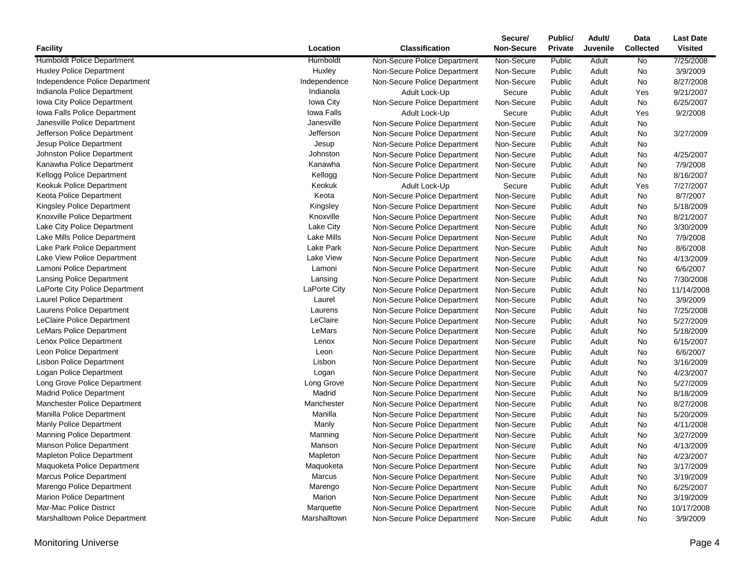| Facility | Location | Classification | Secure/ Non-Secure | Public/ Private | Adult/ Juvenile | Data Collected | Last Date Visited |
|---|---|---|---|---|---|---|---|
| Humboldt Police Department | Humboldt | Non-Secure Police Department | Non-Secure | Public | Adult | No | 7/25/2008 |
| Huxley Police Department | Huxley | Non-Secure Police Department | Non-Secure | Public | Adult | No | 3/9/2009 |
| Independence Police Department | Independence | Non-Secure Police Department | Non-Secure | Public | Adult | No | 8/27/2008 |
| Indianola Police Department | Indianola | Adult Lock-Up | Secure | Public | Adult | Yes | 9/21/2007 |
| Iowa City Police Department | Iowa City | Non-Secure Police Department | Non-Secure | Public | Adult | No | 6/25/2007 |
| Iowa Falls Police Department | Iowa Falls | Adult Lock-Up | Secure | Public | Adult | Yes | 9/2/2008 |
| Janesville Police Department | Janesville | Non-Secure Police Department | Non-Secure | Public | Adult | No | |
| Jefferson Police Department | Jefferson | Non-Secure Police Department | Non-Secure | Public | Adult | No | 3/27/2009 |
| Jesup Police Department | Jesup | Non-Secure Police Department | Non-Secure | Public | Adult | No | |
| Johnston Police Department | Johnston | Non-Secure Police Department | Non-Secure | Public | Adult | No | 4/25/2007 |
| Kanawha Police Department | Kanawha | Non-Secure Police Department | Non-Secure | Public | Adult | No | 7/9/2008 |
| Kellogg Police Department | Kellogg | Non-Secure Police Department | Non-Secure | Public | Adult | No | 8/16/2007 |
| Keokuk Police Department | Keokuk | Adult Lock-Up | Secure | Public | Adult | Yes | 7/27/2007 |
| Keota Police Department | Keota | Non-Secure Police Department | Non-Secure | Public | Adult | No | 8/7/2007 |
| Kingsley Police Department | Kingsley | Non-Secure Police Department | Non-Secure | Public | Adult | No | 5/18/2009 |
| Knoxville Police Department | Knoxville | Non-Secure Police Department | Non-Secure | Public | Adult | No | 8/21/2007 |
| Lake City Police Department | Lake City | Non-Secure Police Department | Non-Secure | Public | Adult | No | 3/30/2009 |
| Lake Mills Police Department | Lake Mills | Non-Secure Police Department | Non-Secure | Public | Adult | No | 7/9/2008 |
| Lake Park Police Department | Lake Park | Non-Secure Police Department | Non-Secure | Public | Adult | No | 8/6/2008 |
| Lake View Police Department | Lake View | Non-Secure Police Department | Non-Secure | Public | Adult | No | 4/13/2009 |
| Lamoni Police Department | Lamoni | Non-Secure Police Department | Non-Secure | Public | Adult | No | 6/6/2007 |
| Lansing Police Department | Lansing | Non-Secure Police Department | Non-Secure | Public | Adult | No | 7/30/2008 |
| LaPorte City Police Department | LaPorte City | Non-Secure Police Department | Non-Secure | Public | Adult | No | 11/14/2008 |
| Laurel Police Department | Laurel | Non-Secure Police Department | Non-Secure | Public | Adult | No | 3/9/2009 |
| Laurens Police Department | Laurens | Non-Secure Police Department | Non-Secure | Public | Adult | No | 7/25/2008 |
| LeClaire Police Department | LeClaire | Non-Secure Police Department | Non-Secure | Public | Adult | No | 5/27/2009 |
| LeMars Police Department | LeMars | Non-Secure Police Department | Non-Secure | Public | Adult | No | 5/18/2009 |
| Lenox Police Department | Lenox | Non-Secure Police Department | Non-Secure | Public | Adult | No | 6/15/2007 |
| Leon Police Department | Leon | Non-Secure Police Department | Non-Secure | Public | Adult | No | 6/6/2007 |
| Lisbon Police Department | Lisbon | Non-Secure Police Department | Non-Secure | Public | Adult | No | 3/16/2009 |
| Logan Police Department | Logan | Non-Secure Police Department | Non-Secure | Public | Adult | No | 4/23/2007 |
| Long Grove Police Department | Long Grove | Non-Secure Police Department | Non-Secure | Public | Adult | No | 5/27/2009 |
| Madrid Police Department | Madrid | Non-Secure Police Department | Non-Secure | Public | Adult | No | 8/18/2009 |
| Manchester Police Department | Manchester | Non-Secure Police Department | Non-Secure | Public | Adult | No | 8/27/2008 |
| Manilla Police Department | Manilla | Non-Secure Police Department | Non-Secure | Public | Adult | No | 5/20/2009 |
| Manly Police Department | Manly | Non-Secure Police Department | Non-Secure | Public | Adult | No | 4/11/2008 |
| Manning Police Department | Manning | Non-Secure Police Department | Non-Secure | Public | Adult | No | 3/27/2009 |
| Manson Police Department | Manson | Non-Secure Police Department | Non-Secure | Public | Adult | No | 4/13/2009 |
| Mapleton Police Department | Mapleton | Non-Secure Police Department | Non-Secure | Public | Adult | No | 4/23/2007 |
| Maquoketa Police Department | Maquoketa | Non-Secure Police Department | Non-Secure | Public | Adult | No | 3/17/2009 |
| Marcus Police Department | Marcus | Non-Secure Police Department | Non-Secure | Public | Adult | No | 3/19/2009 |
| Marengo Police Department | Marengo | Non-Secure Police Department | Non-Secure | Public | Adult | No | 6/25/2007 |
| Marion Police Department | Marion | Non-Secure Police Department | Non-Secure | Public | Adult | No | 3/19/2009 |
| Mar-Mac Police District | Marquette | Non-Secure Police Department | Non-Secure | Public | Adult | No | 10/17/2008 |
| Marshalltown Police Department | Marshalltown | Non-Secure Police Department | Non-Secure | Public | Adult | No | 3/9/2009 |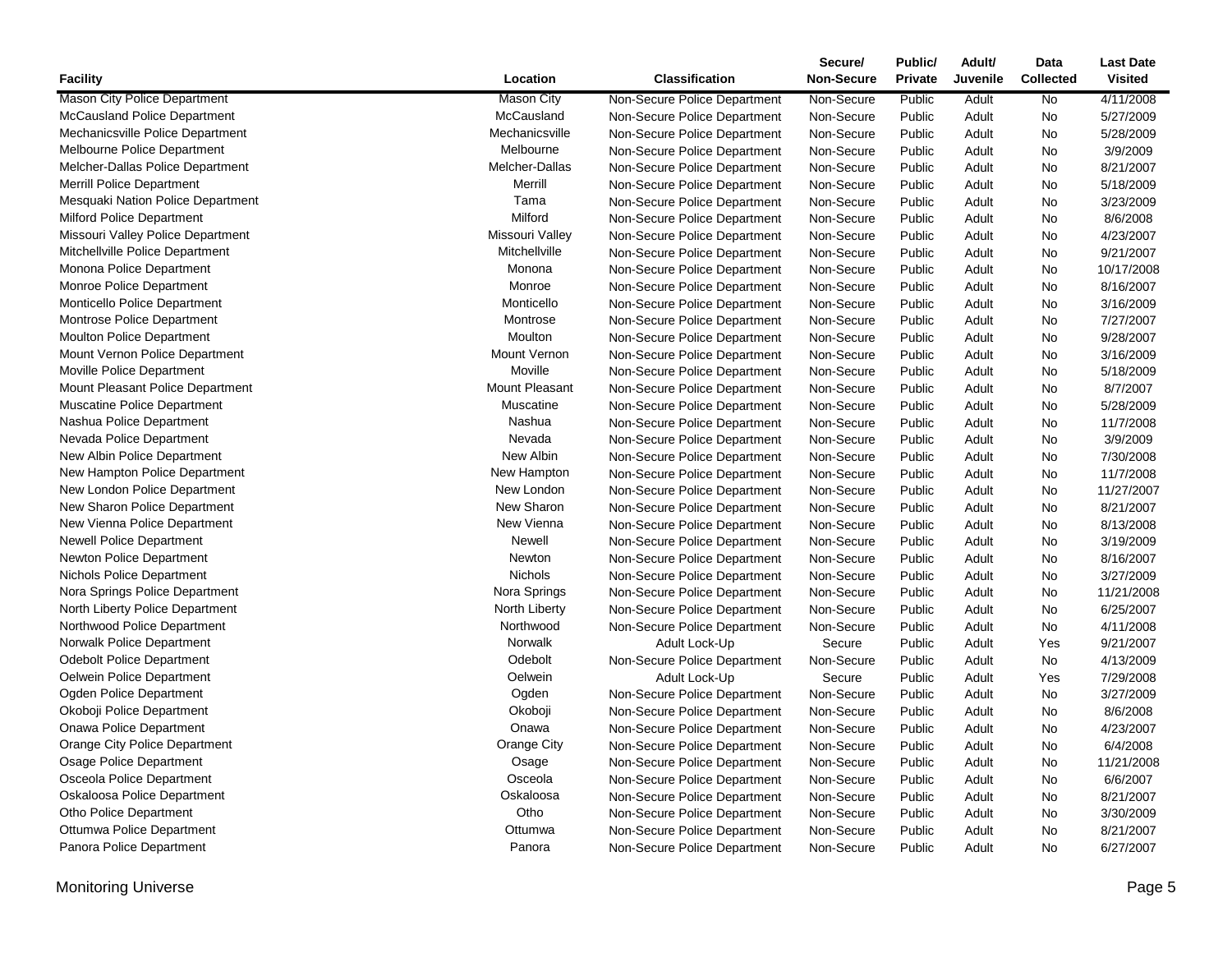| Facility | Location | Classification | Secure/ Non-Secure | Public/ Private | Adult/ Juvenile | Data Collected | Last Date Visited |
|---|---|---|---|---|---|---|---|
| Mason City Police Department | Mason City | Non-Secure Police Department | Non-Secure | Public | Adult | No | 4/11/2008 |
| McCausland Police Department | McCausland | Non-Secure Police Department | Non-Secure | Public | Adult | No | 5/27/2009 |
| Mechanicsville Police Department | Mechanicsville | Non-Secure Police Department | Non-Secure | Public | Adult | No | 5/28/2009 |
| Melbourne Police Department | Melbourne | Non-Secure Police Department | Non-Secure | Public | Adult | No | 3/9/2009 |
| Melcher-Dallas Police Department | Melcher-Dallas | Non-Secure Police Department | Non-Secure | Public | Adult | No | 8/21/2007 |
| Merrill Police Department | Merrill | Non-Secure Police Department | Non-Secure | Public | Adult | No | 5/18/2009 |
| Mesquaki Nation Police Department | Tama | Non-Secure Police Department | Non-Secure | Public | Adult | No | 3/23/2009 |
| Milford Police Department | Milford | Non-Secure Police Department | Non-Secure | Public | Adult | No | 8/6/2008 |
| Missouri Valley Police Department | Missouri Valley | Non-Secure Police Department | Non-Secure | Public | Adult | No | 4/23/2007 |
| Mitchellville Police Department | Mitchellville | Non-Secure Police Department | Non-Secure | Public | Adult | No | 9/21/2007 |
| Monona Police Department | Monona | Non-Secure Police Department | Non-Secure | Public | Adult | No | 10/17/2008 |
| Monroe Police Department | Monroe | Non-Secure Police Department | Non-Secure | Public | Adult | No | 8/16/2007 |
| Monticello Police Department | Monticello | Non-Secure Police Department | Non-Secure | Public | Adult | No | 3/16/2009 |
| Montrose Police Department | Montrose | Non-Secure Police Department | Non-Secure | Public | Adult | No | 7/27/2007 |
| Moulton Police Department | Moulton | Non-Secure Police Department | Non-Secure | Public | Adult | No | 9/28/2007 |
| Mount Vernon Police Department | Mount Vernon | Non-Secure Police Department | Non-Secure | Public | Adult | No | 3/16/2009 |
| Moville Police Department | Moville | Non-Secure Police Department | Non-Secure | Public | Adult | No | 5/18/2009 |
| Mount Pleasant Police Department | Mount Pleasant | Non-Secure Police Department | Non-Secure | Public | Adult | No | 8/7/2007 |
| Muscatine Police Department | Muscatine | Non-Secure Police Department | Non-Secure | Public | Adult | No | 5/28/2009 |
| Nashua Police Department | Nashua | Non-Secure Police Department | Non-Secure | Public | Adult | No | 11/7/2008 |
| Nevada Police Department | Nevada | Non-Secure Police Department | Non-Secure | Public | Adult | No | 3/9/2009 |
| New Albin Police Department | New Albin | Non-Secure Police Department | Non-Secure | Public | Adult | No | 7/30/2008 |
| New Hampton Police Department | New Hampton | Non-Secure Police Department | Non-Secure | Public | Adult | No | 11/7/2008 |
| New London Police Department | New London | Non-Secure Police Department | Non-Secure | Public | Adult | No | 11/27/2007 |
| New Sharon Police Department | New Sharon | Non-Secure Police Department | Non-Secure | Public | Adult | No | 8/21/2007 |
| New Vienna Police Department | New Vienna | Non-Secure Police Department | Non-Secure | Public | Adult | No | 8/13/2008 |
| Newell Police Department | Newell | Non-Secure Police Department | Non-Secure | Public | Adult | No | 3/19/2009 |
| Newton Police Department | Newton | Non-Secure Police Department | Non-Secure | Public | Adult | No | 8/16/2007 |
| Nichols Police Department | Nichols | Non-Secure Police Department | Non-Secure | Public | Adult | No | 3/27/2009 |
| Nora Springs Police Department | Nora Springs | Non-Secure Police Department | Non-Secure | Public | Adult | No | 11/21/2008 |
| North Liberty Police Department | North Liberty | Non-Secure Police Department | Non-Secure | Public | Adult | No | 6/25/2007 |
| Northwood Police Department | Northwood | Non-Secure Police Department | Non-Secure | Public | Adult | No | 4/11/2008 |
| Norwalk Police Department | Norwalk | Adult Lock-Up | Secure | Public | Adult | Yes | 9/21/2007 |
| Odebolt Police Department | Odebolt | Non-Secure Police Department | Non-Secure | Public | Adult | No | 4/13/2009 |
| Oelwein Police Department | Oelwein | Adult Lock-Up | Secure | Public | Adult | Yes | 7/29/2008 |
| Ogden Police Department | Ogden | Non-Secure Police Department | Non-Secure | Public | Adult | No | 3/27/2009 |
| Okoboji Police Department | Okoboji | Non-Secure Police Department | Non-Secure | Public | Adult | No | 8/6/2008 |
| Onawa Police Department | Onawa | Non-Secure Police Department | Non-Secure | Public | Adult | No | 4/23/2007 |
| Orange City Police Department | Orange City | Non-Secure Police Department | Non-Secure | Public | Adult | No | 6/4/2008 |
| Osage Police Department | Osage | Non-Secure Police Department | Non-Secure | Public | Adult | No | 11/21/2008 |
| Osceola Police Department | Osceola | Non-Secure Police Department | Non-Secure | Public | Adult | No | 6/6/2007 |
| Oskaloosa Police Department | Oskaloosa | Non-Secure Police Department | Non-Secure | Public | Adult | No | 8/21/2007 |
| Otho Police Department | Otho | Non-Secure Police Department | Non-Secure | Public | Adult | No | 3/30/2009 |
| Ottumwa Police Department | Ottumwa | Non-Secure Police Department | Non-Secure | Public | Adult | No | 8/21/2007 |
| Panora Police Department | Panora | Non-Secure Police Department | Non-Secure | Public | Adult | No | 6/27/2007 |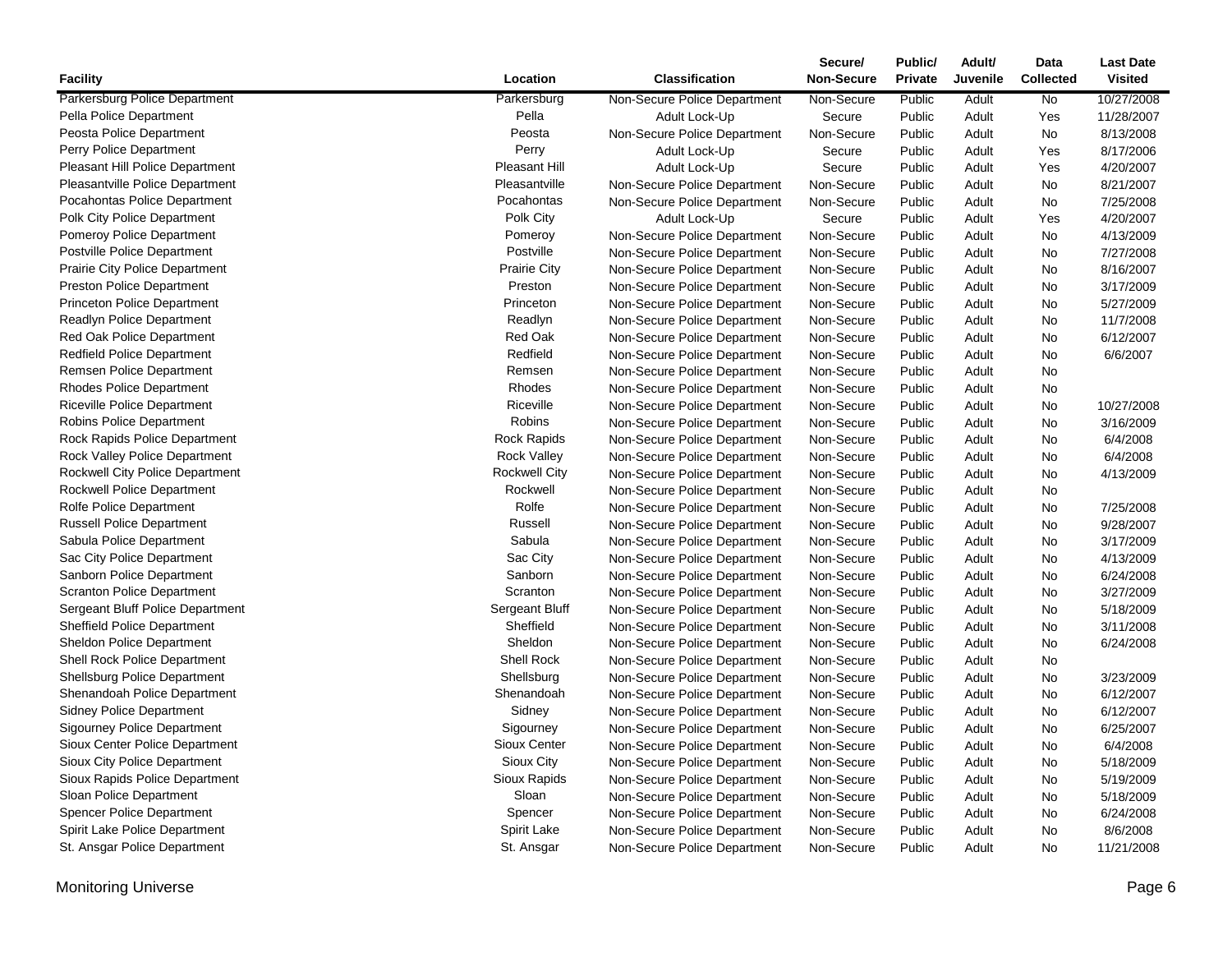| Facility | Location | Classification | Secure/ Non-Secure | Public/ Private | Adult/ Juvenile | Data Collected | Last Date Visited |
|---|---|---|---|---|---|---|---|
| Parkersburg Police Department | Parkersburg | Non-Secure Police Department | Non-Secure | Public | Adult | No | 10/27/2008 |
| Pella Police Department | Pella | Adult Lock-Up | Secure | Public | Adult | Yes | 11/28/2007 |
| Peosta Police Department | Peosta | Non-Secure Police Department | Non-Secure | Public | Adult | No | 8/13/2008 |
| Perry Police Department | Perry | Adult Lock-Up | Secure | Public | Adult | Yes | 8/17/2006 |
| Pleasant Hill Police Department | Pleasant Hill | Adult Lock-Up | Secure | Public | Adult | Yes | 4/20/2007 |
| Pleasantville Police Department | Pleasantville | Non-Secure Police Department | Non-Secure | Public | Adult | No | 8/21/2007 |
| Pocahontas Police Department | Pocahontas | Non-Secure Police Department | Non-Secure | Public | Adult | No | 7/25/2008 |
| Polk City Police Department | Polk City | Adult Lock-Up | Secure | Public | Adult | Yes | 4/20/2007 |
| Pomeroy Police Department | Pomeroy | Non-Secure Police Department | Non-Secure | Public | Adult | No | 4/13/2009 |
| Postville Police Department | Postville | Non-Secure Police Department | Non-Secure | Public | Adult | No | 7/27/2008 |
| Prairie City Police Department | Prairie City | Non-Secure Police Department | Non-Secure | Public | Adult | No | 8/16/2007 |
| Preston Police Department | Preston | Non-Secure Police Department | Non-Secure | Public | Adult | No | 3/17/2009 |
| Princeton Police Department | Princeton | Non-Secure Police Department | Non-Secure | Public | Adult | No | 5/27/2009 |
| Readlyn Police Department | Readlyn | Non-Secure Police Department | Non-Secure | Public | Adult | No | 11/7/2008 |
| Red Oak Police Department | Red Oak | Non-Secure Police Department | Non-Secure | Public | Adult | No | 6/12/2007 |
| Redfield Police Department | Redfield | Non-Secure Police Department | Non-Secure | Public | Adult | No | 6/6/2007 |
| Remsen Police Department | Remsen | Non-Secure Police Department | Non-Secure | Public | Adult | No | |
| Rhodes Police Department | Rhodes | Non-Secure Police Department | Non-Secure | Public | Adult | No | |
| Riceville Police Department | Riceville | Non-Secure Police Department | Non-Secure | Public | Adult | No | 10/27/2008 |
| Robins Police Department | Robins | Non-Secure Police Department | Non-Secure | Public | Adult | No | 3/16/2009 |
| Rock Rapids Police Department | Rock Rapids | Non-Secure Police Department | Non-Secure | Public | Adult | No | 6/4/2008 |
| Rock Valley Police Department | Rock Valley | Non-Secure Police Department | Non-Secure | Public | Adult | No | 6/4/2008 |
| Rockwell City Police Department | Rockwell City | Non-Secure Police Department | Non-Secure | Public | Adult | No | 4/13/2009 |
| Rockwell Police Department | Rockwell | Non-Secure Police Department | Non-Secure | Public | Adult | No | |
| Rolfe Police Department | Rolfe | Non-Secure Police Department | Non-Secure | Public | Adult | No | 7/25/2008 |
| Russell Police Department | Russell | Non-Secure Police Department | Non-Secure | Public | Adult | No | 9/28/2007 |
| Sabula Police Department | Sabula | Non-Secure Police Department | Non-Secure | Public | Adult | No | 3/17/2009 |
| Sac City Police Department | Sac City | Non-Secure Police Department | Non-Secure | Public | Adult | No | 4/13/2009 |
| Sanborn Police Department | Sanborn | Non-Secure Police Department | Non-Secure | Public | Adult | No | 6/24/2008 |
| Scranton Police Department | Scranton | Non-Secure Police Department | Non-Secure | Public | Adult | No | 3/27/2009 |
| Sergeant Bluff Police Department | Sergeant Bluff | Non-Secure Police Department | Non-Secure | Public | Adult | No | 5/18/2009 |
| Sheffield Police Department | Sheffield | Non-Secure Police Department | Non-Secure | Public | Adult | No | 3/11/2008 |
| Sheldon Police Department | Sheldon | Non-Secure Police Department | Non-Secure | Public | Adult | No | 6/24/2008 |
| Shell Rock Police Department | Shell Rock | Non-Secure Police Department | Non-Secure | Public | Adult | No | |
| Shellsburg Police Department | Shellsburg | Non-Secure Police Department | Non-Secure | Public | Adult | No | 3/23/2009 |
| Shenandoah Police Department | Shenandoah | Non-Secure Police Department | Non-Secure | Public | Adult | No | 6/12/2007 |
| Sidney Police Department | Sidney | Non-Secure Police Department | Non-Secure | Public | Adult | No | 6/12/2007 |
| Sigourney Police Department | Sigourney | Non-Secure Police Department | Non-Secure | Public | Adult | No | 6/25/2007 |
| Sioux Center Police Department | Sioux Center | Non-Secure Police Department | Non-Secure | Public | Adult | No | 6/4/2008 |
| Sioux City Police Department | Sioux City | Non-Secure Police Department | Non-Secure | Public | Adult | No | 5/18/2009 |
| Sioux Rapids Police Department | Sioux Rapids | Non-Secure Police Department | Non-Secure | Public | Adult | No | 5/19/2009 |
| Sloan Police Department | Sloan | Non-Secure Police Department | Non-Secure | Public | Adult | No | 5/18/2009 |
| Spencer Police Department | Spencer | Non-Secure Police Department | Non-Secure | Public | Adult | No | 6/24/2008 |
| Spirit Lake Police Department | Spirit Lake | Non-Secure Police Department | Non-Secure | Public | Adult | No | 8/6/2008 |
| St. Ansgar Police Department | St. Ansgar | Non-Secure Police Department | Non-Secure | Public | Adult | No | 11/21/2008 |

Monitoring Universe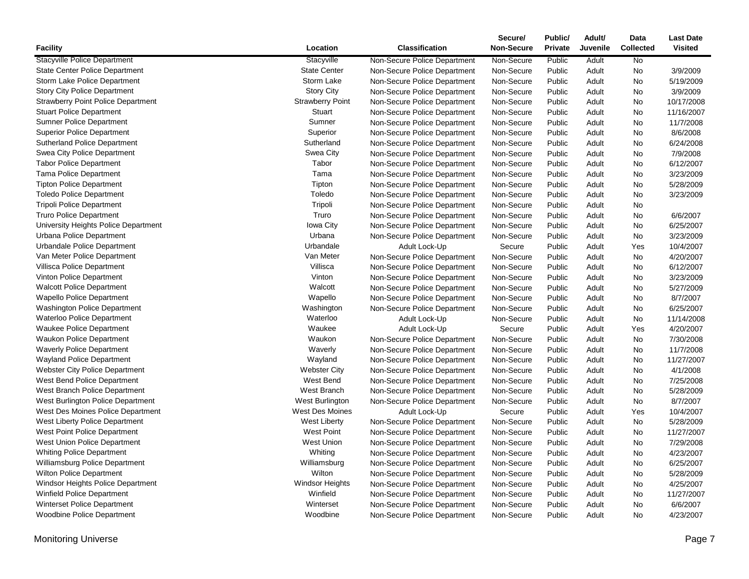| Facility | Location | Classification | Secure/ Non-Secure | Public/ Private | Adult/ Juvenile | Data Collected | Last Date Visited |
|---|---|---|---|---|---|---|---|
| Stacyville Police Department | Stacyville | Non-Secure Police Department | Non-Secure | Public | Adult | No | |
| State Center Police Department | State Center | Non-Secure Police Department | Non-Secure | Public | Adult | No | 3/9/2009 |
| Storm Lake Police Department | Storm Lake | Non-Secure Police Department | Non-Secure | Public | Adult | No | 5/19/2009 |
| Story City Police Department | Story City | Non-Secure Police Department | Non-Secure | Public | Adult | No | 3/9/2009 |
| Strawberry Point Police Department | Strawberry Point | Non-Secure Police Department | Non-Secure | Public | Adult | No | 10/17/2008 |
| Stuart Police Department | Stuart | Non-Secure Police Department | Non-Secure | Public | Adult | No | 11/16/2007 |
| Sumner Police Department | Sumner | Non-Secure Police Department | Non-Secure | Public | Adult | No | 11/7/2008 |
| Superior Police Department | Superior | Non-Secure Police Department | Non-Secure | Public | Adult | No | 8/6/2008 |
| Sutherland Police Department | Sutherland | Non-Secure Police Department | Non-Secure | Public | Adult | No | 6/24/2008 |
| Swea City Police Department | Swea City | Non-Secure Police Department | Non-Secure | Public | Adult | No | 7/9/2008 |
| Tabor Police Department | Tabor | Non-Secure Police Department | Non-Secure | Public | Adult | No | 6/12/2007 |
| Tama Police Department | Tama | Non-Secure Police Department | Non-Secure | Public | Adult | No | 3/23/2009 |
| Tipton Police Department | Tipton | Non-Secure Police Department | Non-Secure | Public | Adult | No | 5/28/2009 |
| Toledo Police Department | Toledo | Non-Secure Police Department | Non-Secure | Public | Adult | No | 3/23/2009 |
| Tripoli Police Department | Tripoli | Non-Secure Police Department | Non-Secure | Public | Adult | No | |
| Truro Police Department | Truro | Non-Secure Police Department | Non-Secure | Public | Adult | No | 6/6/2007 |
| University Heights Police Department | Iowa City | Non-Secure Police Department | Non-Secure | Public | Adult | No | 6/25/2007 |
| Urbana Police Department | Urbana | Non-Secure Police Department | Non-Secure | Public | Adult | No | 3/23/2009 |
| Urbandale Police Department | Urbandale | Adult Lock-Up | Secure | Public | Adult | Yes | 10/4/2007 |
| Van Meter Police Department | Van Meter | Non-Secure Police Department | Non-Secure | Public | Adult | No | 4/20/2007 |
| Villisca Police Department | Villisca | Non-Secure Police Department | Non-Secure | Public | Adult | No | 6/12/2007 |
| Vinton Police Department | Vinton | Non-Secure Police Department | Non-Secure | Public | Adult | No | 3/23/2009 |
| Walcott Police Department | Walcott | Non-Secure Police Department | Non-Secure | Public | Adult | No | 5/27/2009 |
| Wapello Police Department | Wapello | Non-Secure Police Department | Non-Secure | Public | Adult | No | 8/7/2007 |
| Washington Police Department | Washington | Non-Secure Police Department | Non-Secure | Public | Adult | No | 6/25/2007 |
| Waterloo Police Department | Waterloo | Adult Lock-Up | Non-Secure | Public | Adult | No | 11/14/2008 |
| Waukee Police Department | Waukee | Adult Lock-Up | Secure | Public | Adult | Yes | 4/20/2007 |
| Waukon Police Department | Waukon | Non-Secure Police Department | Non-Secure | Public | Adult | No | 7/30/2008 |
| Waverly Police Department | Waverly | Non-Secure Police Department | Non-Secure | Public | Adult | No | 11/7/2008 |
| Wayland Police Department | Wayland | Non-Secure Police Department | Non-Secure | Public | Adult | No | 11/27/2007 |
| Webster City Police Department | Webster City | Non-Secure Police Department | Non-Secure | Public | Adult | No | 4/1/2008 |
| West Bend Police Department | West Bend | Non-Secure Police Department | Non-Secure | Public | Adult | No | 7/25/2008 |
| West Branch Police Department | West Branch | Non-Secure Police Department | Non-Secure | Public | Adult | No | 5/28/2009 |
| West Burlington Police Department | West Burlington | Non-Secure Police Department | Non-Secure | Public | Adult | No | 8/7/2007 |
| West Des Moines Police Department | West Des Moines | Adult Lock-Up | Secure | Public | Adult | Yes | 10/4/2007 |
| West Liberty Police Department | West Liberty | Non-Secure Police Department | Non-Secure | Public | Adult | No | 5/28/2009 |
| West Point Police Department | West Point | Non-Secure Police Department | Non-Secure | Public | Adult | No | 11/27/2007 |
| West Union Police Department | West Union | Non-Secure Police Department | Non-Secure | Public | Adult | No | 7/29/2008 |
| Whiting Police Department | Whiting | Non-Secure Police Department | Non-Secure | Public | Adult | No | 4/23/2007 |
| Williamsburg Police Department | Williamsburg | Non-Secure Police Department | Non-Secure | Public | Adult | No | 6/25/2007 |
| Wilton Police Department | Wilton | Non-Secure Police Department | Non-Secure | Public | Adult | No | 5/28/2009 |
| Windsor Heights Police Department | Windsor Heights | Non-Secure Police Department | Non-Secure | Public | Adult | No | 4/25/2007 |
| Winfield Police Department | Winfield | Non-Secure Police Department | Non-Secure | Public | Adult | No | 11/27/2007 |
| Winterset Police Department | Winterset | Non-Secure Police Department | Non-Secure | Public | Adult | No | 6/6/2007 |
| Woodbine Police Department | Woodbine | Non-Secure Police Department | Non-Secure | Public | Adult | No | 4/23/2007 |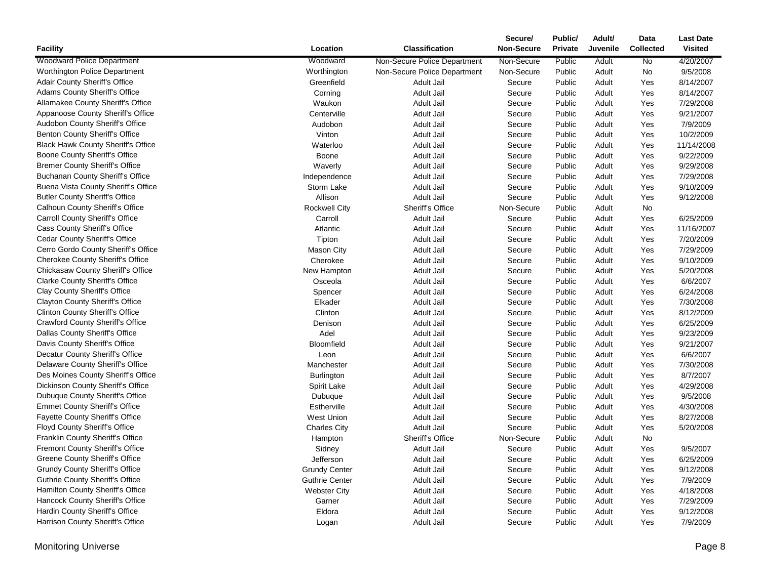| Facility | Location | Classification | Secure/ Non-Secure | Public/ Private | Adult/ Juvenile | Data Collected | Last Date Visited |
|---|---|---|---|---|---|---|---|
| Woodward Police Department | Woodward | Non-Secure Police Department | Non-Secure | Public | Adult | No | 4/20/2007 |
| Worthington Police Department | Worthington | Non-Secure Police Department | Non-Secure | Public | Adult | No | 9/5/2008 |
| Adair County Sheriff's Office | Greenfield | Adult Jail | Secure | Public | Adult | Yes | 8/14/2007 |
| Adams County Sheriff's Office | Corning | Adult Jail | Secure | Public | Adult | Yes | 8/14/2007 |
| Allamakee County Sheriff's Office | Waukon | Adult Jail | Secure | Public | Adult | Yes | 7/29/2008 |
| Appanoose County Sheriff's Office | Centerville | Adult Jail | Secure | Public | Adult | Yes | 9/21/2007 |
| Audobon County Sheriff's Office | Audobon | Adult Jail | Secure | Public | Adult | Yes | 7/9/2009 |
| Benton County Sheriff's Office | Vinton | Adult Jail | Secure | Public | Adult | Yes | 10/2/2009 |
| Black Hawk County Sheriff's Office | Waterloo | Adult Jail | Secure | Public | Adult | Yes | 11/14/2008 |
| Boone County Sheriff's Office | Boone | Adult Jail | Secure | Public | Adult | Yes | 9/22/2009 |
| Bremer County Sheriff's Office | Waverly | Adult Jail | Secure | Public | Adult | Yes | 9/29/2008 |
| Buchanan County Sheriff's Office | Independence | Adult Jail | Secure | Public | Adult | Yes | 7/29/2008 |
| Buena Vista County Sheriff's Office | Storm Lake | Adult Jail | Secure | Public | Adult | Yes | 9/10/2009 |
| Butler County Sheriff's Office | Allison | Adult Jail | Secure | Public | Adult | Yes | 9/12/2008 |
| Calhoun County Sheriff's Office | Rockwell City | Sheriff's Office | Non-Secure | Public | Adult | No | |
| Carroll County Sheriff's Office | Carroll | Adult Jail | Secure | Public | Adult | Yes | 6/25/2009 |
| Cass County Sheriff's Office | Atlantic | Adult Jail | Secure | Public | Adult | Yes | 11/16/2007 |
| Cedar County Sheriff's Office | Tipton | Adult Jail | Secure | Public | Adult | Yes | 7/20/2009 |
| Cerro Gordo County Sheriff's Office | Mason City | Adult Jail | Secure | Public | Adult | Yes | 7/29/2009 |
| Cherokee County Sheriff's Office | Cherokee | Adult Jail | Secure | Public | Adult | Yes | 9/10/2009 |
| Chickasaw County Sheriff's Office | New Hampton | Adult Jail | Secure | Public | Adult | Yes | 5/20/2008 |
| Clarke County Sheriff's Office | Osceola | Adult Jail | Secure | Public | Adult | Yes | 6/6/2007 |
| Clay County Sheriff's Office | Spencer | Adult Jail | Secure | Public | Adult | Yes | 6/24/2008 |
| Clayton County Sheriff's Office | Elkader | Adult Jail | Secure | Public | Adult | Yes | 7/30/2008 |
| Clinton County Sheriff's Office | Clinton | Adult Jail | Secure | Public | Adult | Yes | 8/12/2009 |
| Crawford County Sheriff's Office | Denison | Adult Jail | Secure | Public | Adult | Yes | 6/25/2009 |
| Dallas County Sheriff's Office | Adel | Adult Jail | Secure | Public | Adult | Yes | 9/23/2009 |
| Davis County Sheriff's Office | Bloomfield | Adult Jail | Secure | Public | Adult | Yes | 9/21/2007 |
| Decatur County Sheriff's Office | Leon | Adult Jail | Secure | Public | Adult | Yes | 6/6/2007 |
| Delaware County Sheriff's Office | Manchester | Adult Jail | Secure | Public | Adult | Yes | 7/30/2008 |
| Des Moines County Sheriff's Office | Burlington | Adult Jail | Secure | Public | Adult | Yes | 8/7/2007 |
| Dickinson County Sheriff's Office | Spirit Lake | Adult Jail | Secure | Public | Adult | Yes | 4/29/2008 |
| Dubuque County Sheriff's Office | Dubuque | Adult Jail | Secure | Public | Adult | Yes | 9/5/2008 |
| Emmet County Sheriff's Office | Estherville | Adult Jail | Secure | Public | Adult | Yes | 4/30/2008 |
| Fayette County Sheriff's Office | West Union | Adult Jail | Secure | Public | Adult | Yes | 8/27/2008 |
| Floyd County Sheriff's Office | Charles City | Adult Jail | Secure | Public | Adult | Yes | 5/20/2008 |
| Franklin County Sheriff's Office | Hampton | Sheriff's Office | Non-Secure | Public | Adult | No | |
| Fremont County Sheriff's Office | Sidney | Adult Jail | Secure | Public | Adult | Yes | 9/5/2007 |
| Greene County Sheriff's Office | Jefferson | Adult Jail | Secure | Public | Adult | Yes | 6/25/2009 |
| Grundy County Sheriff's Office | Grundy Center | Adult Jail | Secure | Public | Adult | Yes | 9/12/2008 |
| Guthrie County Sheriff's Office | Guthrie Center | Adult Jail | Secure | Public | Adult | Yes | 7/9/2009 |
| Hamilton County Sheriff's Office | Webster City | Adult Jail | Secure | Public | Adult | Yes | 4/18/2008 |
| Hancock County Sheriff's Office | Garner | Adult Jail | Secure | Public | Adult | Yes | 7/29/2009 |
| Hardin County Sheriff's Office | Eldora | Adult Jail | Secure | Public | Adult | Yes | 9/12/2008 |
| Harrison County Sheriff's Office | Logan | Adult Jail | Secure | Public | Adult | Yes | 7/9/2009 |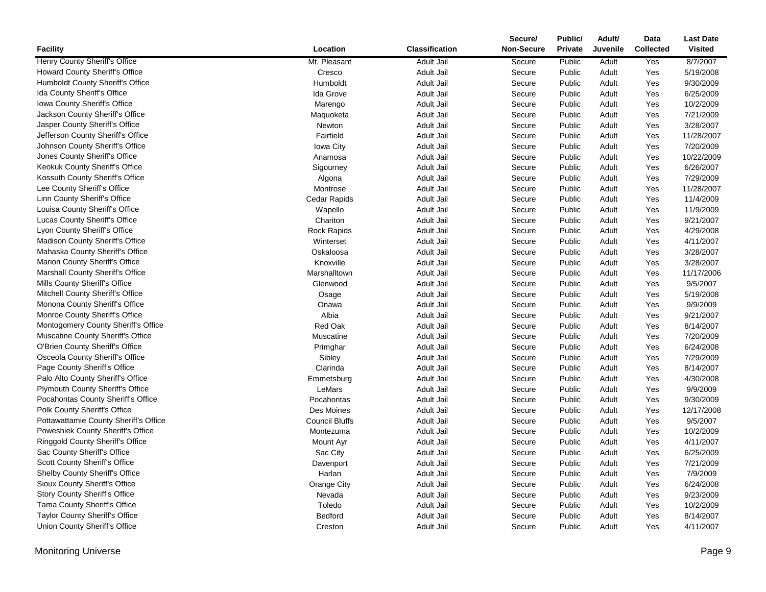| Facility | Location | Classification | Secure/ Non-Secure | Public/ Private | Adult/ Juvenile | Data Collected | Last Date Visited |
|---|---|---|---|---|---|---|---|
| Henry County Sheriff's Office | Mt. Pleasant | Adult Jail | Secure | Public | Adult | Yes | 8/7/2007 |
| Howard County Sheriff's Office | Cresco | Adult Jail | Secure | Public | Adult | Yes | 5/19/2008 |
| Humboldt County Sheriff's Office | Humboldt | Adult Jail | Secure | Public | Adult | Yes | 9/30/2009 |
| Ida County Sheriff's Office | Ida Grove | Adult Jail | Secure | Public | Adult | Yes | 6/25/2009 |
| Iowa County Sheriff's Office | Marengo | Adult Jail | Secure | Public | Adult | Yes | 10/2/2009 |
| Jackson County Sheriff's Office | Maquoketa | Adult Jail | Secure | Public | Adult | Yes | 7/21/2009 |
| Jasper County Sheriff's Office | Newton | Adult Jail | Secure | Public | Adult | Yes | 3/28/2007 |
| Jefferson County Sheriff's Office | Fairfield | Adult Jail | Secure | Public | Adult | Yes | 11/28/2007 |
| Johnson County Sheriff's Office | Iowa City | Adult Jail | Secure | Public | Adult | Yes | 7/20/2009 |
| Jones County Sheriff's Office | Anamosa | Adult Jail | Secure | Public | Adult | Yes | 10/22/2009 |
| Keokuk County Sheriff's Office | Sigourney | Adult Jail | Secure | Public | Adult | Yes | 6/26/2007 |
| Kossuth County Sheriff's Office | Algona | Adult Jail | Secure | Public | Adult | Yes | 7/29/2009 |
| Lee County Sheriff's Office | Montrose | Adult Jail | Secure | Public | Adult | Yes | 11/28/2007 |
| Linn County Sheriff's Office | Cedar Rapids | Adult Jail | Secure | Public | Adult | Yes | 11/4/2009 |
| Louisa County Sheriff's Office | Wapello | Adult Jail | Secure | Public | Adult | Yes | 11/9/2009 |
| Lucas County Sheriff's Office | Chariton | Adult Jail | Secure | Public | Adult | Yes | 9/21/2007 |
| Lyon County Sheriff's Office | Rock Rapids | Adult Jail | Secure | Public | Adult | Yes | 4/29/2008 |
| Madison County Sheriff's Office | Winterset | Adult Jail | Secure | Public | Adult | Yes | 4/11/2007 |
| Mahaska County Sheriff's Office | Oskaloosa | Adult Jail | Secure | Public | Adult | Yes | 3/28/2007 |
| Marion County Sheriff's Office | Knoxville | Adult Jail | Secure | Public | Adult | Yes | 3/28/2007 |
| Marshall County Sheriff's Office | Marshalltown | Adult Jail | Secure | Public | Adult | Yes | 11/17/2006 |
| Mills County Sheriff's Office | Glenwood | Adult Jail | Secure | Public | Adult | Yes | 9/5/2007 |
| Mitchell County Sheriff's Office | Osage | Adult Jail | Secure | Public | Adult | Yes | 5/19/2008 |
| Monona County Sheriff's Office | Onawa | Adult Jail | Secure | Public | Adult | Yes | 9/9/2009 |
| Monroe County Sheriff's Office | Albia | Adult Jail | Secure | Public | Adult | Yes | 9/21/2007 |
| Montogomery County Sheriff's Office | Red Oak | Adult Jail | Secure | Public | Adult | Yes | 8/14/2007 |
| Muscatine County Sheriff's Office | Muscatine | Adult Jail | Secure | Public | Adult | Yes | 7/20/2009 |
| O'Brien County Sheriff's Office | Primghar | Adult Jail | Secure | Public | Adult | Yes | 6/24/2008 |
| Osceola County Sheriff's Office | Sibley | Adult Jail | Secure | Public | Adult | Yes | 7/29/2009 |
| Page County Sheriff's Office | Clarinda | Adult Jail | Secure | Public | Adult | Yes | 8/14/2007 |
| Palo Alto County Sheriff's Office | Emmetsburg | Adult Jail | Secure | Public | Adult | Yes | 4/30/2008 |
| Plymouth County Sheriff's Office | LeMars | Adult Jail | Secure | Public | Adult | Yes | 9/9/2009 |
| Pocahontas County Sheriff's Office | Pocahontas | Adult Jail | Secure | Public | Adult | Yes | 9/30/2009 |
| Polk County Sheriff's Office | Des Moines | Adult Jail | Secure | Public | Adult | Yes | 12/17/2008 |
| Pottawattamie County Sheriff's Office | Council Bluffs | Adult Jail | Secure | Public | Adult | Yes | 9/5/2007 |
| Poweshiek County Sheriff's Office | Montezuma | Adult Jail | Secure | Public | Adult | Yes | 10/2/2009 |
| Ringgold County Sheriff's Office | Mount Ayr | Adult Jail | Secure | Public | Adult | Yes | 4/11/2007 |
| Sac County Sheriff's Office | Sac City | Adult Jail | Secure | Public | Adult | Yes | 6/25/2009 |
| Scott County Sheriff's Office | Davenport | Adult Jail | Secure | Public | Adult | Yes | 7/21/2009 |
| Shelby County Sheriff's Office | Harlan | Adult Jail | Secure | Public | Adult | Yes | 7/9/2009 |
| Sioux County Sheriff's Office | Orange City | Adult Jail | Secure | Public | Adult | Yes | 6/24/2008 |
| Story County Sheriff's Office | Nevada | Adult Jail | Secure | Public | Adult | Yes | 9/23/2009 |
| Tama County Sheriff's Office | Toledo | Adult Jail | Secure | Public | Adult | Yes | 10/2/2009 |
| Taylor County Sheriff's Office | Bedford | Adult Jail | Secure | Public | Adult | Yes | 8/14/2007 |
| Union County Sheriff's Office | Creston | Adult Jail | Secure | Public | Adult | Yes | 4/11/2007 |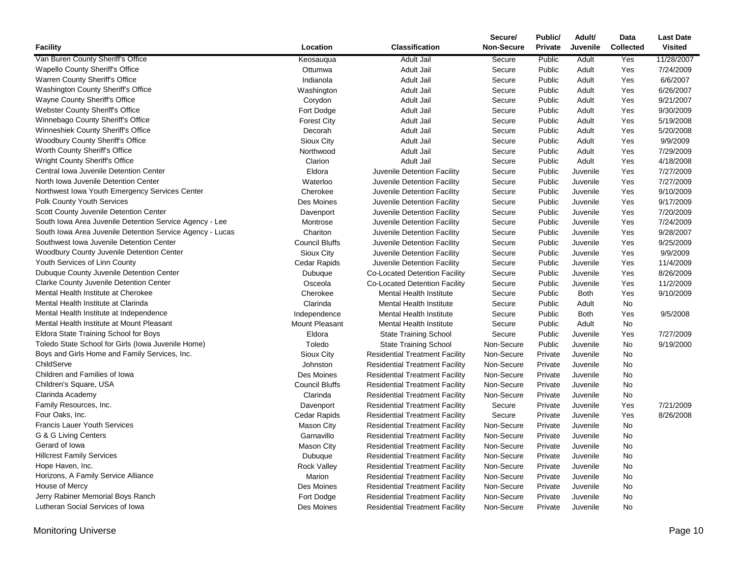| Facility | Location | Classification | Secure/ Non-Secure | Public/ Private | Adult/ Juvenile | Data Collected | Last Date Visited |
|---|---|---|---|---|---|---|---|
| Van Buren County Sheriff's Office | Keosauqua | Adult Jail | Secure | Public | Adult | Yes | 11/28/2007 |
| Wapello County Sheriff's Office | Ottumwa | Adult Jail | Secure | Public | Adult | Yes | 7/24/2009 |
| Warren County Sheriff's Office | Indianola | Adult Jail | Secure | Public | Adult | Yes | 6/6/2007 |
| Washington County Sheriff's Office | Washington | Adult Jail | Secure | Public | Adult | Yes | 6/26/2007 |
| Wayne County Sheriff's Office | Corydon | Adult Jail | Secure | Public | Adult | Yes | 9/21/2007 |
| Webster County Sheriff's Office | Fort Dodge | Adult Jail | Secure | Public | Adult | Yes | 9/30/2009 |
| Winnebago County Sheriff's Office | Forest City | Adult Jail | Secure | Public | Adult | Yes | 5/19/2008 |
| Winneshiek County Sheriff's Office | Decorah | Adult Jail | Secure | Public | Adult | Yes | 5/20/2008 |
| Woodbury County Sheriff's Office | Sioux City | Adult Jail | Secure | Public | Adult | Yes | 9/9/2009 |
| Worth County Sheriff's Office | Northwood | Adult Jail | Secure | Public | Adult | Yes | 7/29/2009 |
| Wright County Sheriff's Office | Clarion | Adult Jail | Secure | Public | Adult | Yes | 4/18/2008 |
| Central Iowa Juvenile Detention Center | Eldora | Juvenile Detention Facility | Secure | Public | Juvenile | Yes | 7/27/2009 |
| North Iowa Juvenile Detention Center | Waterloo | Juvenile Detention Facility | Secure | Public | Juvenile | Yes | 7/27/2009 |
| Northwest Iowa Youth Emergency Services Center | Cherokee | Juvenile Detention Facility | Secure | Public | Juvenile | Yes | 9/10/2009 |
| Polk County Youth Services | Des Moines | Juvenile Detention Facility | Secure | Public | Juvenile | Yes | 9/17/2009 |
| Scott County Juvenile Detention Center | Davenport | Juvenile Detention Facility | Secure | Public | Juvenile | Yes | 7/20/2009 |
| South Iowa Area Juvenile Detention Service Agency - Lee | Montrose | Juvenile Detention Facility | Secure | Public | Juvenile | Yes | 7/24/2009 |
| South Iowa Area Juvenile Detention Service Agency - Lucas | Chariton | Juvenile Detention Facility | Secure | Public | Juvenile | Yes | 9/28/2007 |
| Southwest Iowa Juvenile Detention Center | Council Bluffs | Juvenile Detention Facility | Secure | Public | Juvenile | Yes | 9/25/2009 |
| Woodbury County Juvenile Detention Center | Sioux City | Juvenile Detention Facility | Secure | Public | Juvenile | Yes | 9/9/2009 |
| Youth Services of Linn County | Cedar Rapids | Juvenile Detention Facility | Secure | Public | Juvenile | Yes | 11/4/2009 |
| Dubuque County Juvenile Detention Center | Dubuque | Co-Located Detention Facility | Secure | Public | Juvenile | Yes | 8/26/2009 |
| Clarke County Juvenile Detention Center | Osceola | Co-Located Detention Facility | Secure | Public | Juvenile | Yes | 11/2/2009 |
| Mental Health Institute at Cherokee | Cherokee | Mental Health Institute | Secure | Public | Both | Yes | 9/10/2009 |
| Mental Health Institute at Clarinda | Clarinda | Mental Health Institute | Secure | Public | Adult | No | |
| Mental Health Institute at Independence | Independence | Mental Health Institute | Secure | Public | Both | Yes | 9/5/2008 |
| Mental Health Institute at Mount Pleasant | Mount Pleasant | Mental Health Institute | Secure | Public | Adult | No | |
| Eldora State Training School for Boys | Eldora | State Training School | Secure | Public | Juvenile | Yes | 7/27/2009 |
| Toledo State School for Girls (Iowa Juvenile Home) | Toledo | State Training School | Non-Secure | Public | Juvenile | No | 9/19/2000 |
| Boys and Girls Home and Family Services, Inc. | Sioux City | Residential Treatment Facility | Non-Secure | Private | Juvenile | No | |
| ChildServe | Johnston | Residential Treatment Facility | Non-Secure | Private | Juvenile | No | |
| Children and Families of Iowa | Des Moines | Residential Treatment Facility | Non-Secure | Private | Juvenile | No | |
| Children's Square, USA | Council Bluffs | Residential Treatment Facility | Non-Secure | Private | Juvenile | No | |
| Clarinda Academy | Clarinda | Residential Treatment Facility | Non-Secure | Private | Juvenile | No | |
| Family Resources, Inc. | Davenport | Residential Treatment Facility | Secure | Private | Juvenile | Yes | 7/21/2009 |
| Four Oaks, Inc. | Cedar Rapids | Residential Treatment Facility | Secure | Private | Juvenile | Yes | 8/26/2008 |
| Francis Lauer Youth Services | Mason City | Residential Treatment Facility | Non-Secure | Private | Juvenile | No | |
| G & G Living Centers | Garnavillo | Residential Treatment Facility | Non-Secure | Private | Juvenile | No | |
| Gerard of Iowa | Mason City | Residential Treatment Facility | Non-Secure | Private | Juvenile | No | |
| Hillcrest Family Services | Dubuque | Residential Treatment Facility | Non-Secure | Private | Juvenile | No | |
| Hope Haven, Inc. | Rock Valley | Residential Treatment Facility | Non-Secure | Private | Juvenile | No | |
| Horizons, A Family Service Alliance | Marion | Residential Treatment Facility | Non-Secure | Private | Juvenile | No | |
| House of Mercy | Des Moines | Residential Treatment Facility | Non-Secure | Private | Juvenile | No | |
| Jerry Rabiner Memorial Boys Ranch | Fort Dodge | Residential Treatment Facility | Non-Secure | Private | Juvenile | No | |
| Lutheran Social Services of Iowa | Des Moines | Residential Treatment Facility | Non-Secure | Private | Juvenile | No | |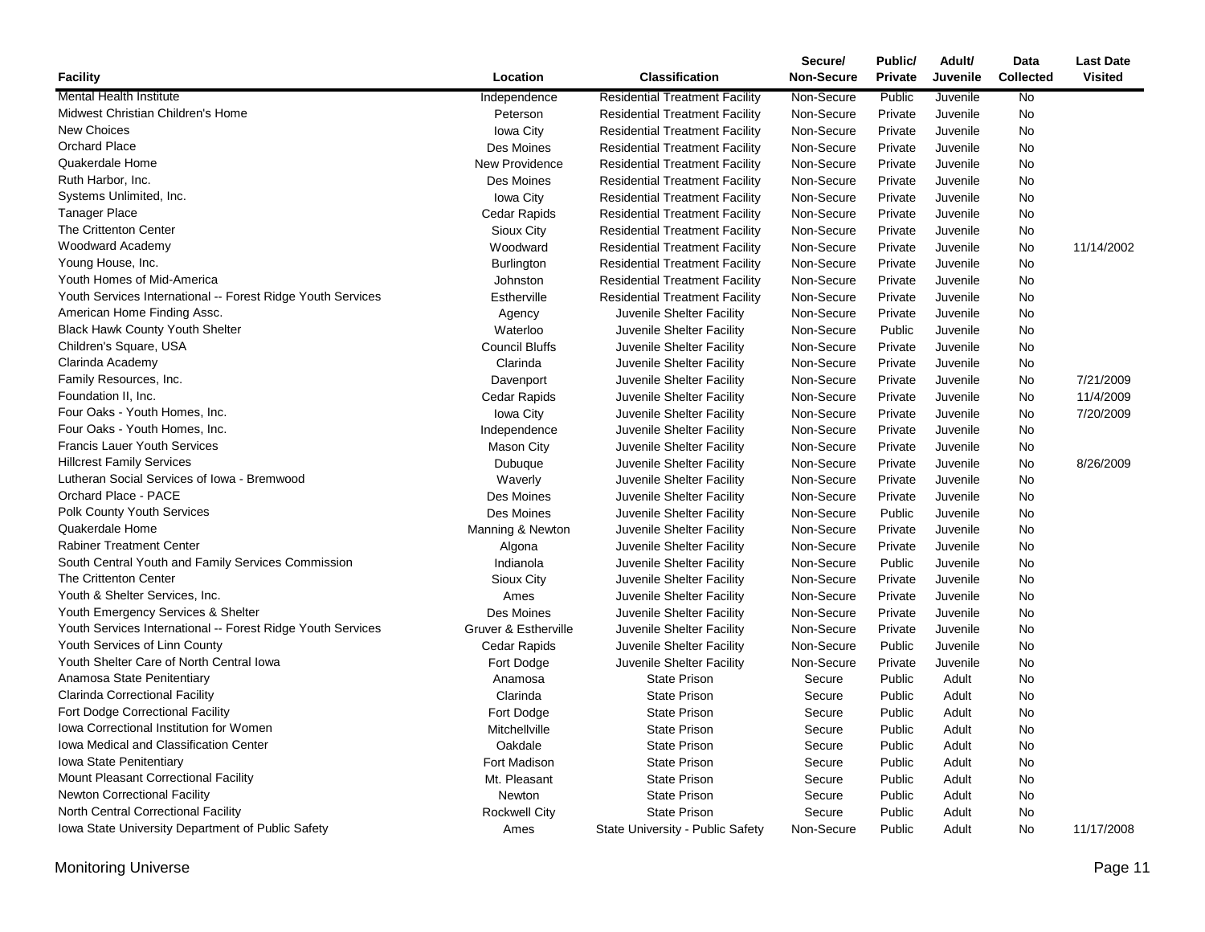| Facility | Location | Classification | Secure/ Non-Secure | Public/ Private | Adult/ Juvenile | Data Collected | Last Date Visited |
|---|---|---|---|---|---|---|---|
| Mental Health Institute | Independence | Residential Treatment Facility | Non-Secure | Public | Juvenile | No | |
| Midwest Christian Children's Home | Peterson | Residential Treatment Facility | Non-Secure | Private | Juvenile | No | |
| New Choices | Iowa City | Residential Treatment Facility | Non-Secure | Private | Juvenile | No | |
| Orchard Place | Des Moines | Residential Treatment Facility | Non-Secure | Private | Juvenile | No | |
| Quakerdale Home | New Providence | Residential Treatment Facility | Non-Secure | Private | Juvenile | No | |
| Ruth Harbor, Inc. | Des Moines | Residential Treatment Facility | Non-Secure | Private | Juvenile | No | |
| Systems Unlimited, Inc. | Iowa City | Residential Treatment Facility | Non-Secure | Private | Juvenile | No | |
| Tanager Place | Cedar Rapids | Residential Treatment Facility | Non-Secure | Private | Juvenile | No | |
| The Crittenton Center | Sioux City | Residential Treatment Facility | Non-Secure | Private | Juvenile | No | |
| Woodward Academy | Woodward | Residential Treatment Facility | Non-Secure | Private | Juvenile | No | 11/14/2002 |
| Young House, Inc. | Burlington | Residential Treatment Facility | Non-Secure | Private | Juvenile | No | |
| Youth Homes of Mid-America | Johnston | Residential Treatment Facility | Non-Secure | Private | Juvenile | No | |
| Youth Services International -- Forest Ridge Youth Services | Estherville | Residential Treatment Facility | Non-Secure | Private | Juvenile | No | |
| American Home Finding Assc. | Agency | Juvenile Shelter Facility | Non-Secure | Private | Juvenile | No | |
| Black Hawk County Youth Shelter | Waterloo | Juvenile Shelter Facility | Non-Secure | Public | Juvenile | No | |
| Children's Square, USA | Council Bluffs | Juvenile Shelter Facility | Non-Secure | Private | Juvenile | No | |
| Clarinda Academy | Clarinda | Juvenile Shelter Facility | Non-Secure | Private | Juvenile | No | |
| Family Resources, Inc. | Davenport | Juvenile Shelter Facility | Non-Secure | Private | Juvenile | No | 7/21/2009 |
| Foundation II, Inc. | Cedar Rapids | Juvenile Shelter Facility | Non-Secure | Private | Juvenile | No | 11/4/2009 |
| Four Oaks - Youth Homes, Inc. | Iowa City | Juvenile Shelter Facility | Non-Secure | Private | Juvenile | No | 7/20/2009 |
| Four Oaks - Youth Homes, Inc. | Independence | Juvenile Shelter Facility | Non-Secure | Private | Juvenile | No | |
| Francis Lauer Youth Services | Mason City | Juvenile Shelter Facility | Non-Secure | Private | Juvenile | No | |
| Hillcrest Family Services | Dubuque | Juvenile Shelter Facility | Non-Secure | Private | Juvenile | No | 8/26/2009 |
| Lutheran Social Services of Iowa - Bremwood | Waverly | Juvenile Shelter Facility | Non-Secure | Private | Juvenile | No | |
| Orchard Place - PACE | Des Moines | Juvenile Shelter Facility | Non-Secure | Private | Juvenile | No | |
| Polk County Youth Services | Des Moines | Juvenile Shelter Facility | Non-Secure | Public | Juvenile | No | |
| Quakerdale Home | Manning & Newton | Juvenile Shelter Facility | Non-Secure | Private | Juvenile | No | |
| Rabiner Treatment Center | Algona | Juvenile Shelter Facility | Non-Secure | Private | Juvenile | No | |
| South Central Youth and Family Services Commission | Indianola | Juvenile Shelter Facility | Non-Secure | Public | Juvenile | No | |
| The Crittenton Center | Sioux City | Juvenile Shelter Facility | Non-Secure | Private | Juvenile | No | |
| Youth & Shelter Services, Inc. | Ames | Juvenile Shelter Facility | Non-Secure | Private | Juvenile | No | |
| Youth Emergency Services & Shelter | Des Moines | Juvenile Shelter Facility | Non-Secure | Private | Juvenile | No | |
| Youth Services International -- Forest Ridge Youth Services | Gruver & Estherville | Juvenile Shelter Facility | Non-Secure | Private | Juvenile | No | |
| Youth Services of Linn County | Cedar Rapids | Juvenile Shelter Facility | Non-Secure | Public | Juvenile | No | |
| Youth Shelter Care of North Central Iowa | Fort Dodge | Juvenile Shelter Facility | Non-Secure | Private | Juvenile | No | |
| Anamosa State Penitentiary | Anamosa | State Prison | Secure | Public | Adult | No | |
| Clarinda Correctional Facility | Clarinda | State Prison | Secure | Public | Adult | No | |
| Fort Dodge Correctional Facility | Fort Dodge | State Prison | Secure | Public | Adult | No | |
| Iowa Correctional Institution for Women | Mitchellville | State Prison | Secure | Public | Adult | No | |
| Iowa Medical and Classification Center | Oakdale | State Prison | Secure | Public | Adult | No | |
| Iowa State Penitentiary | Fort Madison | State Prison | Secure | Public | Adult | No | |
| Mount Pleasant Correctional Facility | Mt. Pleasant | State Prison | Secure | Public | Adult | No | |
| Newton Correctional Facility | Newton | State Prison | Secure | Public | Adult | No | |
| North Central Correctional Facility | Rockwell City | State Prison | Secure | Public | Adult | No | |
| Iowa State University Department of Public Safety | Ames | State University - Public Safety | Non-Secure | Public | Adult | No | 11/17/2008 |

Monitoring Universe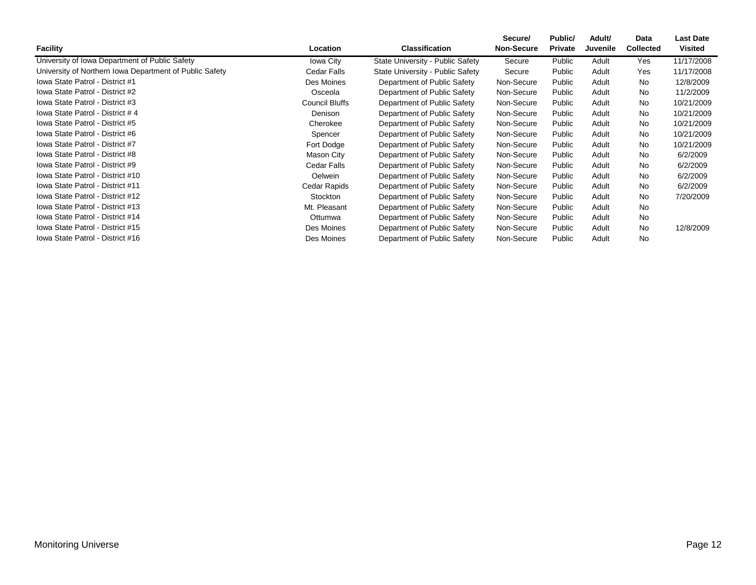| Facility | Location | Classification | Secure/ Non-Secure | Public/ Private | Adult/ Juvenile | Data Collected | Last Date Visited |
|---|---|---|---|---|---|---|---|
| University of Iowa Department of Public Safety | Iowa City | State University - Public Safety | Secure | Public | Adult | Yes | 11/17/2008 |
| University of Northern Iowa Department of Public Safety | Cedar Falls | State University - Public Safety | Secure | Public | Adult | Yes | 11/17/2008 |
| Iowa State Patrol - District #1 | Des Moines | Department of Public Safety | Non-Secure | Public | Adult | No | 12/8/2009 |
| Iowa State Patrol - District #2 | Osceola | Department of Public Safety | Non-Secure | Public | Adult | No | 11/2/2009 |
| Iowa State Patrol - District #3 | Council Bluffs | Department of Public Safety | Non-Secure | Public | Adult | No | 10/21/2009 |
| Iowa State Patrol - District # 4 | Denison | Department of Public Safety | Non-Secure | Public | Adult | No | 10/21/2009 |
| Iowa State Patrol - District #5 | Cherokee | Department of Public Safety | Non-Secure | Public | Adult | No | 10/21/2009 |
| Iowa State Patrol - District #6 | Spencer | Department of Public Safety | Non-Secure | Public | Adult | No | 10/21/2009 |
| Iowa State Patrol - District #7 | Fort Dodge | Department of Public Safety | Non-Secure | Public | Adult | No | 10/21/2009 |
| Iowa State Patrol - District #8 | Mason City | Department of Public Safety | Non-Secure | Public | Adult | No | 6/2/2009 |
| Iowa State Patrol - District #9 | Cedar Falls | Department of Public Safety | Non-Secure | Public | Adult | No | 6/2/2009 |
| Iowa State Patrol - District #10 | Oelwein | Department of Public Safety | Non-Secure | Public | Adult | No | 6/2/2009 |
| Iowa State Patrol - District #11 | Cedar Rapids | Department of Public Safety | Non-Secure | Public | Adult | No | 6/2/2009 |
| Iowa State Patrol - District #12 | Stockton | Department of Public Safety | Non-Secure | Public | Adult | No | 7/20/2009 |
| Iowa State Patrol - District #13 | Mt. Pleasant | Department of Public Safety | Non-Secure | Public | Adult | No | |
| Iowa State Patrol - District #14 | Ottumwa | Department of Public Safety | Non-Secure | Public | Adult | No | |
| Iowa State Patrol - District #15 | Des Moines | Department of Public Safety | Non-Secure | Public | Adult | No | 12/8/2009 |
| Iowa State Patrol - District #16 | Des Moines | Department of Public Safety | Non-Secure | Public | Adult | No | |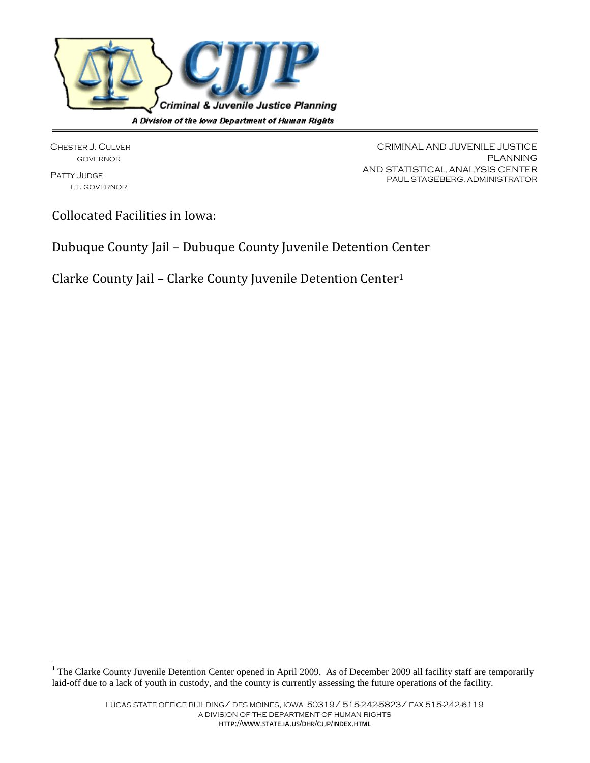**Criminal & Juvenile Justice Planning**

*A Division of the Iowa Department of Human Rights*

CHESTER J. CULVER
GOVERNOR

PATTY JUDGE
LT. GOVERNOR

CRIMINAL AND JUVENILE JUSTICE PLANNING
AND STATISTICAL ANALYSIS CENTER
PAUL STAGEBERG, ADMINISTRATOR

# Collocated Facilities in Iowa:

## Dubuque County Jail – Dubuque County Juvenile Detention Center

## Clarke County Jail – Clarke County Juvenile Detention Center[1]

[1] The Clarke County Juvenile Detention Center opened in April 2009. As of December 2009 all facility staff are temporarily laid-off due to a lack of youth in custody, and the county is currently assessing the future operations of the facility.

LUCAS STATE OFFICE BUILDING/ DES MOINES, IOWA 50319/ 515-242-5823/ FAX 515-242-6119
A DIVISION OF THE DEPARTMENT OF HUMAN RIGHTS
HTTP://WWW.STATE.IA.US/DHR/CJJP/INDEX.HTML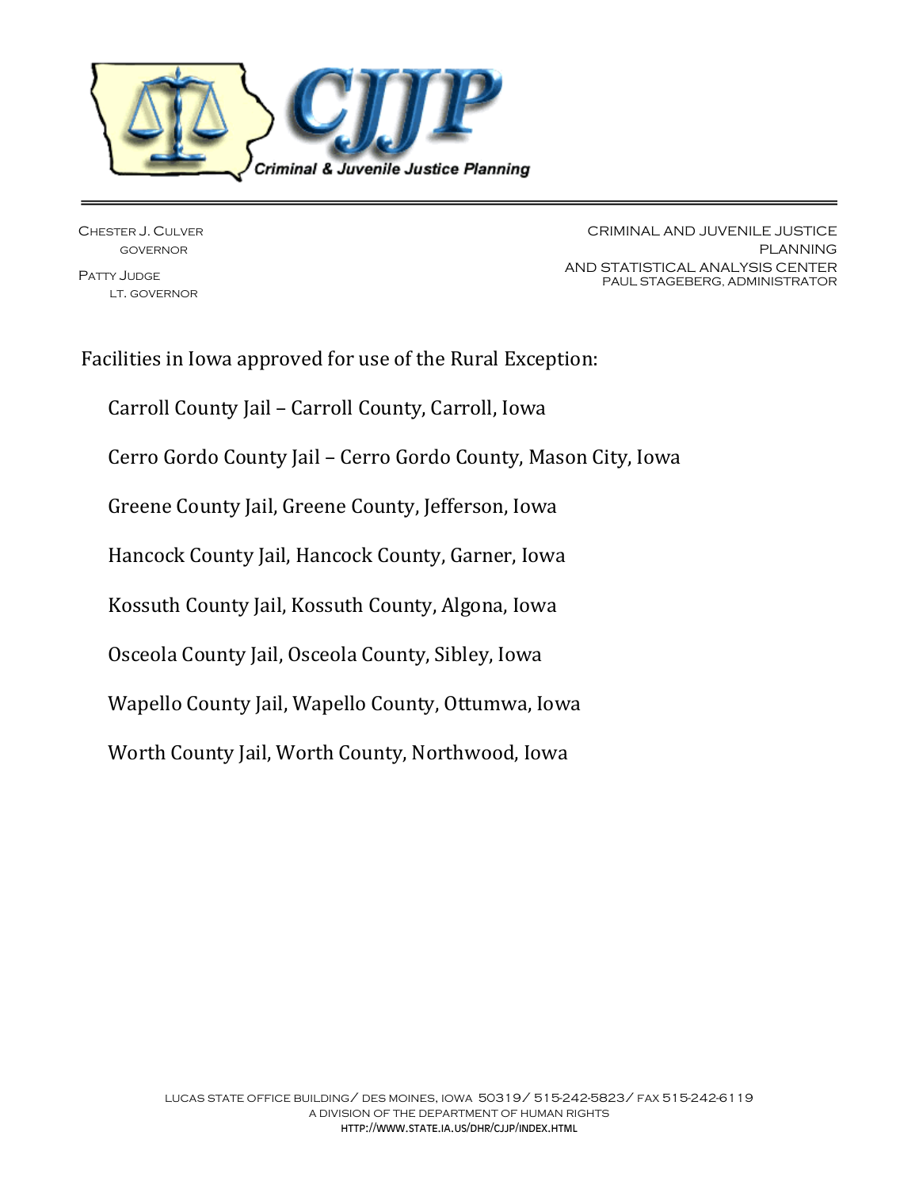CJJP

Criminal & Juvenile Justice Planning

Chester J. Culver
Governor

Patty Judge
Lt. Governor

CRIMINAL AND JUVENILE JUSTICE PLANNING
AND STATISTICAL ANALYSIS CENTER
PAUL STAGEBERG, ADMINISTRATOR

Facilities in Iowa approved for use of the Rural Exception:

- Carroll County Jail – Carroll County, Carroll, Iowa
- Cerro Gordo County Jail – Cerro Gordo County, Mason City, Iowa
- Greene County Jail, Greene County, Jefferson, Iowa
- Hancock County Jail, Hancock County, Garner, Iowa
- Kossuth County Jail, Kossuth County, Algona, Iowa
- Osceola County Jail, Osceola County, Sibley, Iowa
- Wapello County Jail, Wapello County, Ottumwa, Iowa
- Worth County Jail, Worth County, Northwood, Iowa

LUCAS STATE OFFICE BUILDING/ DES MOINES, IOWA 50319/ 515-242-5823/ FAX 515-242-6119
A DIVISION OF THE DEPARTMENT OF HUMAN RIGHTS
HTTP://WWW.STATE.IA.US/DHR/CJJP/INDEX.HTML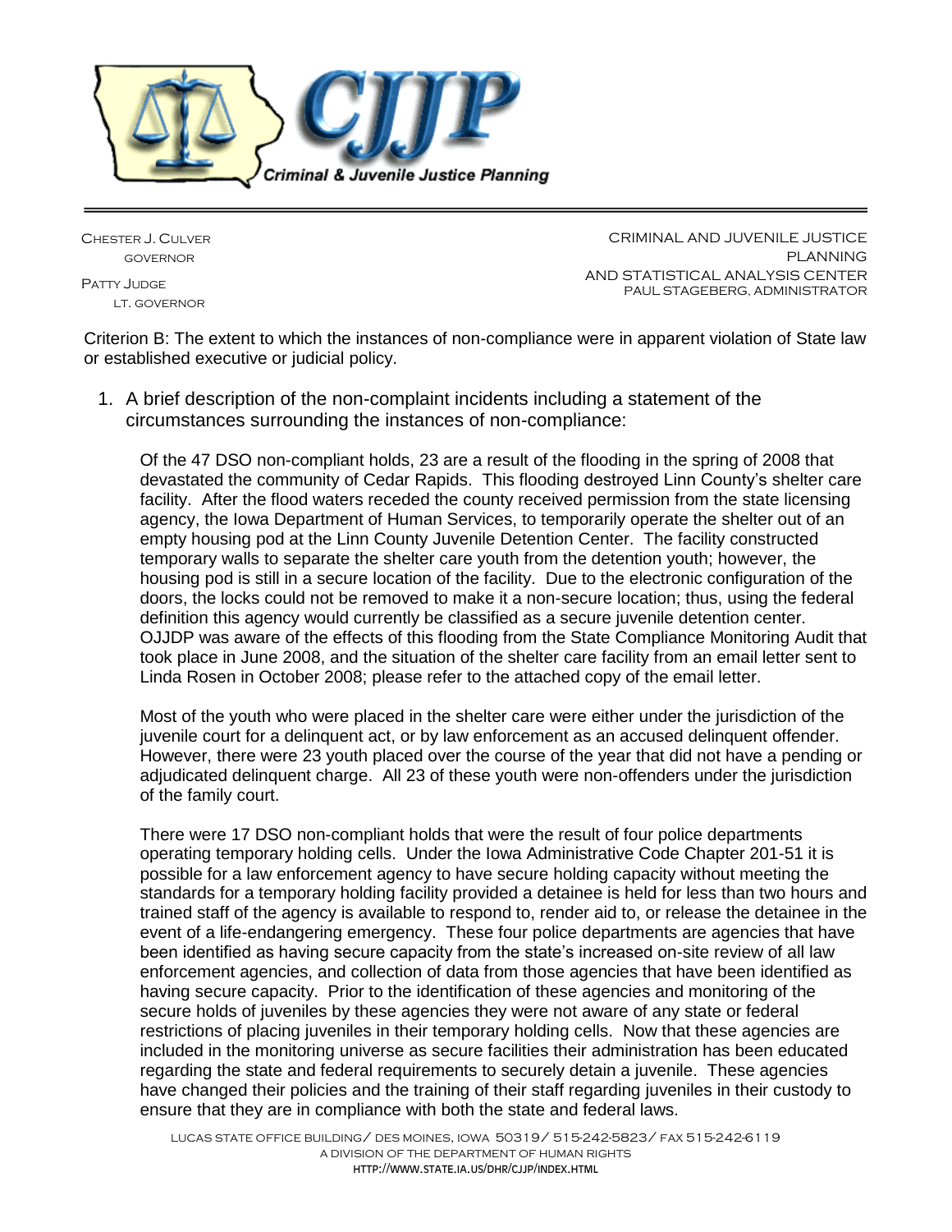Criterion B: The extent to which the instances of non-compliance were in apparent violation of State law or established executive or judicial policy.

1. A brief description of the non-complaint incidents including a statement of the circumstances surrounding the instances of non-compliance:

   Of the 47 DSO non-compliant holds, 23 are a result of the flooding in the spring of 2008 that devastated the community of Cedar Rapids. This flooding destroyed Linn County's shelter care facility. After the flood waters receded the county received permission from the state licensing agency, the Iowa Department of Human Services, to temporarily operate the shelter out of an empty housing pod at the Linn County Juvenile Detention Center. The facility constructed temporary walls to separate the shelter care youth from the detention youth; however, the housing pod is still in a secure location of the facility. Due to the electronic configuration of the doors, the locks could not be removed to make it a non-secure location; thus, using the federal definition this agency would currently be classified as a secure juvenile detention center. OJJDP was aware of the effects of this flooding from the State Compliance Monitoring Audit that took place in June 2008, and the situation of the shelter care facility from an email letter sent to Linda Rosen in October 2008; please refer to the attached copy of the email letter.

   Most of the youth who were placed in the shelter care were either under the jurisdiction of the juvenile court for a delinquent act, or by law enforcement as an accused delinquent offender. However, there were 23 youth placed over the course of the year that did not have a pending or adjudicated delinquent charge. All 23 of these youth were non-offenders under the jurisdiction of the family court.

   There were 17 DSO non-compliant holds that were the result of four police departments operating temporary holding cells. Under the Iowa Administrative Code Chapter 201-51 it is possible for a law enforcement agency to have secure holding capacity without meeting the standards for a temporary holding facility provided a detainee is held for less than two hours and trained staff of the agency is available to respond to, render aid to, or release the detainee in the event of a life-endangering emergency. These four police departments are agencies that have been identified as having secure capacity from the state's increased on-site review of all law enforcement agencies, and collection of data from those agencies that have been identified as having secure capacity. Prior to the identification of these agencies and monitoring of the secure holds of juveniles by these agencies they were not aware of any state or federal restrictions of placing juveniles in their temporary holding cells. Now that these agencies are included in the monitoring universe as secure facilities their administration has been educated regarding the state and federal requirements to securely detain a juvenile. These agencies have changed their policies and the training of their staff regarding juveniles in their custody to ensure that they are in compliance with both the state and federal laws.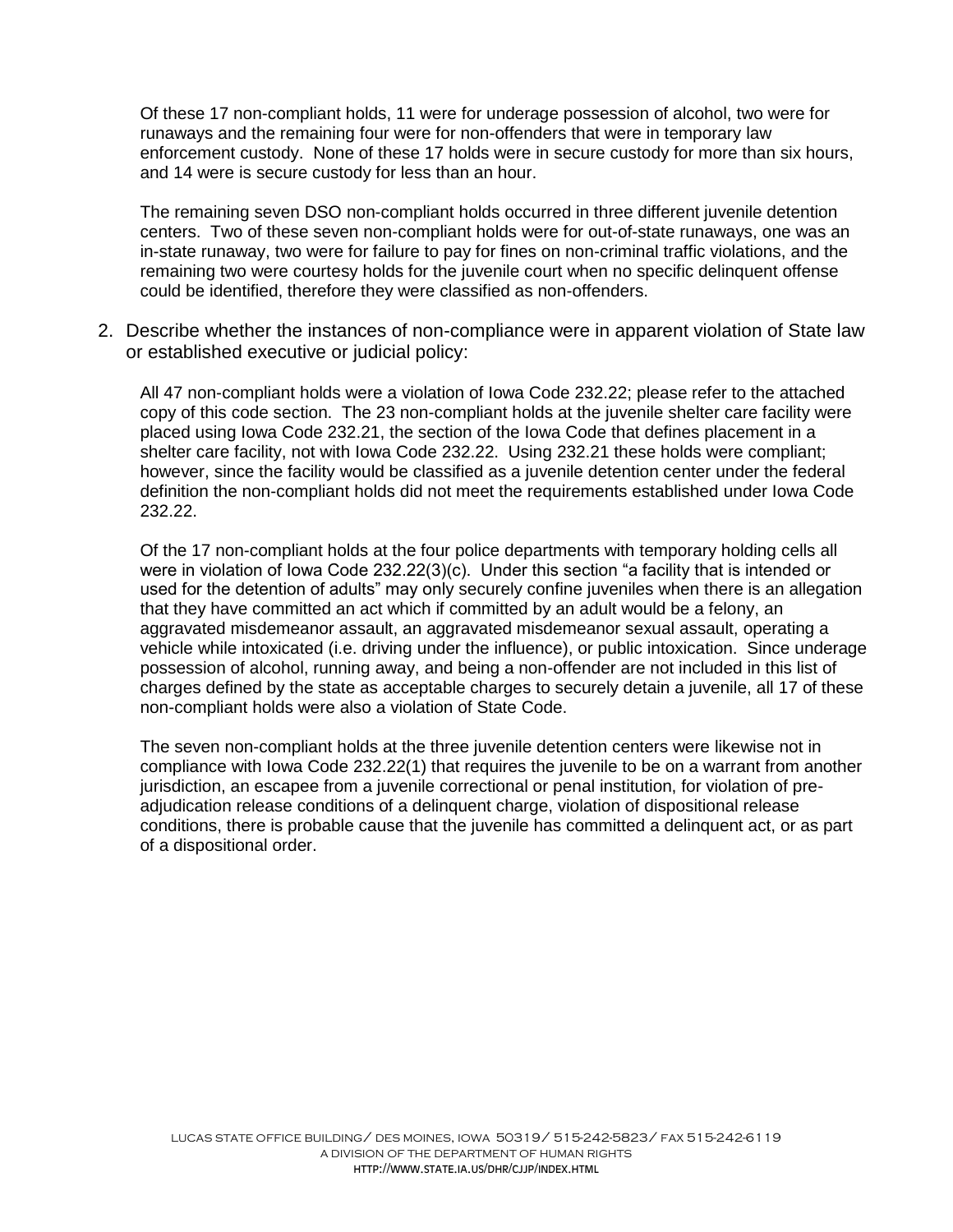Of these 17 non-compliant holds, 11 were for underage possession of alcohol, two were for runaways and the remaining four were for non-offenders that were in temporary law enforcement custody. None of these 17 holds were in secure custody for more than six hours, and 14 were is secure custody for less than an hour.

The remaining seven DSO non-compliant holds occurred in three different juvenile detention centers. Two of these seven non-compliant holds were for out-of-state runaways, one was an in-state runaway, two were for failure to pay for fines on non-criminal traffic violations, and the remaining two were courtesy holds for the juvenile court when no specific delinquent offense could be identified, therefore they were classified as non-offenders.

2. Describe whether the instances of non-compliance were in apparent violation of State law or established executive or judicial policy:

   All 47 non-compliant holds were a violation of Iowa Code 232.22; please refer to the attached copy of this code section. The 23 non-compliant holds at the juvenile shelter care facility were placed using Iowa Code 232.21, the section of the Iowa Code that defines placement in a shelter care facility, not with Iowa Code 232.22. Using 232.21 these holds were compliant; however, since the facility would be classified as a juvenile detention center under the federal definition the non-compliant holds did not meet the requirements established under Iowa Code 232.22.

   Of the 17 non-compliant holds at the four police departments with temporary holding cells all were in violation of Iowa Code 232.22(3)(c). Under this section "a facility that is intended or used for the detention of adults" may only securely confine juveniles when there is an allegation that they have committed an act which if committed by an adult would be a felony, an aggravated misdemeanor assault, an aggravated misdemeanor sexual assault, operating a vehicle while intoxicated (i.e. driving under the influence), or public intoxication. Since underage possession of alcohol, running away, and being a non-offender are not included in this list of charges defined by the state as acceptable charges to securely detain a juvenile, all 17 of these non-compliant holds were also a violation of State Code.

   The seven non-compliant holds at the three juvenile detention centers were likewise not in compliance with Iowa Code 232.22(1) that requires the juvenile to be on a warrant from another jurisdiction, an escapee from a juvenile correctional or penal institution, for violation of pre-adjudication release conditions of a delinquent charge, violation of dispositional release conditions, there is probable cause that the juvenile has committed a delinquent act, or as part of a dispositional order.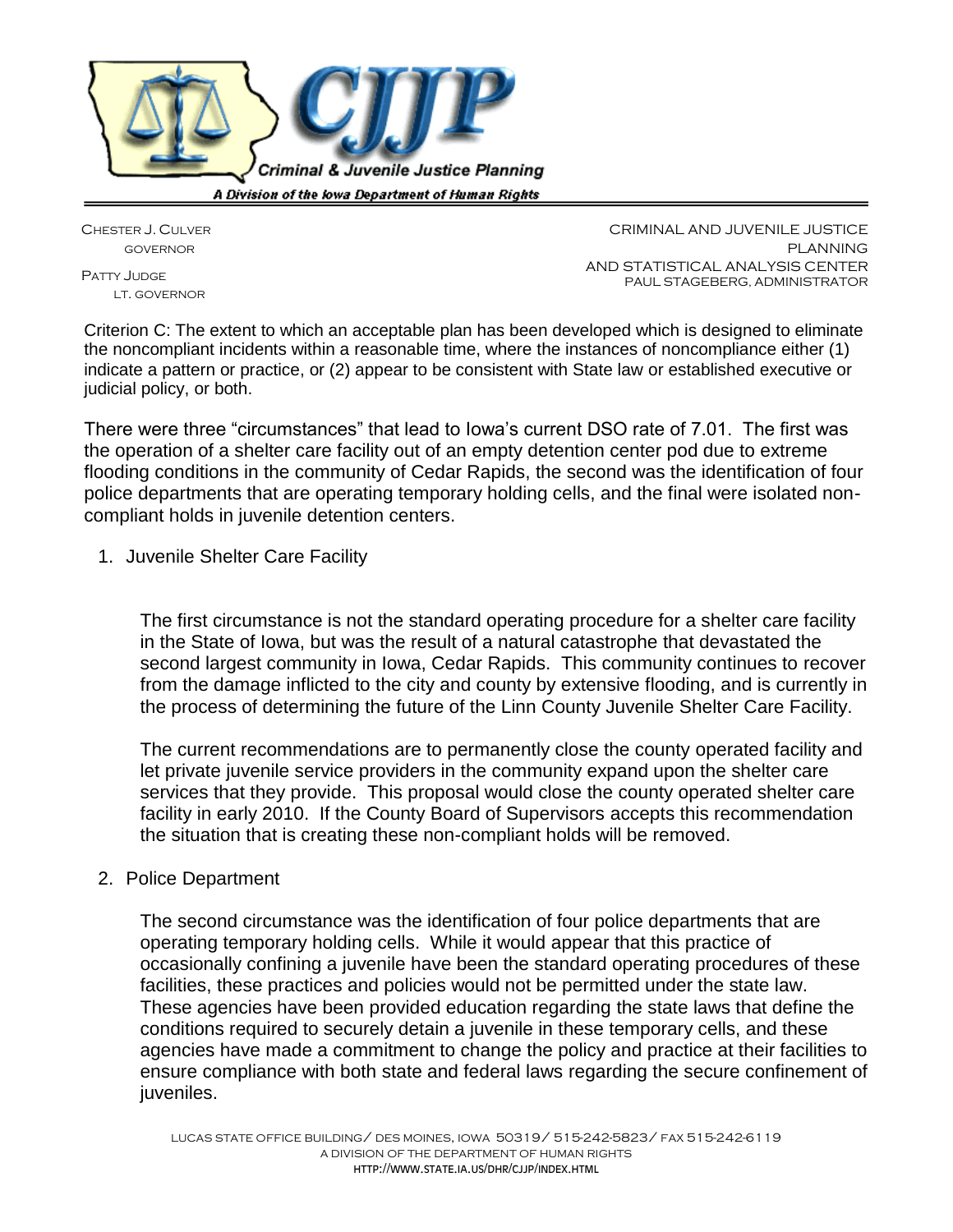Chester J. Culver
GOVERNOR

Patty Judge
LT. GOVERNOR

CRIMINAL AND JUVENILE JUSTICE PLANNING
AND STATISTICAL ANALYSIS CENTER
PAUL STAGEBERG, ADMINISTRATOR

Criterion C: The extent to which an acceptable plan has been developed which is designed to eliminate the noncompliant incidents within a reasonable time, where the instances of noncompliance either (1) indicate a pattern or practice, or (2) appear to be consistent with State law or established executive or judicial policy, or both.

There were three "circumstances" that lead to Iowa's current DSO rate of 7.01. The first was the operation of a shelter care facility out of an empty detention center pod due to extreme flooding conditions in the community of Cedar Rapids, the second was the identification of four police departments that are operating temporary holding cells, and the final were isolated non-compliant holds in juvenile detention centers.

1. Juvenile Shelter Care Facility

   The first circumstance is not the standard operating procedure for a shelter care facility in the State of Iowa, but was the result of a natural catastrophe that devastated the second largest community in Iowa, Cedar Rapids. This community continues to recover from the damage inflicted to the city and county by extensive flooding, and is currently in the process of determining the future of the Linn County Juvenile Shelter Care Facility.

   The current recommendations are to permanently close the county operated facility and let private juvenile service providers in the community expand upon the shelter care services that they provide. This proposal would close the county operated shelter care facility in early 2010. If the County Board of Supervisors accepts this recommendation the situation that is creating these non-compliant holds will be removed.

2. Police Department

   The second circumstance was the identification of four police departments that are operating temporary holding cells. While it would appear that this practice of occasionally confining a juvenile have been the standard operating procedures of these facilities, these practices and policies would not be permitted under the state law. These agencies have been provided education regarding the state laws that define the conditions required to securely detain a juvenile in these temporary cells, and these agencies have made a commitment to change the policy and practice at their facilities to ensure compliance with both state and federal laws regarding the secure confinement of juveniles.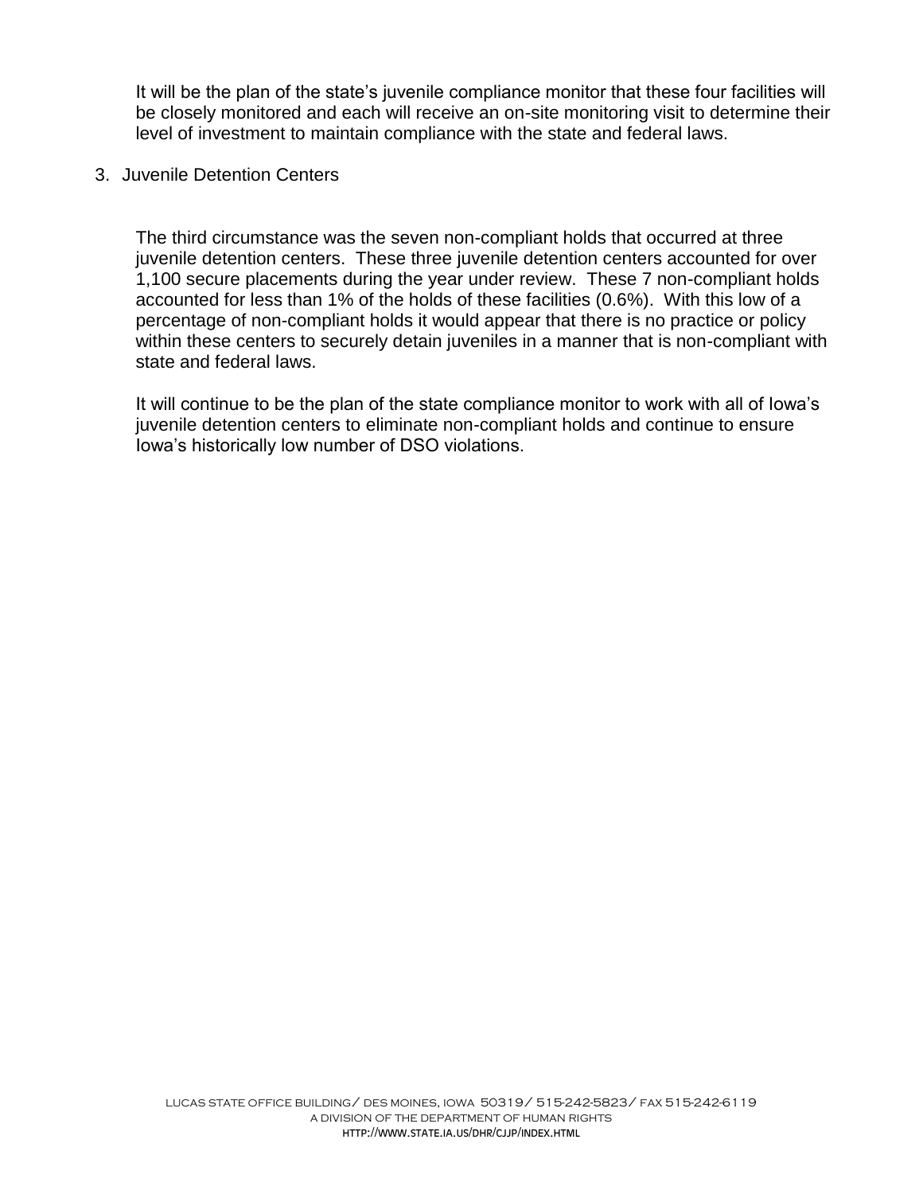It will be the plan of the state's juvenile compliance monitor that these four facilities will be closely monitored and each will receive an on-site monitoring visit to determine their level of investment to maintain compliance with the state and federal laws.

3. Juvenile Detention Centers

The third circumstance was the seven non-compliant holds that occurred at three juvenile detention centers. These three juvenile detention centers accounted for over 1,100 secure placements during the year under review. These 7 non-compliant holds accounted for less than 1% of the holds of these facilities (0.6%). With this low of a percentage of non-compliant holds it would appear that there is no practice or policy within these centers to securely detain juveniles in a manner that is non-compliant with state and federal laws.

It will continue to be the plan of the state compliance monitor to work with all of Iowa's juvenile detention centers to eliminate non-compliant holds and continue to ensure Iowa's historically low number of DSO violations.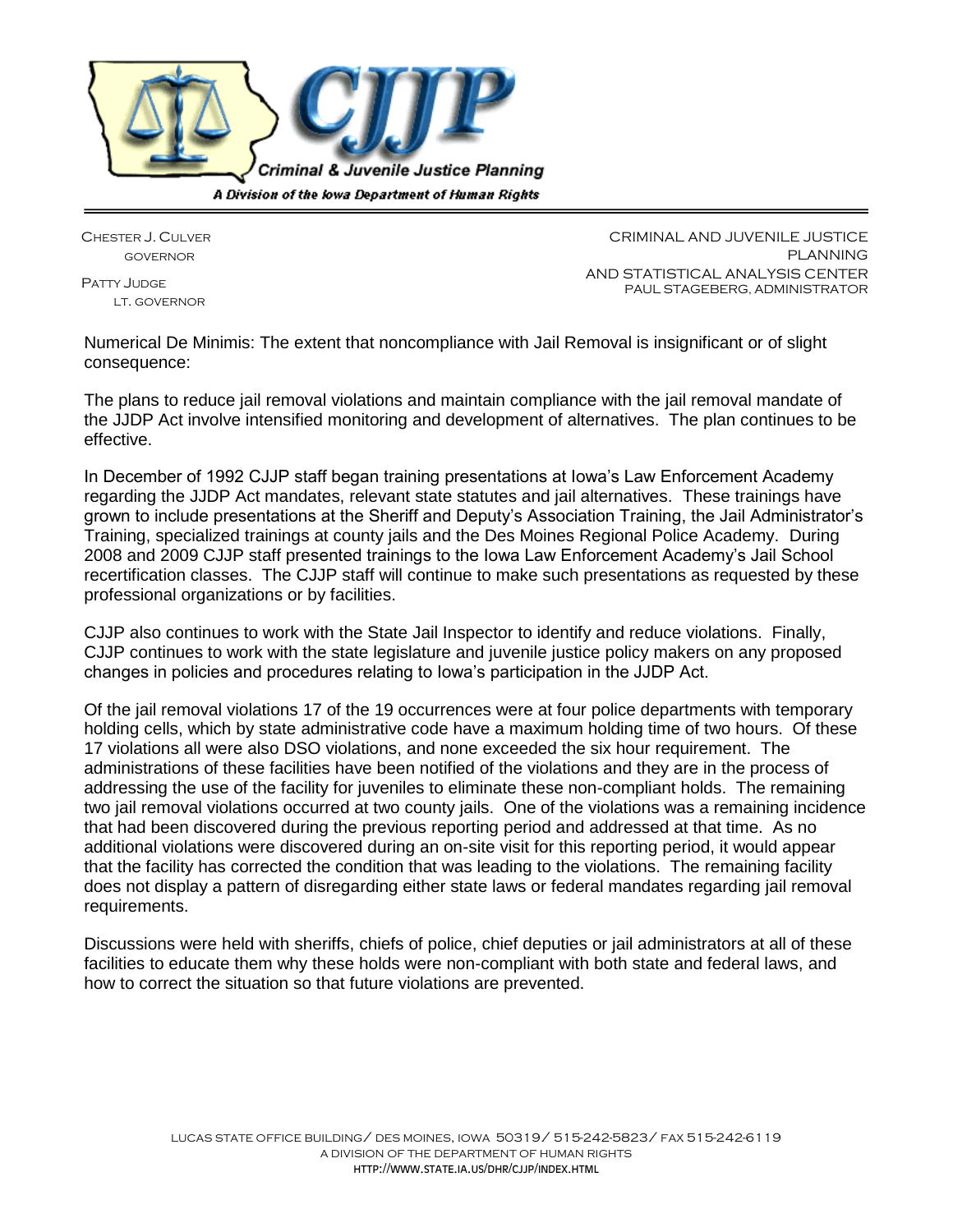Numerical De Minimis: The extent that noncompliance with Jail Removal is insignificant or of slight consequence:

The plans to reduce jail removal violations and maintain compliance with the jail removal mandate of the JJDP Act involve intensified monitoring and development of alternatives. The plan continues to be effective.

In December of 1992 CJJP staff began training presentations at Iowa's Law Enforcement Academy regarding the JJDP Act mandates, relevant state statutes and jail alternatives. These trainings have grown to include presentations at the Sheriff and Deputy's Association Training, the Jail Administrator's Training, specialized trainings at county jails and the Des Moines Regional Police Academy. During 2008 and 2009 CJJP staff presented trainings to the Iowa Law Enforcement Academy's Jail School recertification classes. The CJJP staff will continue to make such presentations as requested by these professional organizations or by facilities.

CJJP also continues to work with the State Jail Inspector to identify and reduce violations. Finally, CJJP continues to work with the state legislature and juvenile justice policy makers on any proposed changes in policies and procedures relating to Iowa's participation in the JJDP Act.

Of the jail removal violations 17 of the 19 occurrences were at four police departments with temporary holding cells, which by state administrative code have a maximum holding time of two hours. Of these 17 violations all were also DSO violations, and none exceeded the six hour requirement. The administrations of these facilities have been notified of the violations and they are in the process of addressing the use of the facility for juveniles to eliminate these non-compliant holds. The remaining two jail removal violations occurred at two county jails. One of the violations was a remaining incidence that had been discovered during the previous reporting period and addressed at that time. As no additional violations were discovered during an on-site visit for this reporting period, it would appear that the facility has corrected the condition that was leading to the violations. The remaining facility does not display a pattern of disregarding either state laws or federal mandates regarding jail removal requirements.

Discussions were held with sheriffs, chiefs of police, chief deputies or jail administrators at all of these facilities to educate them why these holds were non-compliant with both state and federal laws, and how to correct the situation so that future violations are prevented.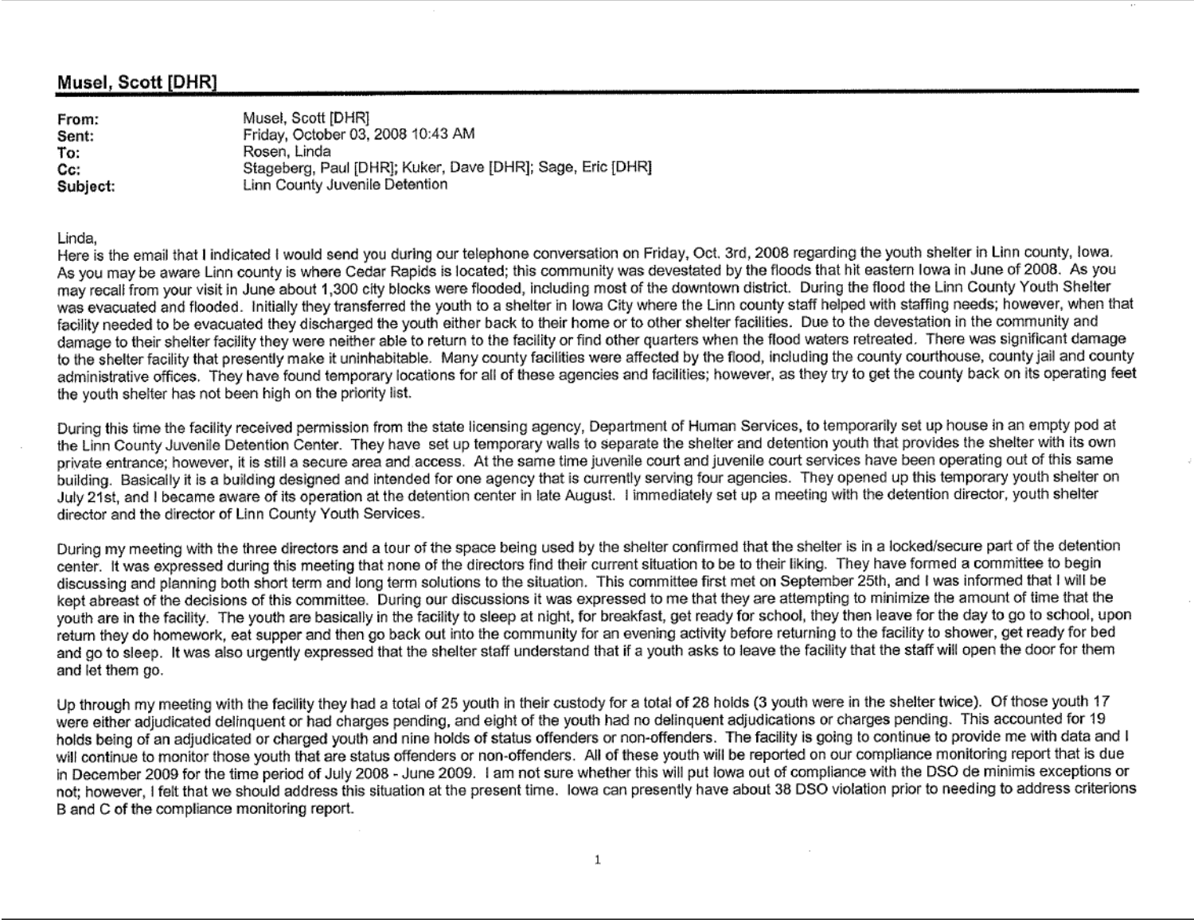## Musel, Scott [DHR]

| | |
|---|---|
| **From:** | Musel, Scott [DHR] |
| **Sent:** | Friday, October 03, 2008 10:43 AM |
| **To:** | Rosen, Linda |
| **Cc:** | Stageberg, Paul [DHR]; Kuker, Dave [DHR]; Sage, Eric [DHR] |
| **Subject:** | Linn County Juvenile Detention |

Linda,

Here is the email that I indicated I would send you during our telephone conversation on Friday, Oct. 3rd, 2008 regarding the youth shelter in Linn county, Iowa. As you may be aware Linn county is where Cedar Rapids is located; this community was devestated by the floods that hit eastern Iowa in June of 2008. As you may recall from your visit in June about 1,300 city blocks were flooded, including most of the downtown district. During the flood the Linn County Youth Shelter was evacuated and flooded. Initially they transferred the youth to a shelter in Iowa City where the Linn county staff helped with staffing needs; however, when that facility needed to be evacuated they discharged the youth either back to their home or to other shelter facilities. Due to the devestation in the community and damage to their shelter facility they were neither able to return to the facility or find other quarters when the flood waters retreated. There was significant damage to the shelter facility that presently make it uninhabitable. Many county facilities were affected by the flood, including the county courthouse, county jail and county administrative offices. They have found temporary locations for all of these agencies and facilities; however, as they try to get the county back on its operating feet the youth shelter has not been high on the priority list.

During this time the facility received permission from the state licensing agency, Department of Human Services, to temporarily set up house in an empty pod at the Linn County Juvenile Detention Center. They have set up temporary walls to separate the shelter and detention youth that provides the shelter with its own private entrance; however, it is still a secure area and access. At the same time juvenile court and juvenile court services have been operating out of this same building. Basically it is a building designed and intended for one agency that is currently serving four agencies. They opened up this temporary youth shelter on July 21st, and I became aware of its operation at the detention center in late August. I immediately set up a meeting with the detention director, youth shelter director and the director of Linn County Youth Services.

During my meeting with the three directors and a tour of the space being used by the shelter confirmed that the shelter is in a locked/secure part of the detention center. It was expressed during this meeting that none of the directors find their current situation to be to their liking. They have formed a committee to begin discussing and planning both short term and long term solutions to the situation. This committee first met on September 25th, and I was informed that I will be kept abreast of the decisions of this committee. During our discussions it was expressed to me that they are attempting to minimize the amount of time that the youth are in the facility. The youth are basically in the facility to sleep at night, for breakfast, get ready for school, they then leave for the day to go to school, upon return they do homework, eat supper and then go back out into the community for an evening activity before returning to the facility to shower, get ready for bed and go to sleep. It was also urgently expressed that the shelter staff understand that if a youth asks to leave the facility that the staff will open the door for them and let them go.

Up through my meeting with the facility they had a total of 25 youth in their custody for a total of 28 holds (3 youth were in the shelter twice). Of those youth 17 were either adjudicated delinquent or had charges pending, and eight of the youth had no delinquent adjudications or charges pending. This accounted for 19 holds being of an adjudicated or charged youth and nine holds of status offenders or non-offenders. The facility is going to continue to provide me with data and I will continue to monitor those youth that are status offenders or non-offenders. All of these youth will be reported on our compliance monitoring report that is due in December 2009 for the time period of July 2008 - June 2009. I am not sure whether this will put Iowa out of compliance with the DSO de minimis exceptions or not; however, I felt that we should address this situation at the present time. Iowa can presently have about 38 DSO violation prior to needing to address criterions B and C of the compliance monitoring report.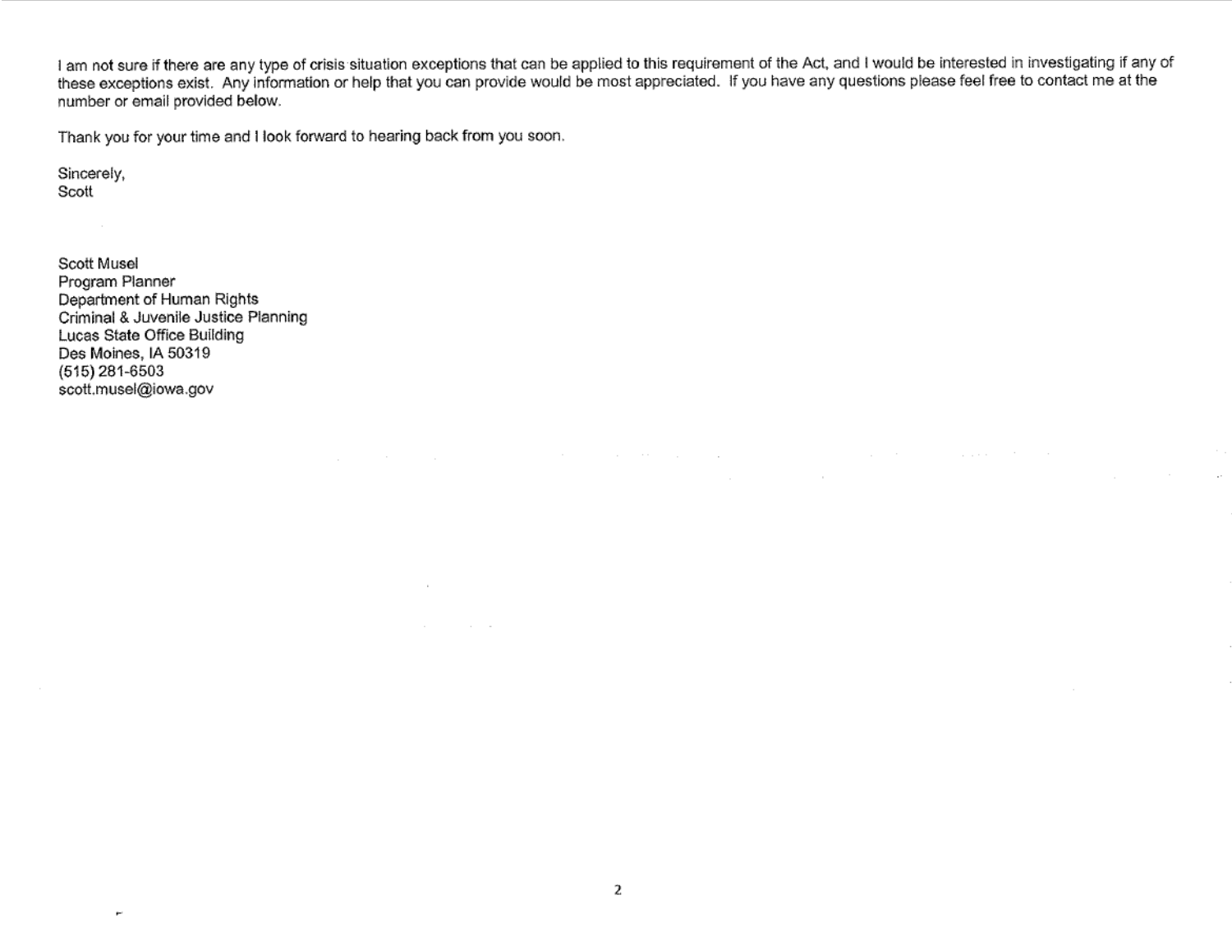I am not sure if there are any type of crisis situation exceptions that can be applied to this requirement of the Act, and I would be interested in investigating if any of these exceptions exist. Any information or help that you can provide would be most appreciated. If you have any questions please feel free to contact me at the number or email provided below.

Thank you for your time and I look forward to hearing back from you soon.

Sincerely,
Scott

Scott Musel
Program Planner
Department of Human Rights
Criminal & Juvenile Justice Planning
Lucas State Office Building
Des Moines, IA 50319
(515) 281-6503
scott.musel@iowa.gov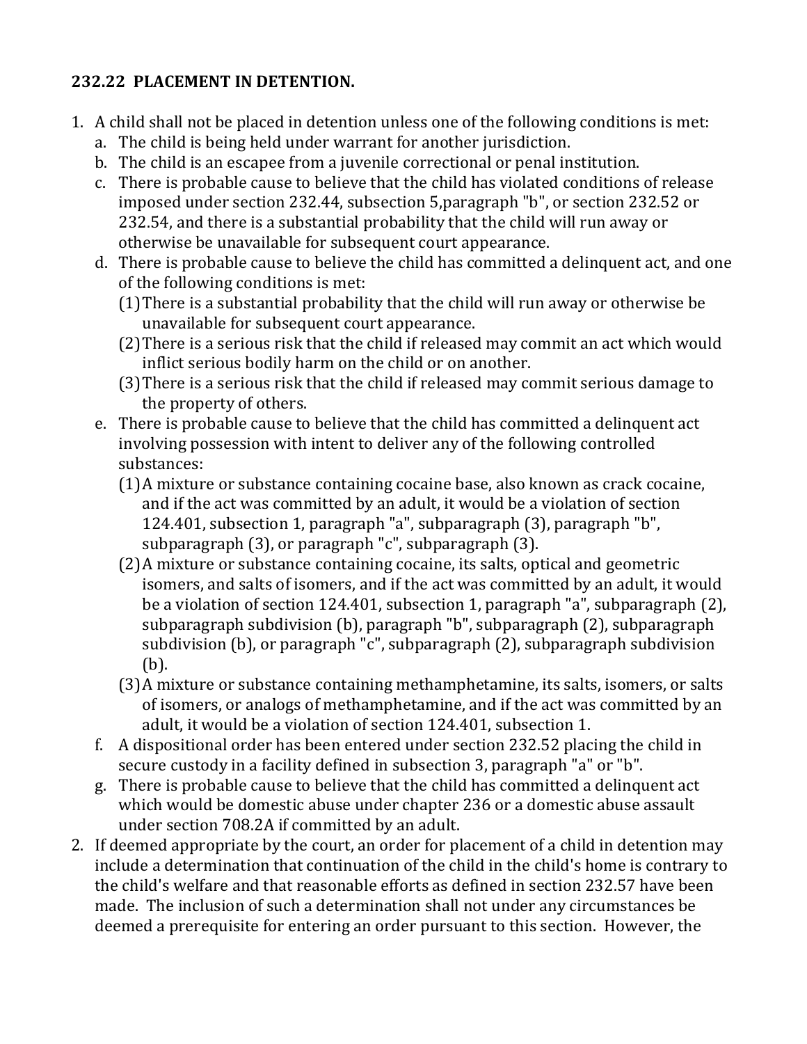**232.22 PLACEMENT IN DETENTION.**

1. A child shall not be placed in detention unless one of the following conditions is met:
   a. The child is being held under warrant for another jurisdiction.
   b. The child is an escapee from a juvenile correctional or penal institution.
   c. There is probable cause to believe that the child has violated conditions of release imposed under section 232.44, subsection 5,paragraph "b", or section 232.52 or 232.54, and there is a substantial probability that the child will run away or otherwise be unavailable for subsequent court appearance.
   d. There is probable cause to believe the child has committed a delinquent act, and one of the following conditions is met:
      (1) There is a substantial probability that the child will run away or otherwise be unavailable for subsequent court appearance.
      (2) There is a serious risk that the child if released may commit an act which would inflict serious bodily harm on the child or on another.
      (3) There is a serious risk that the child if released may commit serious damage to the property of others.
   e. There is probable cause to believe that the child has committed a delinquent act involving possession with intent to deliver any of the following controlled substances:
      (1) A mixture or substance containing cocaine base, also known as crack cocaine, and if the act was committed by an adult, it would be a violation of section 124.401, subsection 1, paragraph "a", subparagraph (3), paragraph "b", subparagraph (3), or paragraph "c", subparagraph (3).
      (2) A mixture or substance containing cocaine, its salts, optical and geometric isomers, and salts of isomers, and if the act was committed by an adult, it would be a violation of section 124.401, subsection 1, paragraph "a", subparagraph (2), subparagraph subdivision (b), paragraph "b", subparagraph (2), subparagraph subdivision (b), or paragraph "c", subparagraph (2), subparagraph subdivision (b).
      (3) A mixture or substance containing methamphetamine, its salts, isomers, or salts of isomers, or analogs of methamphetamine, and if the act was committed by an adult, it would be a violation of section 124.401, subsection 1.
   f. A dispositional order has been entered under section 232.52 placing the child in secure custody in a facility defined in subsection 3, paragraph "a" or "b".
   g. There is probable cause to believe that the child has committed a delinquent act which would be domestic abuse under chapter 236 or a domestic abuse assault under section 708.2A if committed by an adult.
2. If deemed appropriate by the court, an order for placement of a child in detention may include a determination that continuation of the child in the child's home is contrary to the child's welfare and that reasonable efforts as defined in section 232.57 have been made. The inclusion of such a determination shall not under any circumstances be deemed a prerequisite for entering an order pursuant to this section. However, the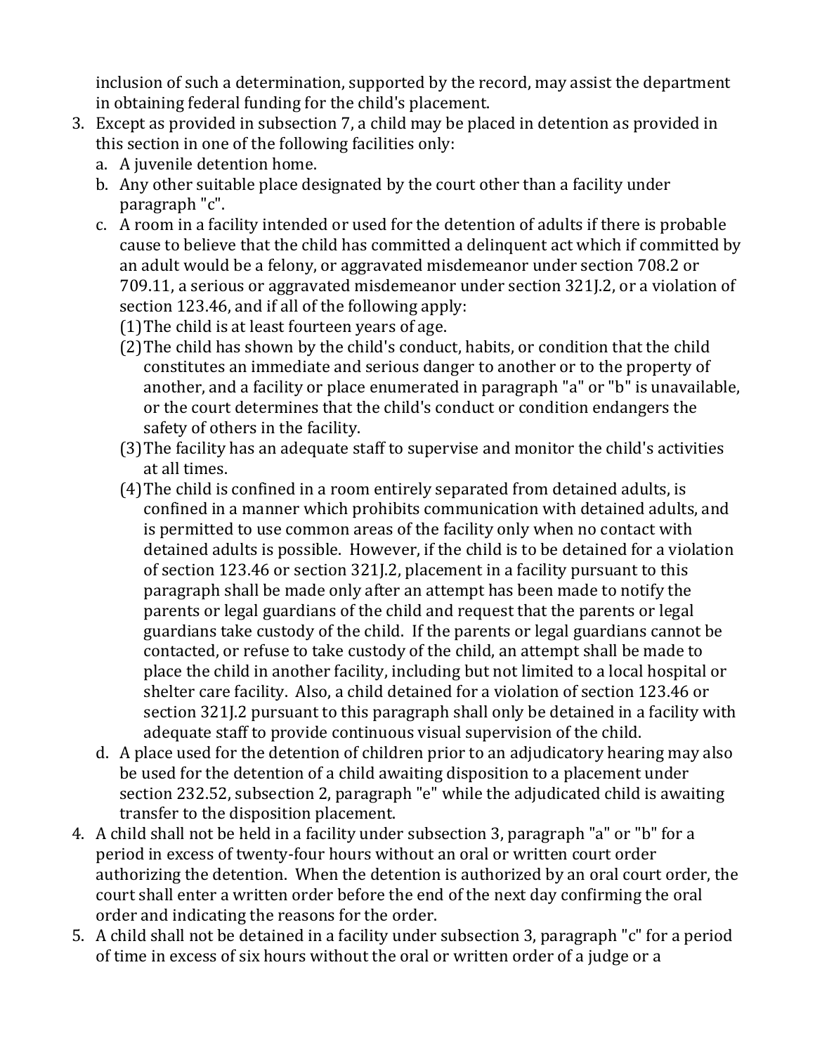inclusion of such a determination, supported by the record, may assist the department in obtaining federal funding for the child's placement.

3. Except as provided in subsection 7, a child may be placed in detention as provided in this section in one of the following facilities only:
   a. A juvenile detention home.
   b. Any other suitable place designated by the court other than a facility under paragraph "c".
   c. A room in a facility intended or used for the detention of adults if there is probable cause to believe that the child has committed a delinquent act which if committed by an adult would be a felony, or aggravated misdemeanor under section 708.2 or 709.11, a serious or aggravated misdemeanor under section 321J.2, or a violation of section 123.46, and if all of the following apply:
      (1) The child is at least fourteen years of age.
      (2) The child has shown by the child's conduct, habits, or condition that the child constitutes an immediate and serious danger to another or to the property of another, and a facility or place enumerated in paragraph "a" or "b" is unavailable, or the court determines that the child's conduct or condition endangers the safety of others in the facility.
      (3) The facility has an adequate staff to supervise and monitor the child's activities at all times.
      (4) The child is confined in a room entirely separated from detained adults, is confined in a manner which prohibits communication with detained adults, and is permitted to use common areas of the facility only when no contact with detained adults is possible. However, if the child is to be detained for a violation of section 123.46 or section 321J.2, placement in a facility pursuant to this paragraph shall be made only after an attempt has been made to notify the parents or legal guardians of the child and request that the parents or legal guardians take custody of the child. If the parents or legal guardians cannot be contacted, or refuse to take custody of the child, an attempt shall be made to place the child in another facility, including but not limited to a local hospital or shelter care facility. Also, a child detained for a violation of section 123.46 or section 321J.2 pursuant to this paragraph shall only be detained in a facility with adequate staff to provide continuous visual supervision of the child.
   d. A place used for the detention of children prior to an adjudicatory hearing may also be used for the detention of a child awaiting disposition to a placement under section 232.52, subsection 2, paragraph "e" while the adjudicated child is awaiting transfer to the disposition placement.
4. A child shall not be held in a facility under subsection 3, paragraph "a" or "b" for a period in excess of twenty-four hours without an oral or written court order authorizing the detention. When the detention is authorized by an oral court order, the court shall enter a written order before the end of the next day confirming the oral order and indicating the reasons for the order.
5. A child shall not be detained in a facility under subsection 3, paragraph "c" for a period of time in excess of six hours without the oral or written order of a judge or a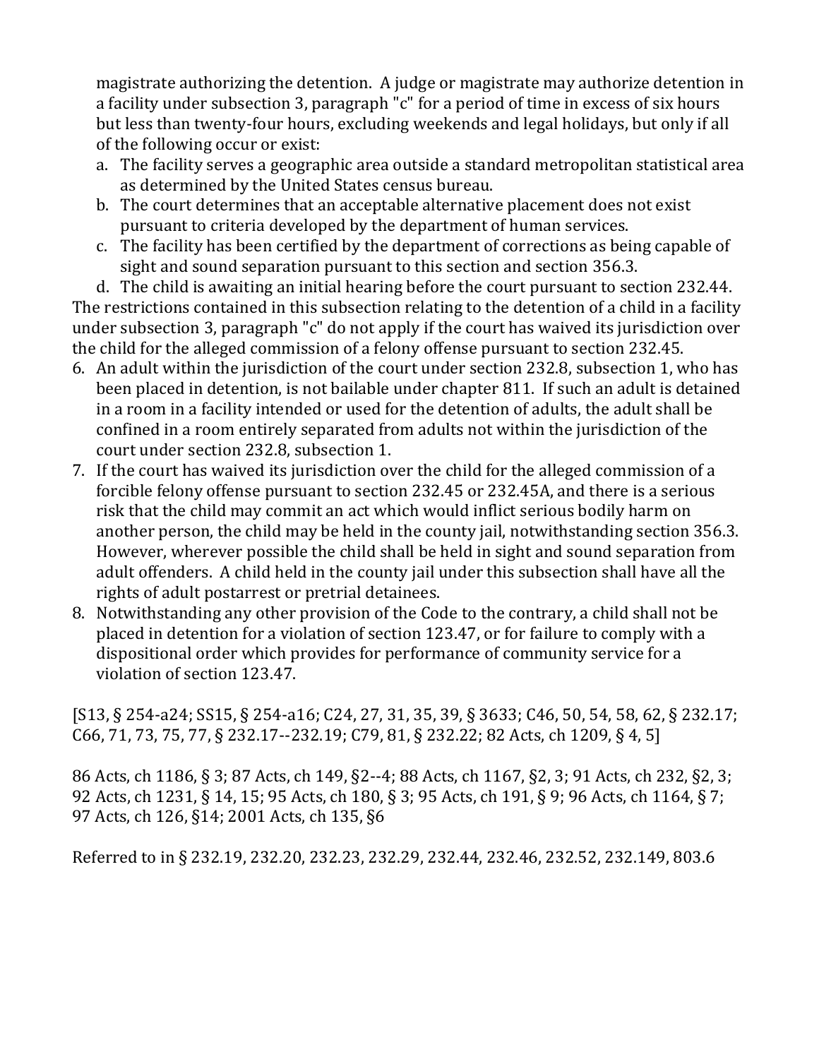magistrate authorizing the detention. A judge or magistrate may authorize detention in a facility under subsection 3, paragraph "c" for a period of time in excess of six hours but less than twenty-four hours, excluding weekends and legal holidays, but only if all of the following occur or exist:

a. The facility serves a geographic area outside a standard metropolitan statistical area as determined by the United States census bureau.
b. The court determines that an acceptable alternative placement does not exist pursuant to criteria developed by the department of human services.
c. The facility has been certified by the department of corrections as being capable of sight and sound separation pursuant to this section and section 356.3.
d. The child is awaiting an initial hearing before the court pursuant to section 232.44.

The restrictions contained in this subsection relating to the detention of a child in a facility under subsection 3, paragraph "c" do not apply if the court has waived its jurisdiction over the child for the alleged commission of a felony offense pursuant to section 232.45.

6. An adult within the jurisdiction of the court under section 232.8, subsection 1, who has been placed in detention, is not bailable under chapter 811. If such an adult is detained in a room in a facility intended or used for the detention of adults, the adult shall be confined in a room entirely separated from adults not within the jurisdiction of the court under section 232.8, subsection 1.
7. If the court has waived its jurisdiction over the child for the alleged commission of a forcible felony offense pursuant to section 232.45 or 232.45A, and there is a serious risk that the child may commit an act which would inflict serious bodily harm on another person, the child may be held in the county jail, notwithstanding section 356.3. However, wherever possible the child shall be held in sight and sound separation from adult offenders. A child held in the county jail under this subsection shall have all the rights of adult postarrest or pretrial detainees.
8. Notwithstanding any other provision of the Code to the contrary, a child shall not be placed in detention for a violation of section 123.47, or for failure to comply with a dispositional order which provides for performance of community service for a violation of section 123.47.

[S13, § 254-a24; SS15, § 254-a16; C24, 27, 31, 35, 39, § 3633; C46, 50, 54, 58, 62, § 232.17; C66, 71, 73, 75, 77, § 232.17--232.19; C79, 81, § 232.22; 82 Acts, ch 1209, § 4, 5]

86 Acts, ch 1186, § 3; 87 Acts, ch 149, §2--4; 88 Acts, ch 1167, §2, 3; 91 Acts, ch 232, §2, 3; 92 Acts, ch 1231, § 14, 15; 95 Acts, ch 180, § 3; 95 Acts, ch 191, § 9; 96 Acts, ch 1164, § 7; 97 Acts, ch 126, §14; 2001 Acts, ch 135, §6

Referred to in § 232.19, 232.20, 232.23, 232.29, 232.44, 232.46, 232.52, 232.149, 803.6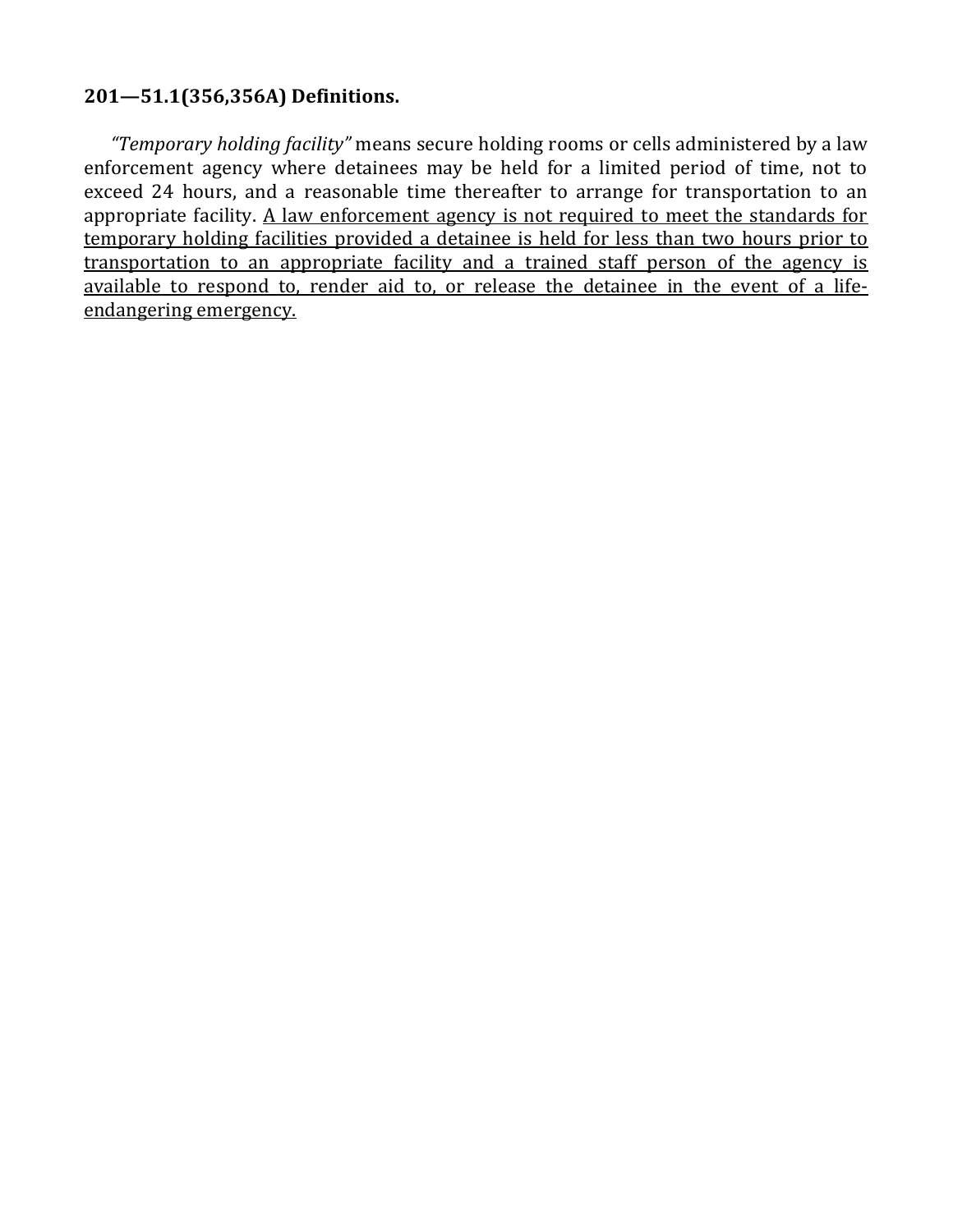**201—51.1(356,356A) Definitions.**

*"Temporary holding facility"* means secure holding rooms or cells administered by a law enforcement agency where detainees may be held for a limited period of time, not to exceed 24 hours, and a reasonable time thereafter to arrange for transportation to an appropriate facility. <u>A law enforcement agency is not required to meet the standards for temporary holding facilities provided a detainee is held for less than two hours prior to transportation to an appropriate facility and a trained staff person of the agency is available to respond to, render aid to, or release the detainee in the event of a life-endangering emergency.</u>